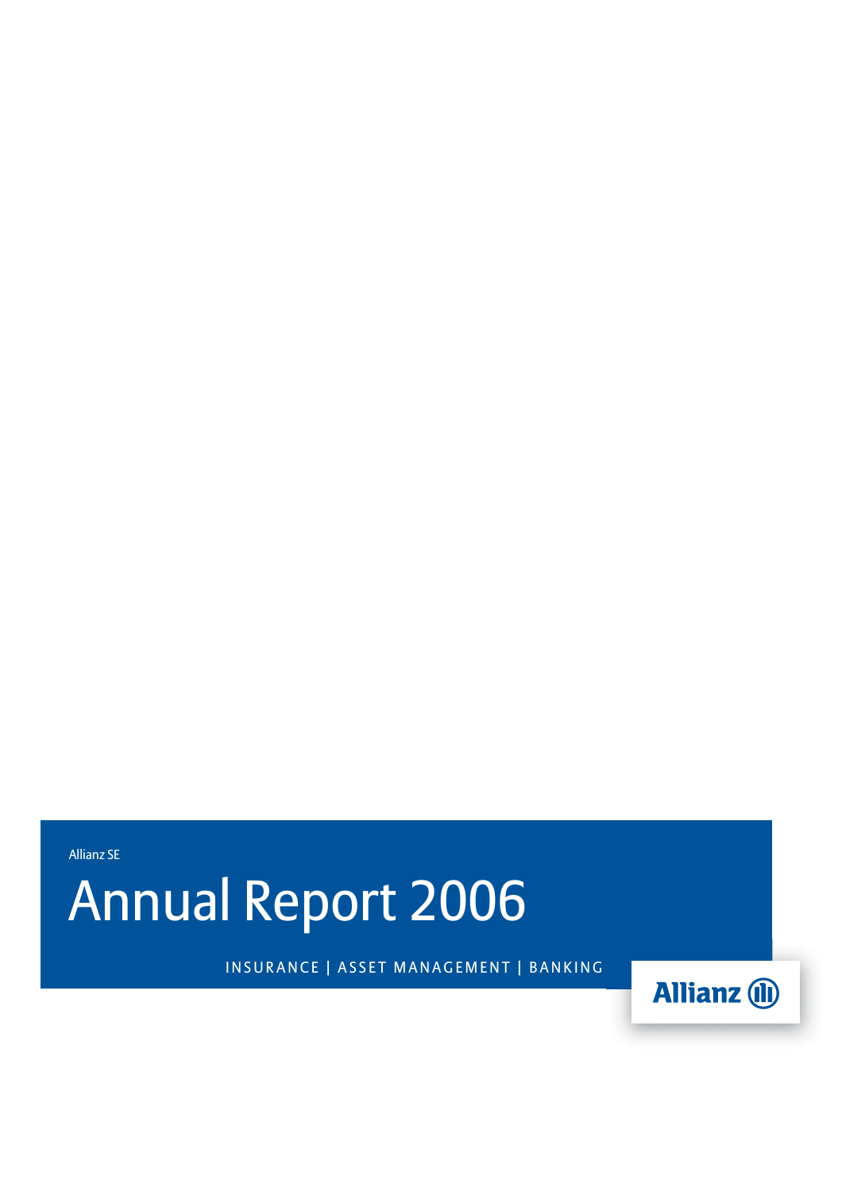Allianz SE

# Annual Report 2006

INSURANCE | ASSET MANAGEMENT | BANKING

Allianz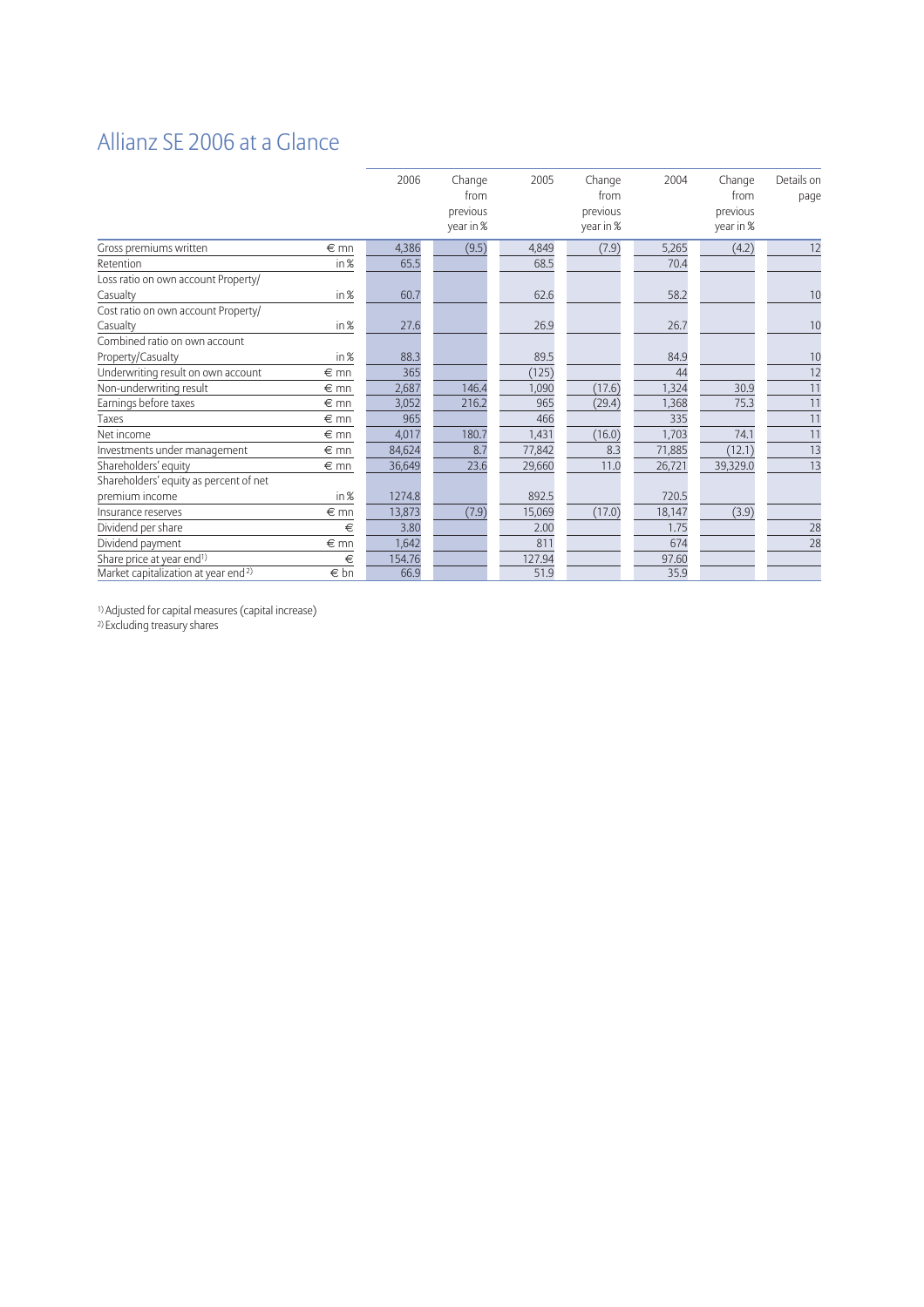# Allianz SE 2006 at a Glance

| | | 2006 | Change from previous year in % | 2005 | Change from previous year in % | 2004 | Change from previous year in % | Details on page |
|---|---|---|---|---|---|---|---|---|
| Gross premiums written | € mn | 4,386 | (9.5) | 4,849 | (7.9) | 5,265 | (4.2) | 12 |
| Retention | in % | 65.5 | | 68.5 | | 70.4 | | |
| Loss ratio on own account Property/ Casualty | in % | 60.7 | | 62.6 | | 58.2 | | 10 |
| Cost ratio on own account Property/ Casualty | in % | 27.6 | | 26.9 | | 26.7 | | 10 |
| Combined ratio on own account Property/Casualty | in % | 88.3 | | 89.5 | | 84.9 | | 10 |
| Underwriting result on own account | € mn | 365 | | (125) | | 44 | | 12 |
| Non-underwriting result | € mn | 2,687 | 146.4 | 1,090 | (17.6) | 1,324 | 30.9 | 11 |
| Earnings before taxes | € mn | 3,052 | 216.2 | 965 | (29.4) | 1,368 | 75.3 | 11 |
| Taxes | € mn | 965 | | 466 | | 335 | | 11 |
| Net income | € mn | 4,017 | 180.7 | 1,431 | (16.0) | 1,703 | 74.1 | 11 |
| Investments under management | € mn | 84,624 | 8.7 | 77,842 | 8.3 | 71,885 | (12.1) | 13 |
| Shareholders' equity | € mn | 36,649 | 23.6 | 29,660 | 11.0 | 26,721 | 39,329.0 | 13 |
| Shareholders' equity as percent of net premium income | in % | 1274.8 | | 892.5 | | 720.5 | | |
| Insurance reserves | € mn | 13,873 | (7.9) | 15,069 | (17.0) | 18,147 | (3.9) | |
| Dividend per share | € | 3.80 | | 2.00 | | 1.75 | | 28 |
| Dividend payment | € mn | 1,642 | | 811 | | 674 | | 28 |
| Share price at year end[1] | € | 154.76 | | 127.94 | | 97.60 | | |
| Market capitalization at year end[2] | € bn | 66.9 | | 51.9 | | 35.9 | | |

[1] Adjusted for capital measures (capital increase)
[2] Excluding treasury shares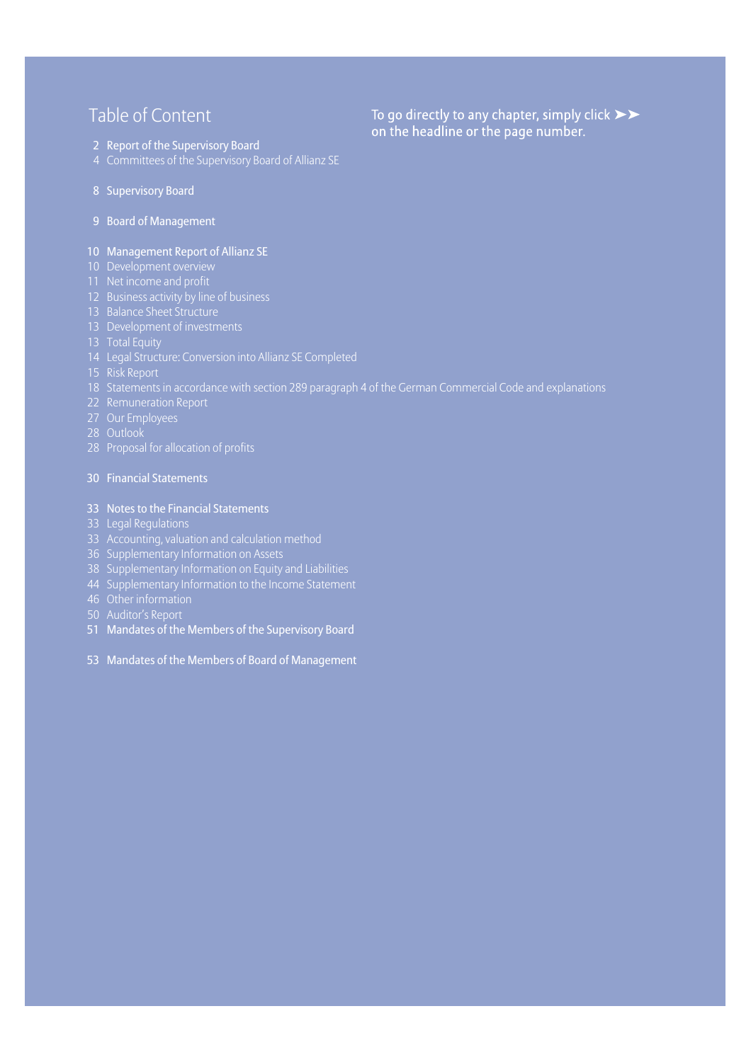# Table of Content

To go directly to any chapter, simply click ➤➤ on the headline or the page number.

2 Report of the Supervisory Board
4 Committees of the Supervisory Board of Allianz SE

8 Supervisory Board

9 Board of Management

10 Management Report of Allianz SE
10 Development overview
11 Net income and profit
12 Business activity by line of business
13 Balance Sheet Structure
13 Development of investments
13 Total Equity
14 Legal Structure: Conversion into Allianz SE Completed
15 Risk Report
18 Statements in accordance with section 289 paragraph 4 of the German Commercial Code and explanations
22 Remuneration Report
27 Our Employees
28 Outlook
28 Proposal for allocation of profits

30 Financial Statements

33 Notes to the Financial Statements
33 Legal Regulations
33 Accounting, valuation and calculation method
36 Supplementary Information on Assets
38 Supplementary Information on Equity and Liabilities
44 Supplementary Information to the Income Statement
46 Other information
50 Auditor's Report
51 Mandates of the Members of the Supervisory Board

53 Mandates of the Members of Board of Management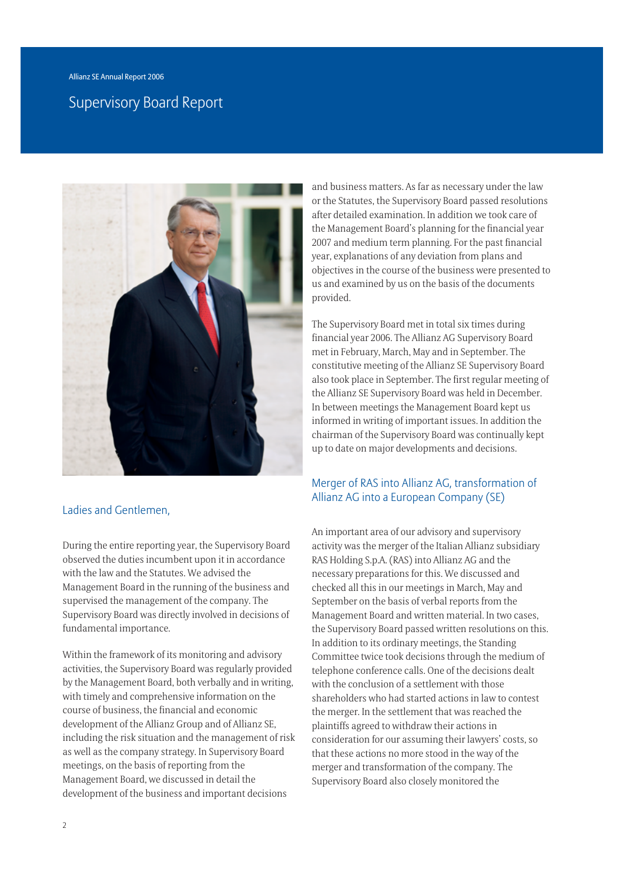# Supervisory Board Report

## Ladies and Gentlemen,

During the entire reporting year, the Supervisory Board observed the duties incumbent upon it in accordance with the law and the Statutes. We advised the Management Board in the running of the business and supervised the management of the company. The Supervisory Board was directly involved in decisions of fundamental importance.

Within the framework of its monitoring and advisory activities, the Supervisory Board was regularly provided by the Management Board, both verbally and in writing, with timely and comprehensive information on the course of business, the financial and economic development of the Allianz Group and of Allianz SE, including the risk situation and the management of risk as well as the company strategy. In Supervisory Board meetings, on the basis of reporting from the Management Board, we discussed in detail the development of the business and important decisions and business matters. As far as necessary under the law or the Statutes, the Supervisory Board passed resolutions after detailed examination. In addition we took care of the Management Board's planning for the financial year 2007 and medium term planning. For the past financial year, explanations of any deviation from plans and objectives in the course of the business were presented to us and examined by us on the basis of the documents provided.

The Supervisory Board met in total six times during financial year 2006. The Allianz AG Supervisory Board met in February, March, May and in September. The constitutive meeting of the Allianz SE Supervisory Board also took place in September. The first regular meeting of the Allianz SE Supervisory Board was held in December. In between meetings the Management Board kept us informed in writing of important issues. In addition the chairman of the Supervisory Board was continually kept up to date on major developments and decisions.

## Merger of RAS into Allianz AG, transformation of Allianz AG into a European Company (SE)

An important area of our advisory and supervisory activity was the merger of the Italian Allianz subsidiary RAS Holding S.p.A. (RAS) into Allianz AG and the necessary preparations for this. We discussed and checked all this in our meetings in March, May and September on the basis of verbal reports from the Management Board and written material. In two cases, the Supervisory Board passed written resolutions on this. In addition to its ordinary meetings, the Standing Committee twice took decisions through the medium of telephone conference calls. One of the decisions dealt with the conclusion of a settlement with those shareholders who had started actions in law to contest the merger. In the settlement that was reached the plaintiffs agreed to withdraw their actions in consideration for our assuming their lawyers' costs, so that these actions no more stood in the way of the merger and transformation of the company. The Supervisory Board also closely monitored the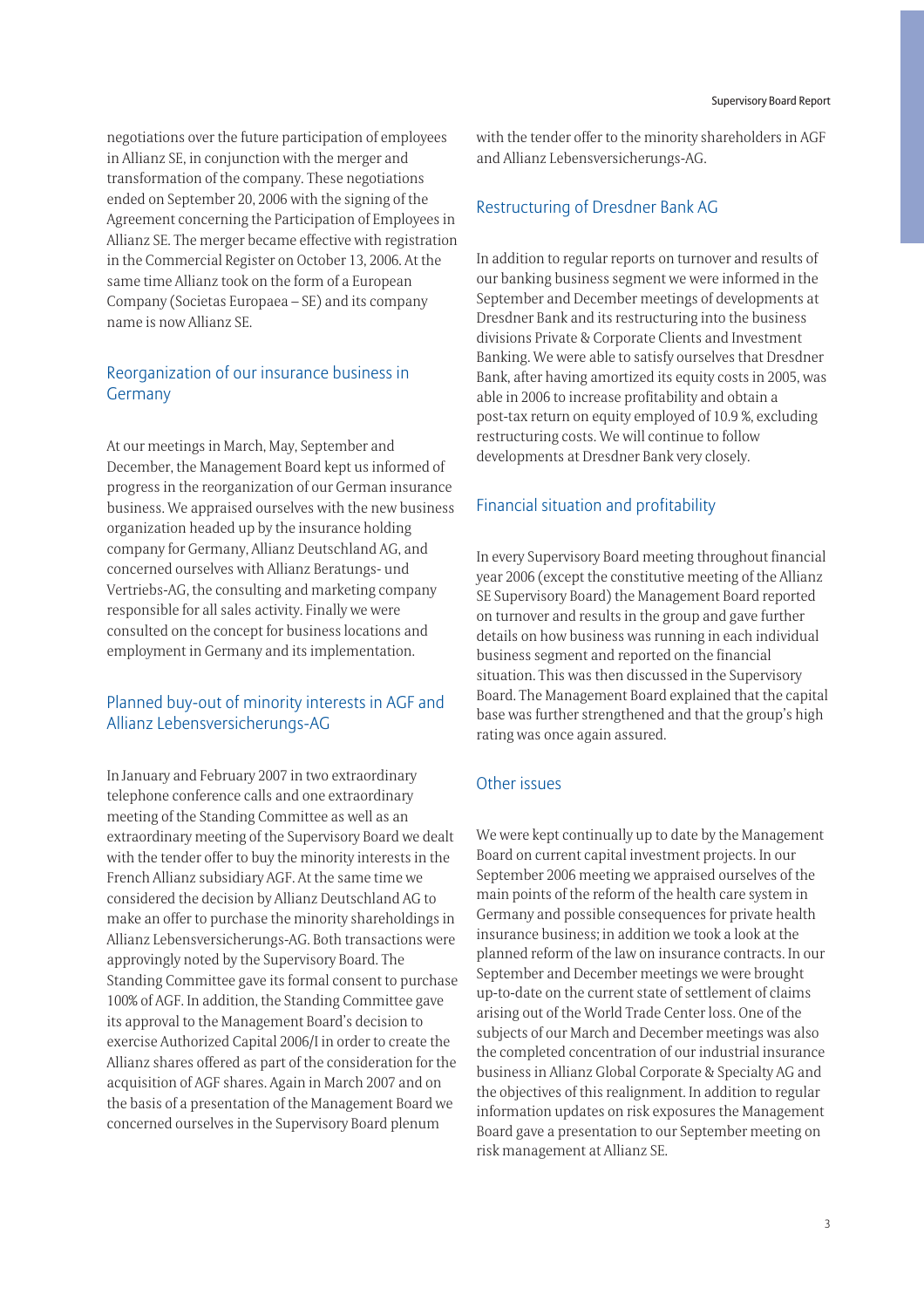negotiations over the future participation of employees in Allianz SE, in conjunction with the merger and transformation of the company. These negotiations ended on September 20, 2006 with the signing of the Agreement concerning the Participation of Employees in Allianz SE. The merger became effective with registration in the Commercial Register on October 13, 2006. At the same time Allianz took on the form of a European Company (Societas Europaea – SE) and its company name is now Allianz SE.

## Reorganization of our insurance business in Germany

At our meetings in March, May, September and December, the Management Board kept us informed of progress in the reorganization of our German insurance business. We appraised ourselves with the new business organization headed up by the insurance holding company for Germany, Allianz Deutschland AG, and concerned ourselves with Allianz Beratungs- und Vertriebs-AG, the consulting and marketing company responsible for all sales activity. Finally we were consulted on the concept for business locations and employment in Germany and its implementation.

## Planned buy-out of minority interests in AGF and Allianz Lebensversicherungs-AG

In January and February 2007 in two extraordinary telephone conference calls and one extraordinary meeting of the Standing Committee as well as an extraordinary meeting of the Supervisory Board we dealt with the tender offer to buy the minority interests in the French Allianz subsidiary AGF. At the same time we considered the decision by Allianz Deutschland AG to make an offer to purchase the minority shareholdings in Allianz Lebensversicherungs-AG. Both transactions were approvingly noted by the Supervisory Board. The Standing Committee gave its formal consent to purchase 100% of AGF. In addition, the Standing Committee gave its approval to the Management Board's decision to exercise Authorized Capital 2006/I in order to create the Allianz shares offered as part of the consideration for the acquisition of AGF shares. Again in March 2007 and on the basis of a presentation of the Management Board we concerned ourselves in the Supervisory Board plenum with the tender offer to the minority shareholders in AGF and Allianz Lebensversicherungs-AG.

## Restructuring of Dresdner Bank AG

In addition to regular reports on turnover and results of our banking business segment we were informed in the September and December meetings of developments at Dresdner Bank and its restructuring into the business divisions Private & Corporate Clients and Investment Banking. We were able to satisfy ourselves that Dresdner Bank, after having amortized its equity costs in 2005, was able in 2006 to increase profitability and obtain a post-tax return on equity employed of 10.9 %, excluding restructuring costs. We will continue to follow developments at Dresdner Bank very closely.

## Financial situation and profitability

In every Supervisory Board meeting throughout financial year 2006 (except the constitutive meeting of the Allianz SE Supervisory Board) the Management Board reported on turnover and results in the group and gave further details on how business was running in each individual business segment and reported on the financial situation. This was then discussed in the Supervisory Board. The Management Board explained that the capital base was further strengthened and that the group's high rating was once again assured.

## Other issues

We were kept continually up to date by the Management Board on current capital investment projects. In our September 2006 meeting we appraised ourselves of the main points of the reform of the health care system in Germany and possible consequences for private health insurance business; in addition we took a look at the planned reform of the law on insurance contracts. In our September and December meetings we were brought up-to-date on the current state of settlement of claims arising out of the World Trade Center loss. One of the subjects of our March and December meetings was also the completed concentration of our industrial insurance business in Allianz Global Corporate & Specialty AG and the objectives of this realignment. In addition to regular information updates on risk exposures the Management Board gave a presentation to our September meeting on risk management at Allianz SE.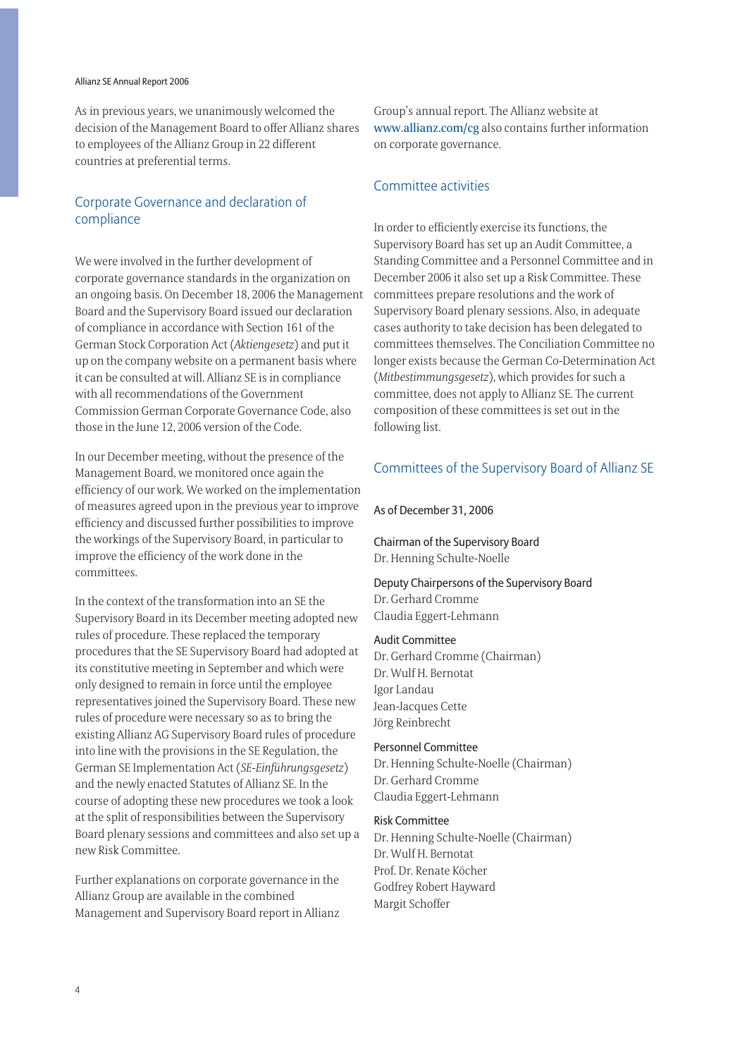As in previous years, we unanimously welcomed the decision of the Management Board to offer Allianz shares to employees of the Allianz Group in 22 different countries at preferential terms.

## Corporate Governance and declaration of compliance

We were involved in the further development of corporate governance standards in the organization on an ongoing basis. On December 18, 2006 the Management Board and the Supervisory Board issued our declaration of compliance in accordance with Section 161 of the German Stock Corporation Act (*Aktiengesetz*) and put it up on the company website on a permanent basis where it can be consulted at will. Allianz SE is in compliance with all recommendations of the Government Commission German Corporate Governance Code, also those in the June 12, 2006 version of the Code.

In our December meeting, without the presence of the Management Board, we monitored once again the efficiency of our work. We worked on the implementation of measures agreed upon in the previous year to improve efficiency and discussed further possibilities to improve the workings of the Supervisory Board, in particular to improve the efficiency of the work done in the committees.

In the context of the transformation into an SE the Supervisory Board in its December meeting adopted new rules of procedure. These replaced the temporary procedures that the SE Supervisory Board had adopted at its constitutive meeting in September and which were only designed to remain in force until the employee representatives joined the Supervisory Board. These new rules of procedure were necessary so as to bring the existing Allianz AG Supervisory Board rules of procedure into line with the provisions in the SE Regulation, the German SE Implementation Act (*SE-Einführungsgesetz*) and the newly enacted Statutes of Allianz SE. In the course of adopting these new procedures we took a look at the split of responsibilities between the Supervisory Board plenary sessions and committees and also set up a new Risk Committee.

Further explanations on corporate governance in the Allianz Group are available in the combined Management and Supervisory Board report in Allianz Group's annual report. The Allianz website at www.allianz.com/cg also contains further information on corporate governance.

## Committee activities

In order to efficiently exercise its functions, the Supervisory Board has set up an Audit Committee, a Standing Committee and a Personnel Committee and in December 2006 it also set up a Risk Committee. These committees prepare resolutions and the work of Supervisory Board plenary sessions. Also, in adequate cases authority to take decision has been delegated to committees themselves. The Conciliation Committee no longer exists because the German Co-Determination Act (*Mitbestimmungsgesetz*), which provides for such a committee, does not apply to Allianz SE. The current composition of these committees is set out in the following list.

## Committees of the Supervisory Board of Allianz SE

As of December 31, 2006

**Chairman of the Supervisory Board**
Dr. Henning Schulte-Noelle

**Deputy Chairpersons of the Supervisory Board**
Dr. Gerhard Cromme
Claudia Eggert-Lehmann

**Audit Committee**
Dr. Gerhard Cromme (Chairman)
Dr. Wulf H. Bernotat
Igor Landau
Jean-Jacques Cette
Jörg Reinbrecht

**Personnel Committee**
Dr. Henning Schulte-Noelle (Chairman)
Dr. Gerhard Cromme
Claudia Eggert-Lehmann

**Risk Committee**
Dr. Henning Schulte-Noelle (Chairman)
Dr. Wulf H. Bernotat
Prof. Dr. Renate Köcher
Godfrey Robert Hayward
Margit Schoffer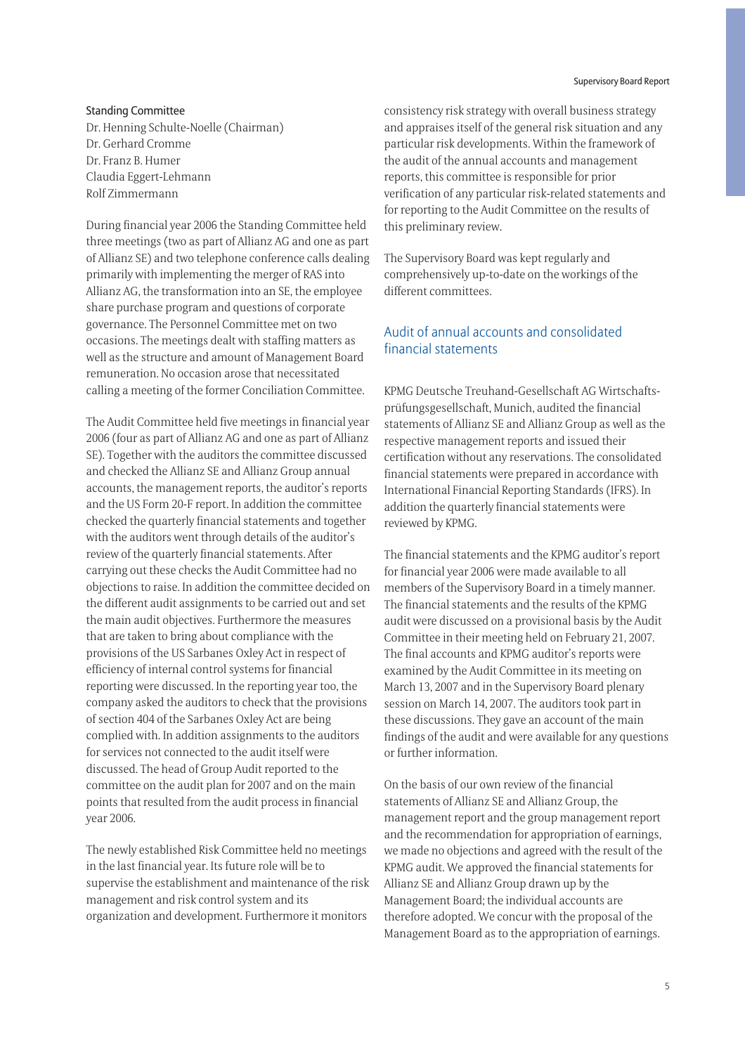**Standing Committee**

Dr. Henning Schulte-Noelle (Chairman)
Dr. Gerhard Cromme
Dr. Franz B. Humer
Claudia Eggert-Lehmann
Rolf Zimmermann

During financial year 2006 the Standing Committee held three meetings (two as part of Allianz AG and one as part of Allianz SE) and two telephone conference calls dealing primarily with implementing the merger of RAS into Allianz AG, the transformation into an SE, the employee share purchase program and questions of corporate governance. The Personnel Committee met on two occasions. The meetings dealt with staffing matters as well as the structure and amount of Management Board remuneration. No occasion arose that necessitated calling a meeting of the former Conciliation Committee.

The Audit Committee held five meetings in financial year 2006 (four as part of Allianz AG and one as part of Allianz SE). Together with the auditors the committee discussed and checked the Allianz SE and Allianz Group annual accounts, the management reports, the auditor's reports and the US Form 20-F report. In addition the committee checked the quarterly financial statements and together with the auditors went through details of the auditor's review of the quarterly financial statements. After carrying out these checks the Audit Committee had no objections to raise. In addition the committee decided on the different audit assignments to be carried out and set the main audit objectives. Furthermore the measures that are taken to bring about compliance with the provisions of the US Sarbanes Oxley Act in respect of efficiency of internal control systems for financial reporting were discussed. In the reporting year too, the company asked the auditors to check that the provisions of section 404 of the Sarbanes Oxley Act are being complied with. In addition assignments to the auditors for services not connected to the audit itself were discussed. The head of Group Audit reported to the committee on the audit plan for 2007 and on the main points that resulted from the audit process in financial year 2006.

The newly established Risk Committee held no meetings in the last financial year. Its future role will be to supervise the establishment and maintenance of the risk management and risk control system and its organization and development. Furthermore it monitors consistency risk strategy with overall business strategy and appraises itself of the general risk situation and any particular risk developments. Within the framework of the audit of the annual accounts and management reports, this committee is responsible for prior verification of any particular risk-related statements and for reporting to the Audit Committee on the results of this preliminary review.

The Supervisory Board was kept regularly and comprehensively up-to-date on the workings of the different committees.

## Audit of annual accounts and consolidated financial statements

KPMG Deutsche Treuhand-Gesellschaft AG Wirtschaftsprüfungsgesellschaft, Munich, audited the financial statements of Allianz SE and Allianz Group as well as the respective management reports and issued their certification without any reservations. The consolidated financial statements were prepared in accordance with International Financial Reporting Standards (IFRS). In addition the quarterly financial statements were reviewed by KPMG.

The financial statements and the KPMG auditor's report for financial year 2006 were made available to all members of the Supervisory Board in a timely manner. The financial statements and the results of the KPMG audit were discussed on a provisional basis by the Audit Committee in their meeting held on February 21, 2007. The final accounts and KPMG auditor's reports were examined by the Audit Committee in its meeting on March 13, 2007 and in the Supervisory Board plenary session on March 14, 2007. The auditors took part in these discussions. They gave an account of the main findings of the audit and were available for any questions or further information.

On the basis of our own review of the financial statements of Allianz SE and Allianz Group, the management report and the group management report and the recommendation for appropriation of earnings, we made no objections and agreed with the result of the KPMG audit. We approved the financial statements for Allianz SE and Allianz Group drawn up by the Management Board; the individual accounts are therefore adopted. We concur with the proposal of the Management Board as to the appropriation of earnings.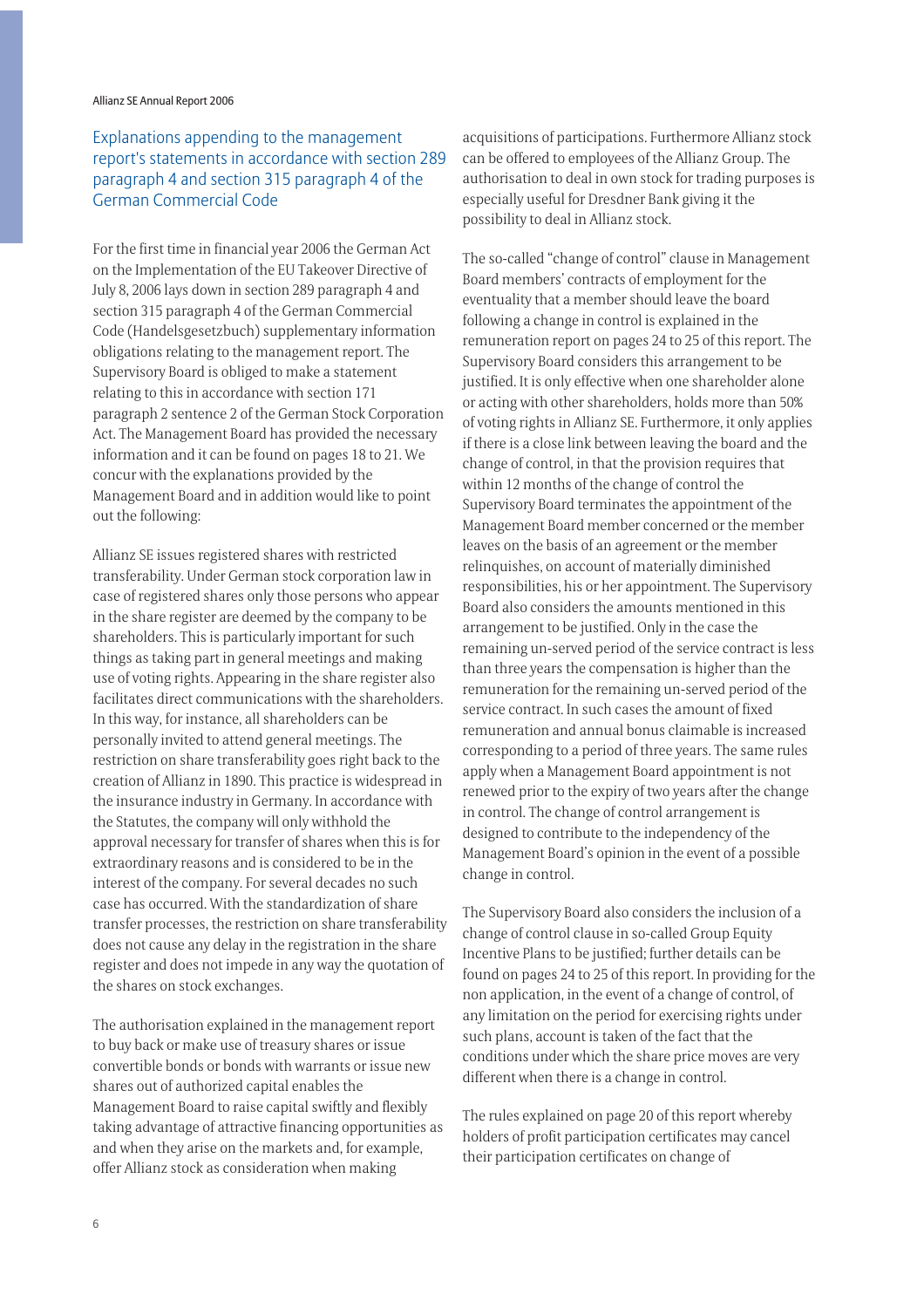## Explanations appending to the management report's statements in accordance with section 289 paragraph 4 and section 315 paragraph 4 of the German Commercial Code

For the first time in financial year 2006 the German Act on the Implementation of the EU Takeover Directive of July 8, 2006 lays down in section 289 paragraph 4 and section 315 paragraph 4 of the German Commercial Code (Handelsgesetzbuch) supplementary information obligations relating to the management report. The Supervisory Board is obliged to make a statement relating to this in accordance with section 171 paragraph 2 sentence 2 of the German Stock Corporation Act. The Management Board has provided the necessary information and it can be found on pages 18 to 21. We concur with the explanations provided by the Management Board and in addition would like to point out the following:

Allianz SE issues registered shares with restricted transferability. Under German stock corporation law in case of registered shares only those persons who appear in the share register are deemed by the company to be shareholders. This is particularly important for such things as taking part in general meetings and making use of voting rights. Appearing in the share register also facilitates direct communications with the shareholders. In this way, for instance, all shareholders can be personally invited to attend general meetings. The restriction on share transferability goes right back to the creation of Allianz in 1890. This practice is widespread in the insurance industry in Germany. In accordance with the Statutes, the company will only withhold the approval necessary for transfer of shares when this is for extraordinary reasons and is considered to be in the interest of the company. For several decades no such case has occurred. With the standardization of share transfer processes, the restriction on share transferability does not cause any delay in the registration in the share register and does not impede in any way the quotation of the shares on stock exchanges.

The authorisation explained in the management report to buy back or make use of treasury shares or issue convertible bonds or bonds with warrants or issue new shares out of authorized capital enables the Management Board to raise capital swiftly and flexibly taking advantage of attractive financing opportunities as and when they arise on the markets and, for example, offer Allianz stock as consideration when making acquisitions of participations. Furthermore Allianz stock can be offered to employees of the Allianz Group. The authorisation to deal in own stock for trading purposes is especially useful for Dresdner Bank giving it the possibility to deal in Allianz stock.

The so-called "change of control" clause in Management Board members' contracts of employment for the eventuality that a member should leave the board following a change in control is explained in the remuneration report on pages 24 to 25 of this report. The Supervisory Board considers this arrangement to be justified. It is only effective when one shareholder alone or acting with other shareholders, holds more than 50% of voting rights in Allianz SE. Furthermore, it only applies if there is a close link between leaving the board and the change of control, in that the provision requires that within 12 months of the change of control the Supervisory Board terminates the appointment of the Management Board member concerned or the member leaves on the basis of an agreement or the member relinquishes, on account of materially diminished responsibilities, his or her appointment. The Supervisory Board also considers the amounts mentioned in this arrangement to be justified. Only in the case the remaining un-served period of the service contract is less than three years the compensation is higher than the remuneration for the remaining un-served period of the service contract. In such cases the amount of fixed remuneration and annual bonus claimable is increased corresponding to a period of three years. The same rules apply when a Management Board appointment is not renewed prior to the expiry of two years after the change in control. The change of control arrangement is designed to contribute to the independency of the Management Board's opinion in the event of a possible change in control.

The Supervisory Board also considers the inclusion of a change of control clause in so-called Group Equity Incentive Plans to be justified; further details can be found on pages 24 to 25 of this report. In providing for the non application, in the event of a change of control, of any limitation on the period for exercising rights under such plans, account is taken of the fact that the conditions under which the share price moves are very different when there is a change in control.

The rules explained on page 20 of this report whereby holders of profit participation certificates may cancel their participation certificates on change of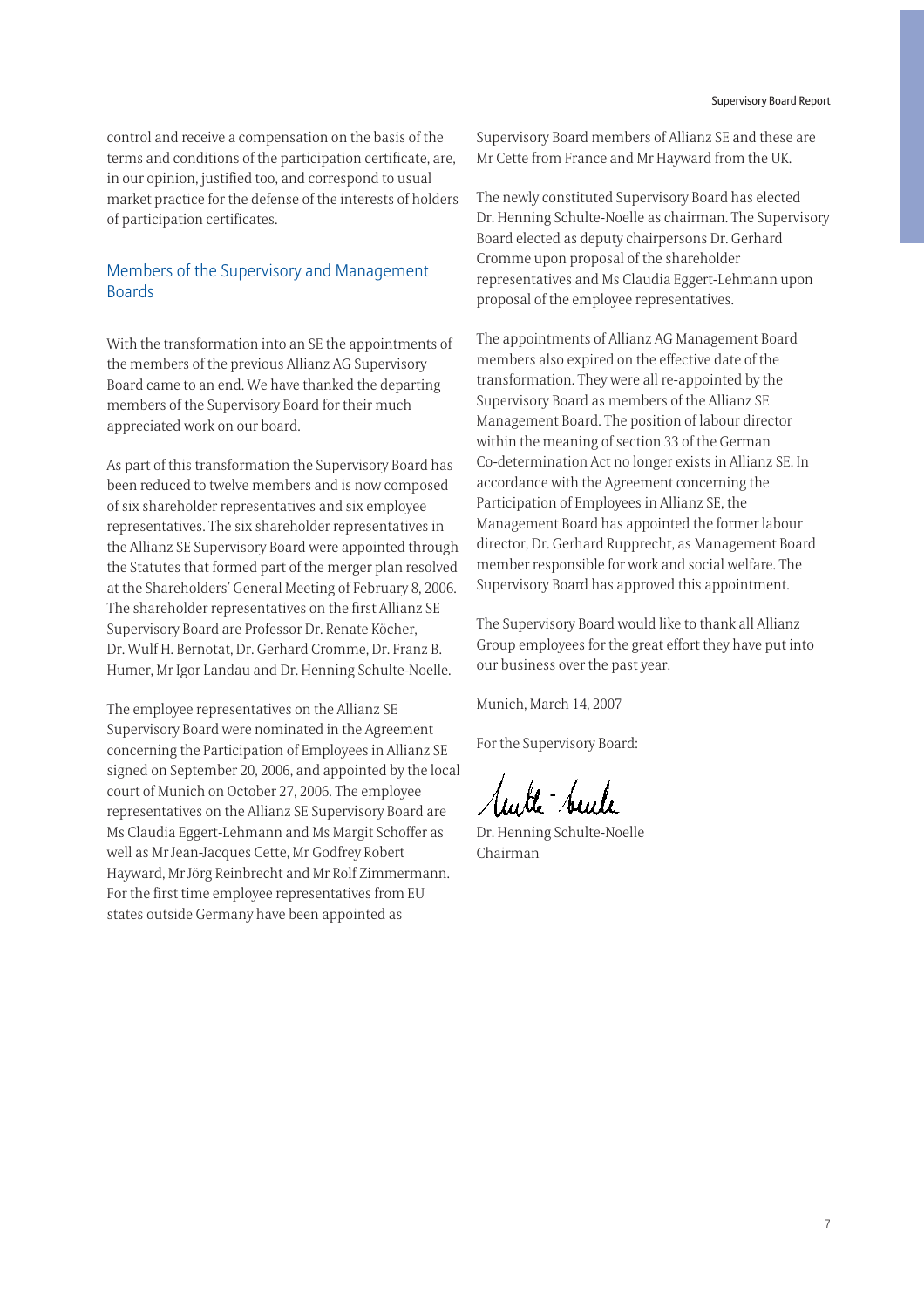control and receive a compensation on the basis of the terms and conditions of the participation certificate, are, in our opinion, justified too, and correspond to usual market practice for the defense of the interests of holders of participation certificates.

## Members of the Supervisory and Management Boards

With the transformation into an SE the appointments of the members of the previous Allianz AG Supervisory Board came to an end. We have thanked the departing members of the Supervisory Board for their much appreciated work on our board.

As part of this transformation the Supervisory Board has been reduced to twelve members and is now composed of six shareholder representatives and six employee representatives. The six shareholder representatives in the Allianz SE Supervisory Board were appointed through the Statutes that formed part of the merger plan resolved at the Shareholders' General Meeting of February 8, 2006. The shareholder representatives on the first Allianz SE Supervisory Board are Professor Dr. Renate Köcher, Dr. Wulf H. Bernotat, Dr. Gerhard Cromme, Dr. Franz B. Humer, Mr Igor Landau and Dr. Henning Schulte-Noelle.

The employee representatives on the Allianz SE Supervisory Board were nominated in the Agreement concerning the Participation of Employees in Allianz SE signed on September 20, 2006, and appointed by the local court of Munich on October 27, 2006. The employee representatives on the Allianz SE Supervisory Board are Ms Claudia Eggert-Lehmann and Ms Margit Schoffer as well as Mr Jean-Jacques Cette, Mr Godfrey Robert Hayward, Mr Jörg Reinbrecht and Mr Rolf Zimmermann. For the first time employee representatives from EU states outside Germany have been appointed as Supervisory Board members of Allianz SE and these are Mr Cette from France and Mr Hayward from the UK.

The newly constituted Supervisory Board has elected Dr. Henning Schulte-Noelle as chairman. The Supervisory Board elected as deputy chairpersons Dr. Gerhard Cromme upon proposal of the shareholder representatives and Ms Claudia Eggert-Lehmann upon proposal of the employee representatives.

The appointments of Allianz AG Management Board members also expired on the effective date of the transformation. They were all re-appointed by the Supervisory Board as members of the Allianz SE Management Board. The position of labour director within the meaning of section 33 of the German Co-determination Act no longer exists in Allianz SE. In accordance with the Agreement concerning the Participation of Employees in Allianz SE, the Management Board has appointed the former labour director, Dr. Gerhard Rupprecht, as Management Board member responsible for work and social welfare. The Supervisory Board has approved this appointment.

The Supervisory Board would like to thank all Allianz Group employees for the great effort they have put into our business over the past year.

Munich, March 14, 2007

For the Supervisory Board:

Dr. Henning Schulte-Noelle
Chairman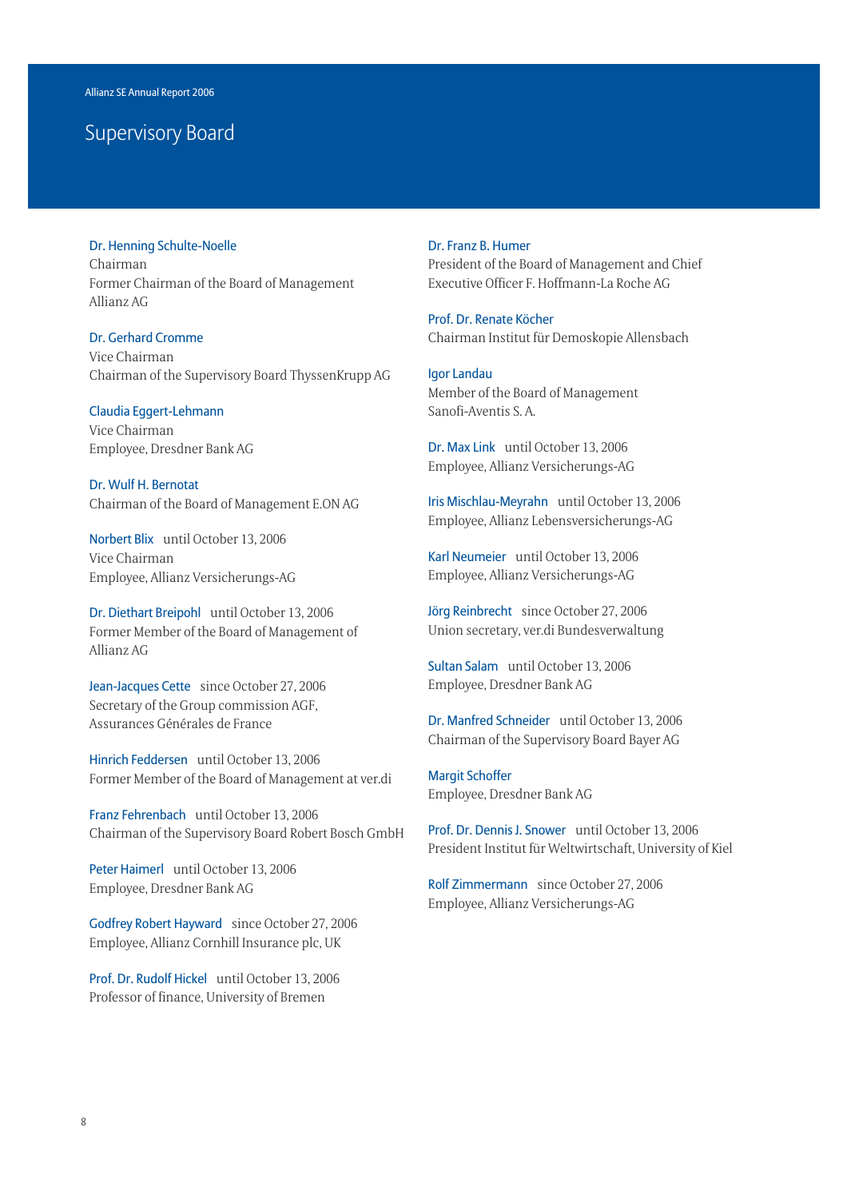# Supervisory Board

**Dr. Henning Schulte-Noelle**
Chairman
Former Chairman of the Board of Management Allianz AG

**Dr. Gerhard Cromme**
Vice Chairman
Chairman of the Supervisory Board ThyssenKrupp AG

**Claudia Eggert-Lehmann**
Vice Chairman
Employee, Dresdner Bank AG

**Dr. Wulf H. Bernotat**
Chairman of the Board of Management E.ON AG

**Norbert Blix** until October 13, 2006
Vice Chairman
Employee, Allianz Versicherungs-AG

**Dr. Diethart Breipohl** until October 13, 2006
Former Member of the Board of Management of Allianz AG

**Jean-Jacques Cette** since October 27, 2006
Secretary of the Group commission AGF, Assurances Générales de France

**Hinrich Feddersen** until October 13, 2006
Former Member of the Board of Management at ver.di

**Franz Fehrenbach** until October 13, 2006
Chairman of the Supervisory Board Robert Bosch GmbH

**Peter Haimerl** until October 13, 2006
Employee, Dresdner Bank AG

**Godfrey Robert Hayward** since October 27, 2006
Employee, Allianz Cornhill Insurance plc, UK

**Prof. Dr. Rudolf Hickel** until October 13, 2006
Professor of finance, University of Bremen

**Dr. Franz B. Humer**
President of the Board of Management and Chief Executive Officer F. Hoffmann-La Roche AG

**Prof. Dr. Renate Köcher**
Chairman Institut für Demoskopie Allensbach

**Igor Landau**
Member of the Board of Management Sanofi-Aventis S. A.

**Dr. Max Link** until October 13, 2006
Employee, Allianz Versicherungs-AG

**Iris Mischlau-Meyrahn** until October 13, 2006
Employee, Allianz Lebensversicherungs-AG

**Karl Neumeier** until October 13, 2006
Employee, Allianz Versicherungs-AG

**Jörg Reinbrecht** since October 27, 2006
Union secretary, ver.di Bundesverwaltung

**Sultan Salam** until October 13, 2006
Employee, Dresdner Bank AG

**Dr. Manfred Schneider** until October 13, 2006
Chairman of the Supervisory Board Bayer AG

**Margit Schoffer**
Employee, Dresdner Bank AG

**Prof. Dr. Dennis J. Snower** until October 13, 2006
President Institut für Weltwirtschaft, University of Kiel

**Rolf Zimmermann** since October 27, 2006
Employee, Allianz Versicherungs-AG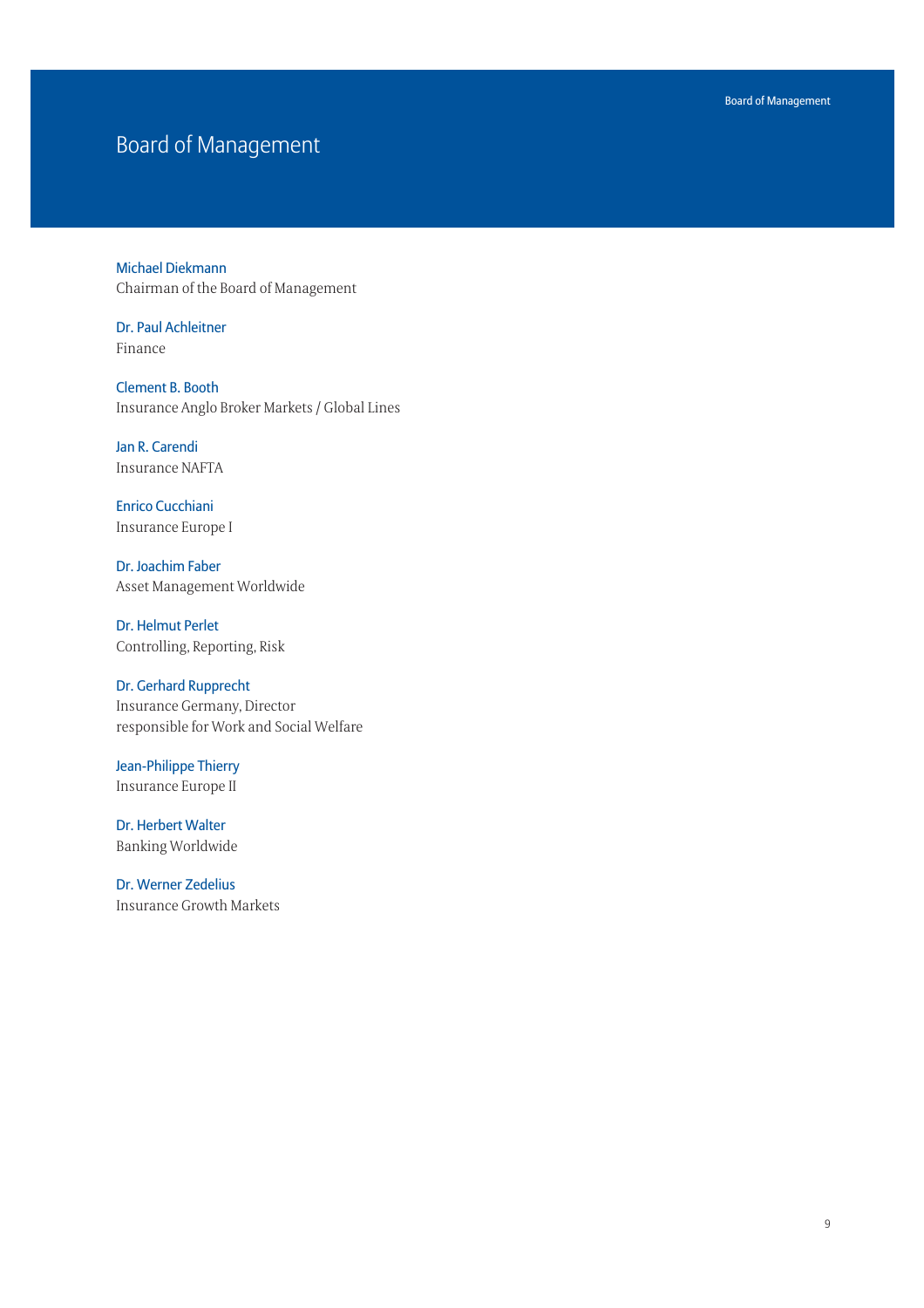# Board of Management

**Michael Diekmann**
Chairman of the Board of Management

**Dr. Paul Achleitner**
Finance

**Clement B. Booth**
Insurance Anglo Broker Markets / Global Lines

**Jan R. Carendi**
Insurance NAFTA

**Enrico Cucchiani**
Insurance Europe I

**Dr. Joachim Faber**
Asset Management Worldwide

**Dr. Helmut Perlet**
Controlling, Reporting, Risk

**Dr. Gerhard Rupprecht**
Insurance Germany, Director
responsible for Work and Social Welfare

**Jean-Philippe Thierry**
Insurance Europe II

**Dr. Herbert Walter**
Banking Worldwide

**Dr. Werner Zedelius**
Insurance Growth Markets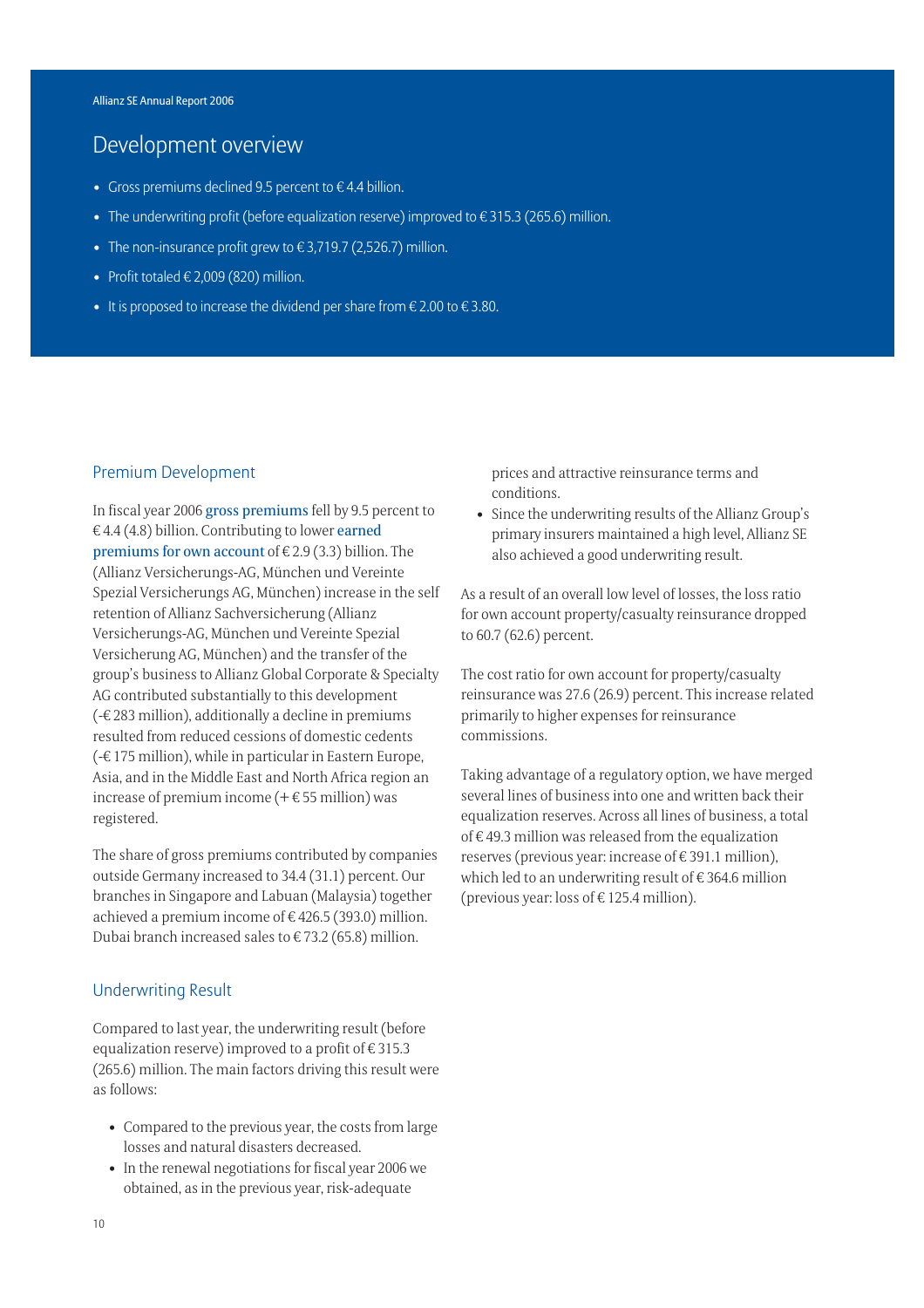# Development overview

- Gross premiums declined 9.5 percent to € 4.4 billion.
- The underwriting profit (before equalization reserve) improved to € 315.3 (265.6) million.
- The non-insurance profit grew to € 3,719.7 (2,526.7) million.
- Profit totaled € 2,009 (820) million.
- It is proposed to increase the dividend per share from € 2.00 to € 3.80.

## Premium Development

In fiscal year 2006 gross premiums fell by 9.5 percent to € 4.4 (4.8) billion. Contributing to lower earned premiums for own account of € 2.9 (3.3) billion. The (Allianz Versicherungs-AG, München und Vereinte Spezial Versicherungs AG, München) increase in the self retention of Allianz Sachversicherung (Allianz Versicherungs-AG, München und Vereinte Spezial Versicherung AG, München) and the transfer of the group's business to Allianz Global Corporate & Specialty AG contributed substantially to this development (-€ 283 million), additionally a decline in premiums resulted from reduced cessions of domestic cedents (-€ 175 million), while in particular in Eastern Europe, Asia, and in the Middle East and North Africa region an increase of premium income (+ € 55 million) was registered.

The share of gross premiums contributed by companies outside Germany increased to 34.4 (31.1) percent. Our branches in Singapore and Labuan (Malaysia) together achieved a premium income of € 426.5 (393.0) million. Dubai branch increased sales to € 73.2 (65.8) million.

## Underwriting Result

Compared to last year, the underwriting result (before equalization reserve) improved to a profit of € 315.3 (265.6) million. The main factors driving this result were as follows:

- Compared to the previous year, the costs from large losses and natural disasters decreased.
- In the renewal negotiations for fiscal year 2006 we obtained, as in the previous year, risk-adequate prices and attractive reinsurance terms and conditions.
- Since the underwriting results of the Allianz Group's primary insurers maintained a high level, Allianz SE also achieved a good underwriting result.

As a result of an overall low level of losses, the loss ratio for own account property/casualty reinsurance dropped to 60.7 (62.6) percent.

The cost ratio for own account for property/casualty reinsurance was 27.6 (26.9) percent. This increase related primarily to higher expenses for reinsurance commissions.

Taking advantage of a regulatory option, we have merged several lines of business into one and written back their equalization reserves. Across all lines of business, a total of € 49.3 million was released from the equalization reserves (previous year: increase of € 391.1 million), which led to an underwriting result of € 364.6 million (previous year: loss of € 125.4 million).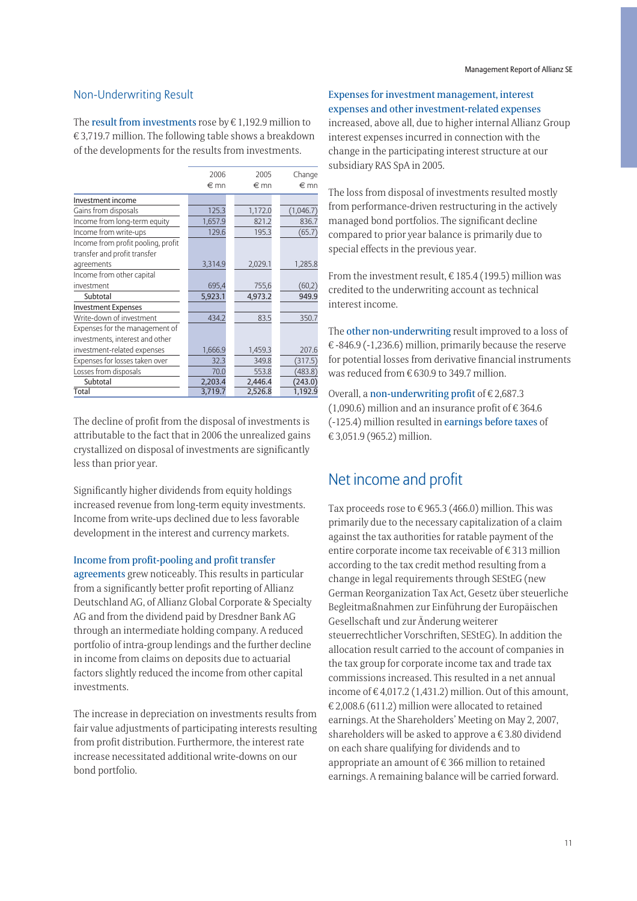## Non-Underwriting Result

The result from investments rose by € 1,192.9 million to € 3,719.7 million. The following table shows a breakdown of the developments for the results from investments.

| | 2006<br>€ mn | 2005<br>€ mn | Change<br>€ mn |
|---|---|---|---|
| **Investment income** | | | |
| Gains from disposals | 125.3 | 1,172.0 | (1,046.7) |
| Income from long-term equity | 1,657.9 | 821.2 | 836.7 |
| Income from write-ups | 129.6 | 195.3 | (65.7) |
| Income from profit pooling, profit transfer and profit transfer agreements | 3,314.9 | 2,029.1 | 1,285.8 |
| Income from other capital investment | 695,4 | 755,6 | (60,2) |
| Subtotal | 5,923.1 | 4,973.2 | 949.9 |
| **Investment Expenses** | | | |
| Write-down of investment | 434.2 | 83.5 | 350.7 |
| Expenses for the management of investments, interest and other investment-related expenses | 1,666.9 | 1,459.3 | 207.6 |
| Expenses for losses taken over | 32.3 | 349.8 | (317.5) |
| Losses from disposals | 70.0 | 553.8 | (483.8) |
| Subtotal | 2,203.4 | 2,446.4 | (243.0) |
| Total | 3,719.7 | 2,526.8 | 1,192.9 |

The decline of profit from the disposal of investments is attributable to the fact that in 2006 the unrealized gains crystallized on disposal of investments are significantly less than prior year.

Significantly higher dividends from equity holdings increased revenue from long-term equity investments. Income from write-ups declined due to less favorable development in the interest and currency markets.

Income from profit-pooling and profit transfer agreements grew noticeably. This results in particular from a significantly better profit reporting of Allianz Deutschland AG, of Allianz Global Corporate & Specialty AG and from the dividend paid by Dresdner Bank AG through an intermediate holding company. A reduced portfolio of intra-group lendings and the further decline in income from claims on deposits due to actuarial factors slightly reduced the income from other capital investments.

The increase in depreciation on investments results from fair value adjustments of participating interests resulting from profit distribution. Furthermore, the interest rate increase necessitated additional write-downs on our bond portfolio.

Expenses for investment management, interest expenses and other investment-related expenses increased, above all, due to higher internal Allianz Group interest expenses incurred in connection with the change in the participating interest structure at our subsidiary RAS SpA in 2005.

The loss from disposal of investments resulted mostly from performance-driven restructuring in the actively managed bond portfolios. The significant decline compared to prior year balance is primarily due to special effects in the previous year.

From the investment result, € 185.4 (199.5) million was credited to the underwriting account as technical interest income.

The other non-underwriting result improved to a loss of € -846.9 (-1,236.6) million, primarily because the reserve for potential losses from derivative financial instruments was reduced from € 630.9 to 349.7 million.

Overall, a non-underwriting profit of € 2,687.3 (1,090.6) million and an insurance profit of € 364.6 (-125.4) million resulted in earnings before taxes of € 3,051.9 (965.2) million.

## Net income and profit

Tax proceeds rose to € 965.3 (466.0) million. This was primarily due to the necessary capitalization of a claim against the tax authorities for ratable payment of the entire corporate income tax receivable of € 313 million according to the tax credit method resulting from a change in legal requirements through SEStEG (new German Reorganization Tax Act, Gesetz über steuerliche Begleitmaßnahmen zur Einführung der Europäischen Gesellschaft und zur Änderung weiterer steuerrechtlicher Vorschriften, SEStEG). In addition the allocation result carried to the account of companies in the tax group for corporate income tax and trade tax commissions increased. This resulted in a net annual income of € 4,017.2 (1,431.2) million. Out of this amount, € 2,008.6 (611.2) million were allocated to retained earnings. At the Shareholders' Meeting on May 2, 2007, shareholders will be asked to approve a € 3.80 dividend on each share qualifying for dividends and to appropriate an amount of € 366 million to retained earnings. A remaining balance will be carried forward.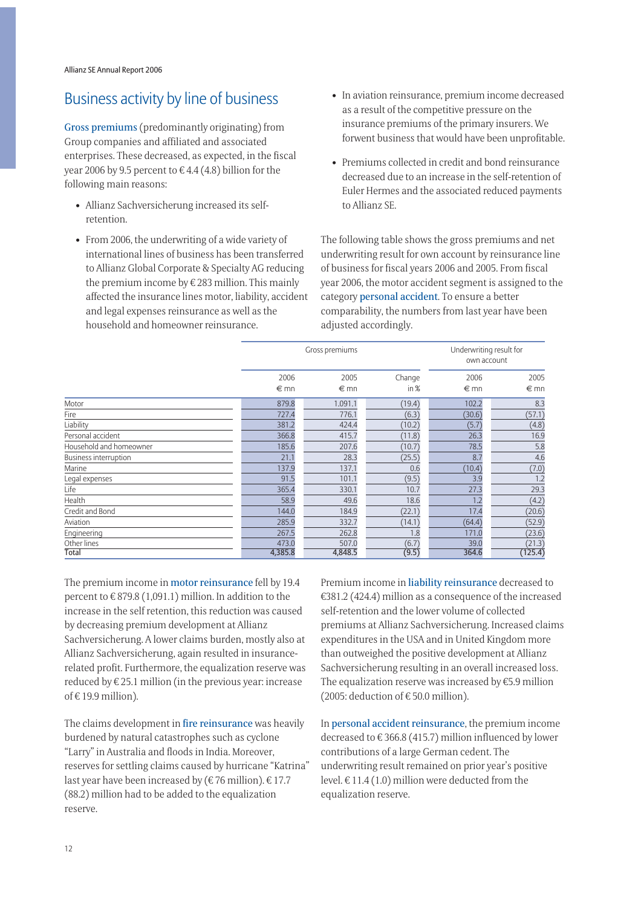## Business activity by line of business

Gross premiums (predominantly originating) from Group companies and affiliated and associated enterprises. These decreased, as expected, in the fiscal year 2006 by 9.5 percent to € 4.4 (4.8) billion for the following main reasons:

- Allianz Sachversicherung increased its self-retention.
- From 2006, the underwriting of a wide variety of international lines of business has been transferred to Allianz Global Corporate & Specialty AG reducing the premium income by € 283 million. This mainly affected the insurance lines motor, liability, accident and legal expenses reinsurance as well as the household and homeowner reinsurance.
- In aviation reinsurance, premium income decreased as a result of the competitive pressure on the insurance premiums of the primary insurers. We forwent business that would have been unprofitable.
- Premiums collected in credit and bond reinsurance decreased due to an increase in the self-retention of Euler Hermes and the associated reduced payments to Allianz SE.

The following table shows the gross premiums and net underwriting result for own account by reinsurance line of business for fiscal years 2006 and 2005. From fiscal year 2006, the motor accident segment is assigned to the category personal accident. To ensure a better comparability, the numbers from last year have been adjusted accordingly.

| | Gross premiums | | | Underwriting result for own account | |
|---|---|---|---|---|---|
| | 2006 € mn | 2005 € mn | Change in % | 2006 € mn | 2005 € mn |
| Motor | 879.8 | 1,091.1 | (19.4) | 102.2 | 8.3 |
| Fire | 727.4 | 776.1 | (6.3) | (30.6) | (57.1) |
| Liability | 381.2 | 424.4 | (10.2) | (5.7) | (4.8) |
| Personal accident | 366.8 | 415.7 | (11.8) | 26.3 | 16.9 |
| Household and homeowner | 185.6 | 207.6 | (10.7) | 78.5 | 5.8 |
| Business interruption | 21.1 | 28.3 | (25.5) | 8.7 | 4.6 |
| Marine | 137.9 | 137.1 | 0.6 | (10.4) | (7.0) |
| Legal expenses | 91.5 | 101.1 | (9.5) | 3.9 | 1.2 |
| Life | 365.4 | 330.1 | 10.7 | 27.3 | 29.3 |
| Health | 58.9 | 49.6 | 18.6 | 1.2 | (4.2) |
| Credit and Bond | 144.0 | 184.9 | (22.1) | 17.4 | (20.6) |
| Aviation | 285.9 | 332.7 | (14.1) | (64.4) | (52.9) |
| Engineering | 267.5 | 262.8 | 1.8 | 171.0 | (23.6) |
| Other lines | 473.0 | 507.0 | (6.7) | 39.0 | (21.3) |
| Total | 4,385.8 | 4,848.5 | (9.5) | 364.6 | (125.4) |

The premium income in motor reinsurance fell by 19.4 percent to € 879.8 (1,091.1) million. In addition to the increase in the self retention, this reduction was caused by decreasing premium development at Allianz Sachversicherung. A lower claims burden, mostly also at Allianz Sachversicherung, again resulted in insurance-related profit. Furthermore, the equalization reserve was reduced by € 25.1 million (in the previous year: increase of € 19.9 million).

The claims development in fire reinsurance was heavily burdened by natural catastrophes such as cyclone "Larry" in Australia and floods in India. Moreover, reserves for settling claims caused by hurricane "Katrina" last year have been increased by (€ 76 million). € 17.7 (88.2) million had to be added to the equalization reserve.

Premium income in liability reinsurance decreased to €381.2 (424.4) million as a consequence of the increased self-retention and the lower volume of collected premiums at Allianz Sachversicherung. Increased claims expenditures in the USA and in United Kingdom more than outweighed the positive development at Allianz Sachversicherung resulting in an overall increased loss. The equalization reserve was increased by €5.9 million (2005: deduction of € 50.0 million).

In personal accident reinsurance, the premium income decreased to € 366.8 (415.7) million influenced by lower contributions of a large German cedent. The underwriting result remained on prior year's positive level. € 11.4 (1.0) million were deducted from the equalization reserve.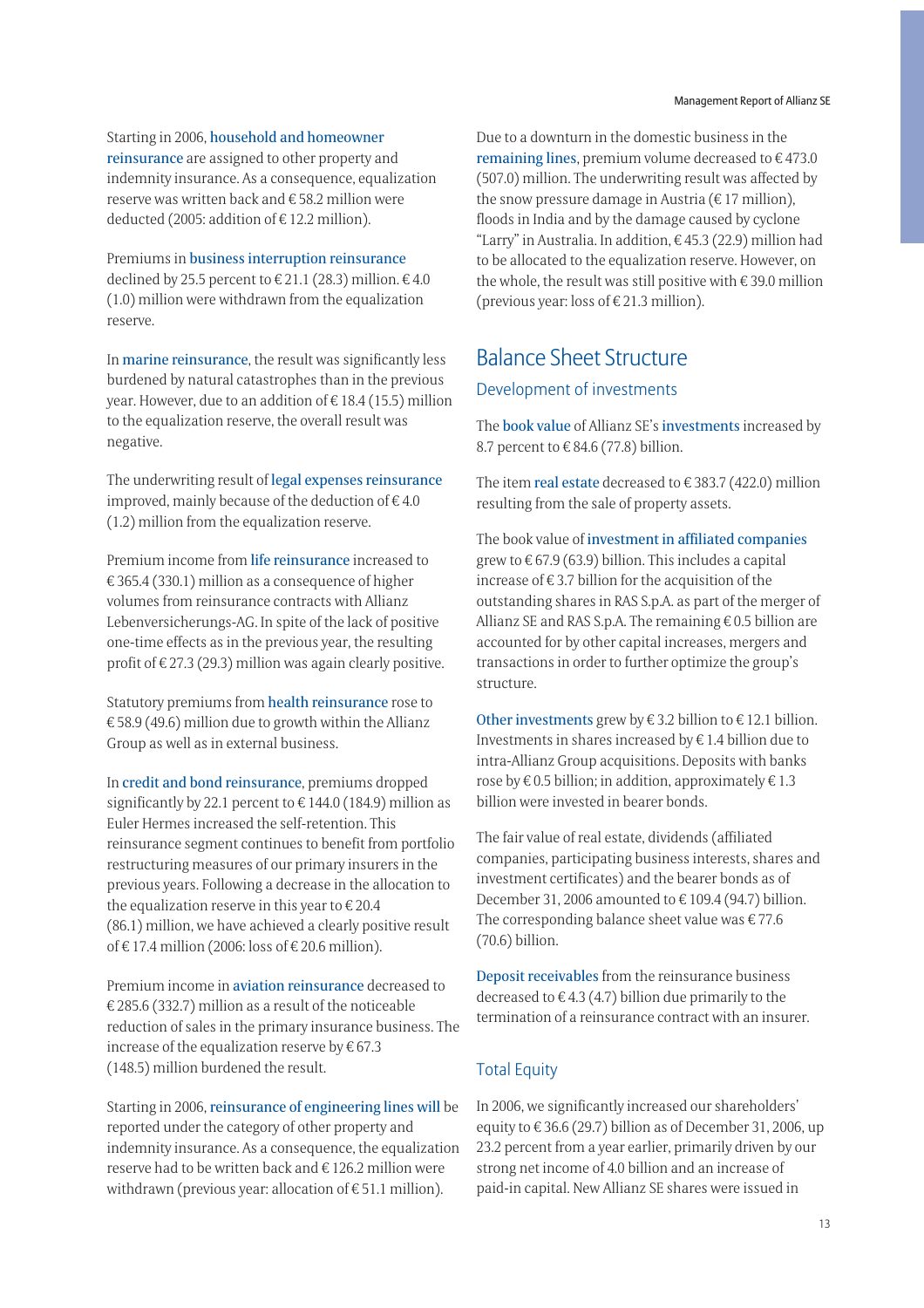Starting in 2006, household and homeowner reinsurance are assigned to other property and indemnity insurance. As a consequence, equalization reserve was written back and € 58.2 million were deducted (2005: addition of € 12.2 million).

Premiums in business interruption reinsurance declined by 25.5 percent to € 21.1 (28.3) million. € 4.0 (1.0) million were withdrawn from the equalization reserve.

In marine reinsurance, the result was significantly less burdened by natural catastrophes than in the previous year. However, due to an addition of € 18.4 (15.5) million to the equalization reserve, the overall result was negative.

The underwriting result of legal expenses reinsurance improved, mainly because of the deduction of € 4.0 (1.2) million from the equalization reserve.

Premium income from life reinsurance increased to € 365.4 (330.1) million as a consequence of higher volumes from reinsurance contracts with Allianz Lebenversicherungs-AG. In spite of the lack of positive one-time effects as in the previous year, the resulting profit of € 27.3 (29.3) million was again clearly positive.

Statutory premiums from health reinsurance rose to € 58.9 (49.6) million due to growth within the Allianz Group as well as in external business.

In credit and bond reinsurance, premiums dropped significantly by 22.1 percent to € 144.0 (184.9) million as Euler Hermes increased the self-retention. This reinsurance segment continues to benefit from portfolio restructuring measures of our primary insurers in the previous years. Following a decrease in the allocation to the equalization reserve in this year to € 20.4 (86.1) million, we have achieved a clearly positive result of € 17.4 million (2006: loss of € 20.6 million).

Premium income in aviation reinsurance decreased to € 285.6 (332.7) million as a result of the noticeable reduction of sales in the primary insurance business. The increase of the equalization reserve by € 67.3 (148.5) million burdened the result.

Starting in 2006, reinsurance of engineering lines will be reported under the category of other property and indemnity insurance. As a consequence, the equalization reserve had to be written back and € 126.2 million were withdrawn (previous year: allocation of € 51.1 million).

Due to a downturn in the domestic business in the remaining lines, premium volume decreased to € 473.0 (507.0) million. The underwriting result was affected by the snow pressure damage in Austria (€ 17 million), floods in India and by the damage caused by cyclone "Larry" in Australia. In addition, € 45.3 (22.9) million had to be allocated to the equalization reserve. However, on the whole, the result was still positive with € 39.0 million (previous year: loss of € 21.3 million).

## Balance Sheet Structure

### Development of investments

The book value of Allianz SE's investments increased by 8.7 percent to € 84.6 (77.8) billion.

The item real estate decreased to € 383.7 (422.0) million resulting from the sale of property assets.

The book value of investment in affiliated companies grew to € 67.9 (63.9) billion. This includes a capital increase of € 3.7 billion for the acquisition of the outstanding shares in RAS S.p.A. as part of the merger of Allianz SE and RAS S.p.A. The remaining € 0.5 billion are accounted for by other capital increases, mergers and transactions in order to further optimize the group's structure.

Other investments grew by € 3.2 billion to € 12.1 billion. Investments in shares increased by € 1.4 billion due to intra-Allianz Group acquisitions. Deposits with banks rose by € 0.5 billion; in addition, approximately € 1.3 billion were invested in bearer bonds.

The fair value of real estate, dividends (affiliated companies, participating business interests, shares and investment certificates) and the bearer bonds as of December 31, 2006 amounted to € 109.4 (94.7) billion. The corresponding balance sheet value was € 77.6 (70.6) billion.

Deposit receivables from the reinsurance business decreased to € 4.3 (4.7) billion due primarily to the termination of a reinsurance contract with an insurer.

### Total Equity

In 2006, we significantly increased our shareholders' equity to € 36.6 (29.7) billion as of December 31, 2006, up 23.2 percent from a year earlier, primarily driven by our strong net income of 4.0 billion and an increase of paid-in capital. New Allianz SE shares were issued in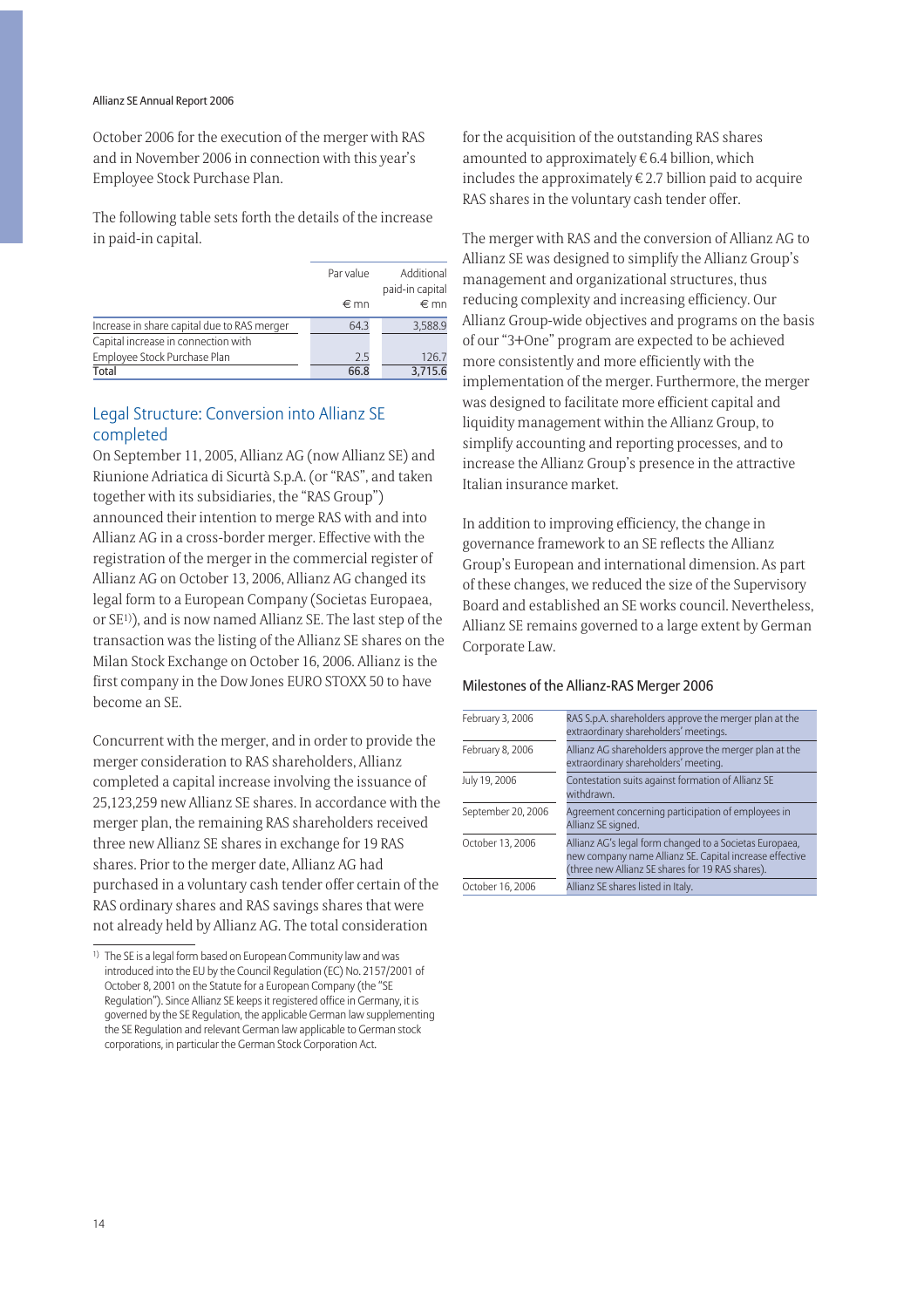October 2006 for the execution of the merger with RAS and in November 2006 in connection with this year's Employee Stock Purchase Plan.

The following table sets forth the details of the increase in paid-in capital.

| | Par value<br>€ mn | Additional paid-in capital<br>€ mn |
|---|---|---|
| Increase in share capital due to RAS merger | 64.3 | 3,588.9 |
| Capital increase in connection with Employee Stock Purchase Plan | 2.5 | 126.7 |
| Total | 66.8 | 3,715.6 |

## Legal Structure: Conversion into Allianz SE completed

On September 11, 2005, Allianz AG (now Allianz SE) and Riunione Adriatica di Sicurtà S.p.A. (or "RAS", and taken together with its subsidiaries, the "RAS Group") announced their intention to merge RAS with and into Allianz AG in a cross-border merger. Effective with the registration of the merger in the commercial register of Allianz AG on October 13, 2006, Allianz AG changed its legal form to a European Company (Societas Europaea, or SE[1]), and is now named Allianz SE. The last step of the transaction was the listing of the Allianz SE shares on the Milan Stock Exchange on October 16, 2006. Allianz is the first company in the Dow Jones EURO STOXX 50 to have become an SE.

Concurrent with the merger, and in order to provide the merger consideration to RAS shareholders, Allianz completed a capital increase involving the issuance of 25,123,259 new Allianz SE shares. In accordance with the merger plan, the remaining RAS shareholders received three new Allianz SE shares in exchange for 19 RAS shares. Prior to the merger date, Allianz AG had purchased in a voluntary cash tender offer certain of the RAS ordinary shares and RAS savings shares that were not already held by Allianz AG. The total consideration for the acquisition of the outstanding RAS shares amounted to approximately € 6.4 billion, which includes the approximately € 2.7 billion paid to acquire RAS shares in the voluntary cash tender offer.

The merger with RAS and the conversion of Allianz AG to Allianz SE was designed to simplify the Allianz Group's management and organizational structures, thus reducing complexity and increasing efficiency. Our Allianz Group-wide objectives and programs on the basis of our "3+One" program are expected to be achieved more consistently and more efficiently with the implementation of the merger. Furthermore, the merger was designed to facilitate more efficient capital and liquidity management within the Allianz Group, to simplify accounting and reporting processes, and to increase the Allianz Group's presence in the attractive Italian insurance market.

In addition to improving efficiency, the change in governance framework to an SE reflects the Allianz Group's European and international dimension. As part of these changes, we reduced the size of the Supervisory Board and established an SE works council. Nevertheless, Allianz SE remains governed to a large extent by German Corporate Law.

### Milestones of the Allianz-RAS Merger 2006

| | |
|---|---|
| February 3, 2006 | RAS S.p.A. shareholders approve the merger plan at the extraordinary shareholders' meetings. |
| February 8, 2006 | Allianz AG shareholders approve the merger plan at the extraordinary shareholders' meeting. |
| July 19, 2006 | Contestation suits against formation of Allianz SE withdrawn. |
| September 20, 2006 | Agreement concerning participation of employees in Allianz SE signed. |
| October 13, 2006 | Allianz AG's legal form changed to a Societas Europaea, new company name Allianz SE. Capital increase effective (three new Allianz SE shares for 19 RAS shares). |
| October 16, 2006 | Allianz SE shares listed in Italy. |

[1] The SE is a legal form based on European Community law and was introduced into the EU by the Council Regulation (EC) No. 2157/2001 of October 8, 2001 on the Statute for a European Company (the "SE Regulation"). Since Allianz SE keeps it registered office in Germany, it is governed by the SE Regulation, the applicable German law supplementing the SE Regulation and relevant German law applicable to German stock corporations, in particular the German Stock Corporation Act.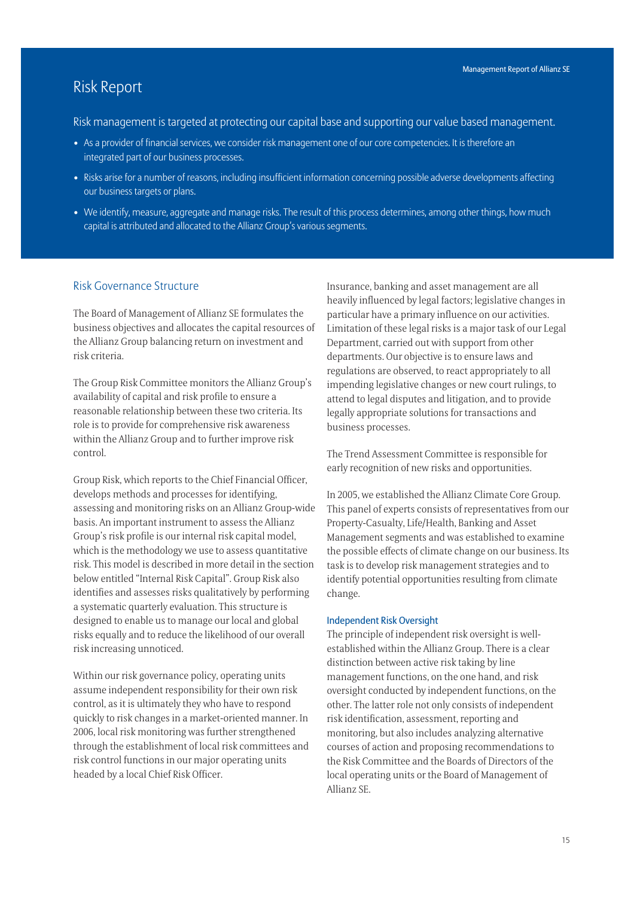# Risk Report

Risk management is targeted at protecting our capital base and supporting our value based management.

- As a provider of financial services, we consider risk management one of our core competencies. It is therefore an integrated part of our business processes.
- Risks arise for a number of reasons, including insufficient information concerning possible adverse developments affecting our business targets or plans.
- We identify, measure, aggregate and manage risks. The result of this process determines, among other things, how much capital is attributed and allocated to the Allianz Group's various segments.

## Risk Governance Structure

The Board of Management of Allianz SE formulates the business objectives and allocates the capital resources of the Allianz Group balancing return on investment and risk criteria.

The Group Risk Committee monitors the Allianz Group's availability of capital and risk profile to ensure a reasonable relationship between these two criteria. Its role is to provide for comprehensive risk awareness within the Allianz Group and to further improve risk control.

Group Risk, which reports to the Chief Financial Officer, develops methods and processes for identifying, assessing and monitoring risks on an Allianz Group-wide basis. An important instrument to assess the Allianz Group's risk profile is our internal risk capital model, which is the methodology we use to assess quantitative risk. This model is described in more detail in the section below entitled "Internal Risk Capital". Group Risk also identifies and assesses risks qualitatively by performing a systematic quarterly evaluation. This structure is designed to enable us to manage our local and global risks equally and to reduce the likelihood of our overall risk increasing unnoticed.

Within our risk governance policy, operating units assume independent responsibility for their own risk control, as it is ultimately they who have to respond quickly to risk changes in a market-oriented manner. In 2006, local risk monitoring was further strengthened through the establishment of local risk committees and risk control functions in our major operating units headed by a local Chief Risk Officer.

Insurance, banking and asset management are all heavily influenced by legal factors; legislative changes in particular have a primary influence on our activities. Limitation of these legal risks is a major task of our Legal Department, carried out with support from other departments. Our objective is to ensure laws and regulations are observed, to react appropriately to all impending legislative changes or new court rulings, to attend to legal disputes and litigation, and to provide legally appropriate solutions for transactions and business processes.

The Trend Assessment Committee is responsible for early recognition of new risks and opportunities.

In 2005, we established the Allianz Climate Core Group. This panel of experts consists of representatives from our Property-Casualty, Life/Health, Banking and Asset Management segments and was established to examine the possible effects of climate change on our business. Its task is to develop risk management strategies and to identify potential opportunities resulting from climate change.

### Independent Risk Oversight

The principle of independent risk oversight is well-established within the Allianz Group. There is a clear distinction between active risk taking by line management functions, on the one hand, and risk oversight conducted by independent functions, on the other. The latter role not only consists of independent risk identification, assessment, reporting and monitoring, but also includes analyzing alternative courses of action and proposing recommendations to the Risk Committee and the Boards of Directors of the local operating units or the Board of Management of Allianz SE.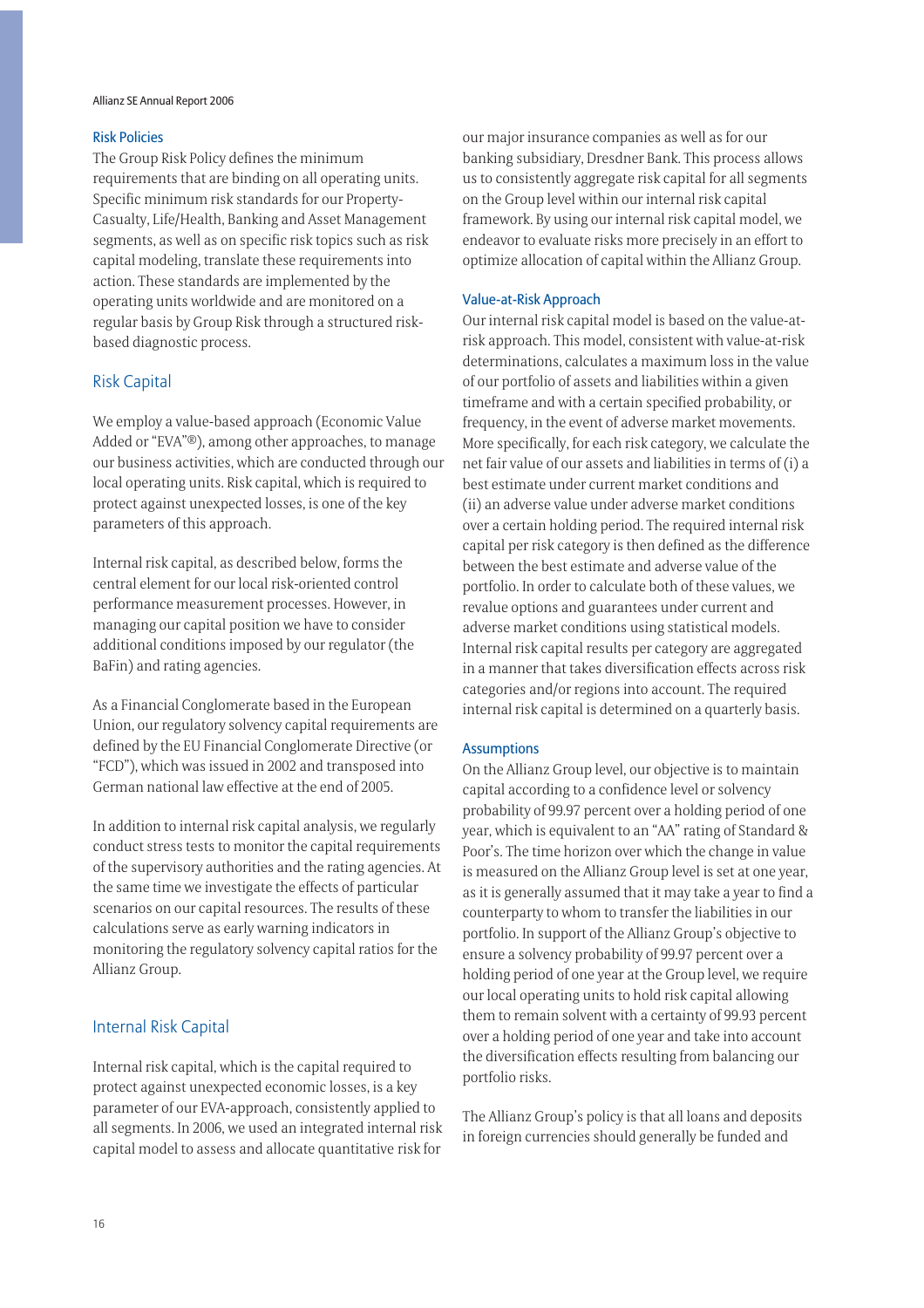### Risk Policies

The Group Risk Policy defines the minimum requirements that are binding on all operating units. Specific minimum risk standards for our Property-Casualty, Life/Health, Banking and Asset Management segments, as well as on specific risk topics such as risk capital modeling, translate these requirements into action. These standards are implemented by the operating units worldwide and are monitored on a regular basis by Group Risk through a structured risk-based diagnostic process.

## Risk Capital

We employ a value-based approach (Economic Value Added or "EVA"®), among other approaches, to manage our business activities, which are conducted through our local operating units. Risk capital, which is required to protect against unexpected losses, is one of the key parameters of this approach.

Internal risk capital, as described below, forms the central element for our local risk-oriented control performance measurement processes. However, in managing our capital position we have to consider additional conditions imposed by our regulator (the BaFin) and rating agencies.

As a Financial Conglomerate based in the European Union, our regulatory solvency capital requirements are defined by the EU Financial Conglomerate Directive (or "FCD"), which was issued in 2002 and transposed into German national law effective at the end of 2005.

In addition to internal risk capital analysis, we regularly conduct stress tests to monitor the capital requirements of the supervisory authorities and the rating agencies. At the same time we investigate the effects of particular scenarios on our capital resources. The results of these calculations serve as early warning indicators in monitoring the regulatory solvency capital ratios for the Allianz Group.

## Internal Risk Capital

Internal risk capital, which is the capital required to protect against unexpected economic losses, is a key parameter of our EVA-approach, consistently applied to all segments. In 2006, we used an integrated internal risk capital model to assess and allocate quantitative risk for our major insurance companies as well as for our banking subsidiary, Dresdner Bank. This process allows us to consistently aggregate risk capital for all segments on the Group level within our internal risk capital framework. By using our internal risk capital model, we endeavor to evaluate risks more precisely in an effort to optimize allocation of capital within the Allianz Group.

### Value-at-Risk Approach

Our internal risk capital model is based on the value-at-risk approach. This model, consistent with value-at-risk determinations, calculates a maximum loss in the value of our portfolio of assets and liabilities within a given timeframe and with a certain specified probability, or frequency, in the event of adverse market movements. More specifically, for each risk category, we calculate the net fair value of our assets and liabilities in terms of (i) a best estimate under current market conditions and (ii) an adverse value under adverse market conditions over a certain holding period. The required internal risk capital per risk category is then defined as the difference between the best estimate and adverse value of the portfolio. In order to calculate both of these values, we revalue options and guarantees under current and adverse market conditions using statistical models. Internal risk capital results per category are aggregated in a manner that takes diversification effects across risk categories and/or regions into account. The required internal risk capital is determined on a quarterly basis.

### Assumptions

On the Allianz Group level, our objective is to maintain capital according to a confidence level or solvency probability of 99.97 percent over a holding period of one year, which is equivalent to an "AA" rating of Standard & Poor's. The time horizon over which the change in value is measured on the Allianz Group level is set at one year, as it is generally assumed that it may take a year to find a counterparty to whom to transfer the liabilities in our portfolio. In support of the Allianz Group's objective to ensure a solvency probability of 99.97 percent over a holding period of one year at the Group level, we require our local operating units to hold risk capital allowing them to remain solvent with a certainty of 99.93 percent over a holding period of one year and take into account the diversification effects resulting from balancing our portfolio risks.

The Allianz Group's policy is that all loans and deposits in foreign currencies should generally be funded and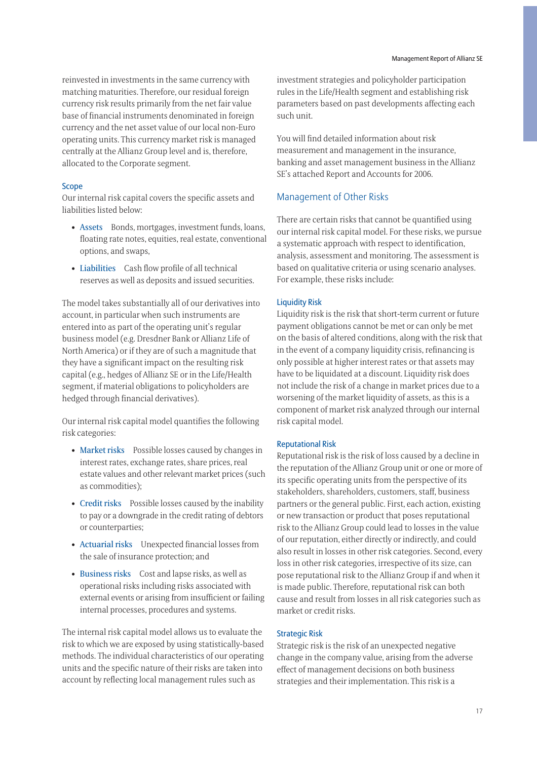reinvested in investments in the same currency with matching maturities. Therefore, our residual foreign currency risk results primarily from the net fair value base of financial instruments denominated in foreign currency and the net asset value of our local non-Euro operating units. This currency market risk is managed centrally at the Allianz Group level and is, therefore, allocated to the Corporate segment.

#### Scope

Our internal risk capital covers the specific assets and liabilities listed below:

- Assets  Bonds, mortgages, investment funds, loans, floating rate notes, equities, real estate, conventional options, and swaps,
- Liabilities  Cash flow profile of all technical reserves as well as deposits and issued securities.

The model takes substantially all of our derivatives into account, in particular when such instruments are entered into as part of the operating unit's regular business model (e.g. Dresdner Bank or Allianz Life of North America) or if they are of such a magnitude that they have a significant impact on the resulting risk capital (e.g., hedges of Allianz SE or in the Life/Health segment, if material obligations to policyholders are hedged through financial derivatives).

Our internal risk capital model quantifies the following risk categories:

- Market risks  Possible losses caused by changes in interest rates, exchange rates, share prices, real estate values and other relevant market prices (such as commodities);
- Credit risks  Possible losses caused by the inability to pay or a downgrade in the credit rating of debtors or counterparties;
- Actuarial risks  Unexpected financial losses from the sale of insurance protection; and
- Business risks  Cost and lapse risks, as well as operational risks including risks associated with external events or arising from insufficient or failing internal processes, procedures and systems.

The internal risk capital model allows us to evaluate the risk to which we are exposed by using statistically-based methods. The individual characteristics of our operating units and the specific nature of their risks are taken into account by reflecting local management rules such as investment strategies and policyholder participation rules in the Life/Health segment and establishing risk parameters based on past developments affecting each such unit.

You will find detailed information about risk measurement and management in the insurance, banking and asset management business in the Allianz SE's attached Report and Accounts for 2006.

## Management of Other Risks

There are certain risks that cannot be quantified using our internal risk capital model. For these risks, we pursue a systematic approach with respect to identification, analysis, assessment and monitoring. The assessment is based on qualitative criteria or using scenario analyses. For example, these risks include:

#### Liquidity Risk

Liquidity risk is the risk that short-term current or future payment obligations cannot be met or can only be met on the basis of altered conditions, along with the risk that in the event of a company liquidity crisis, refinancing is only possible at higher interest rates or that assets may have to be liquidated at a discount. Liquidity risk does not include the risk of a change in market prices due to a worsening of the market liquidity of assets, as this is a component of market risk analyzed through our internal risk capital model.

#### Reputational Risk

Reputational risk is the risk of loss caused by a decline in the reputation of the Allianz Group unit or one or more of its specific operating units from the perspective of its stakeholders, shareholders, customers, staff, business partners or the general public. First, each action, existing or new transaction or product that poses reputational risk to the Allianz Group could lead to losses in the value of our reputation, either directly or indirectly, and could also result in losses in other risk categories. Second, every loss in other risk categories, irrespective of its size, can pose reputational risk to the Allianz Group if and when it is made public. Therefore, reputational risk can both cause and result from losses in all risk categories such as market or credit risks.

#### Strategic Risk

Strategic risk is the risk of an unexpected negative change in the company value, arising from the adverse effect of management decisions on both business strategies and their implementation. This risk is a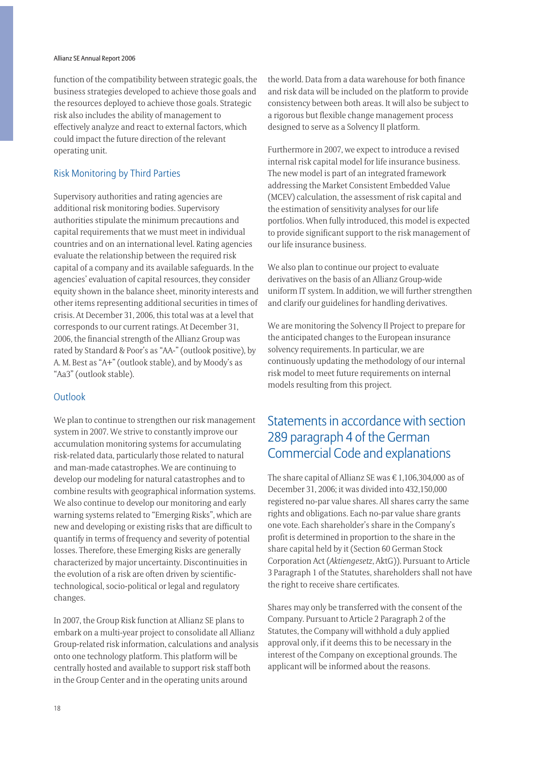function of the compatibility between strategic goals, the business strategies developed to achieve those goals and the resources deployed to achieve those goals. Strategic risk also includes the ability of management to effectively analyze and react to external factors, which could impact the future direction of the relevant operating unit.

### Risk Monitoring by Third Parties

Supervisory authorities and rating agencies are additional risk monitoring bodies. Supervisory authorities stipulate the minimum precautions and capital requirements that we must meet in individual countries and on an international level. Rating agencies evaluate the relationship between the required risk capital of a company and its available safeguards. In the agencies' evaluation of capital resources, they consider equity shown in the balance sheet, minority interests and other items representing additional securities in times of crisis. At December 31, 2006, this total was at a level that corresponds to our current ratings. At December 31, 2006, the financial strength of the Allianz Group was rated by Standard & Poor's as "AA-" (outlook positive), by A. M. Best as "A+" (outlook stable), and by Moody's as "Aa3" (outlook stable).

### Outlook

We plan to continue to strengthen our risk management system in 2007. We strive to constantly improve our accumulation monitoring systems for accumulating risk-related data, particularly those related to natural and man-made catastrophes. We are continuing to develop our modeling for natural catastrophes and to combine results with geographical information systems. We also continue to develop our monitoring and early warning systems related to "Emerging Risks", which are new and developing or existing risks that are difficult to quantify in terms of frequency and severity of potential losses. Therefore, these Emerging Risks are generally characterized by major uncertainty. Discontinuities in the evolution of a risk are often driven by scientific-technological, socio-political or legal and regulatory changes.

In 2007, the Group Risk function at Allianz SE plans to embark on a multi-year project to consolidate all Allianz Group-related risk information, calculations and analysis onto one technology platform. This platform will be centrally hosted and available to support risk staff both in the Group Center and in the operating units around the world. Data from a data warehouse for both finance and risk data will be included on the platform to provide consistency between both areas. It will also be subject to a rigorous but flexible change management process designed to serve as a Solvency II platform.

Furthermore in 2007, we expect to introduce a revised internal risk capital model for life insurance business. The new model is part of an integrated framework addressing the Market Consistent Embedded Value (MCEV) calculation, the assessment of risk capital and the estimation of sensitivity analyses for our life portfolios. When fully introduced, this model is expected to provide significant support to the risk management of our life insurance business.

We also plan to continue our project to evaluate derivatives on the basis of an Allianz Group-wide uniform IT system. In addition, we will further strengthen and clarify our guidelines for handling derivatives.

We are monitoring the Solvency II Project to prepare for the anticipated changes to the European insurance solvency requirements. In particular, we are continuously updating the methodology of our internal risk model to meet future requirements on internal models resulting from this project.

## Statements in accordance with section 289 paragraph 4 of the German Commercial Code and explanations

The share capital of Allianz SE was € 1,106,304,000 as of December 31, 2006; it was divided into 432,150,000 registered no-par value shares. All shares carry the same rights and obligations. Each no-par value share grants one vote. Each shareholder's share in the Company's profit is determined in proportion to the share in the share capital held by it (Section 60 German Stock Corporation Act (*Aktiengesetz*, AktG)). Pursuant to Article 3 Paragraph 1 of the Statutes, shareholders shall not have the right to receive share certificates.

Shares may only be transferred with the consent of the Company. Pursuant to Article 2 Paragraph 2 of the Statutes, the Company will withhold a duly applied approval only, if it deems this to be necessary in the interest of the Company on exceptional grounds. The applicant will be informed about the reasons.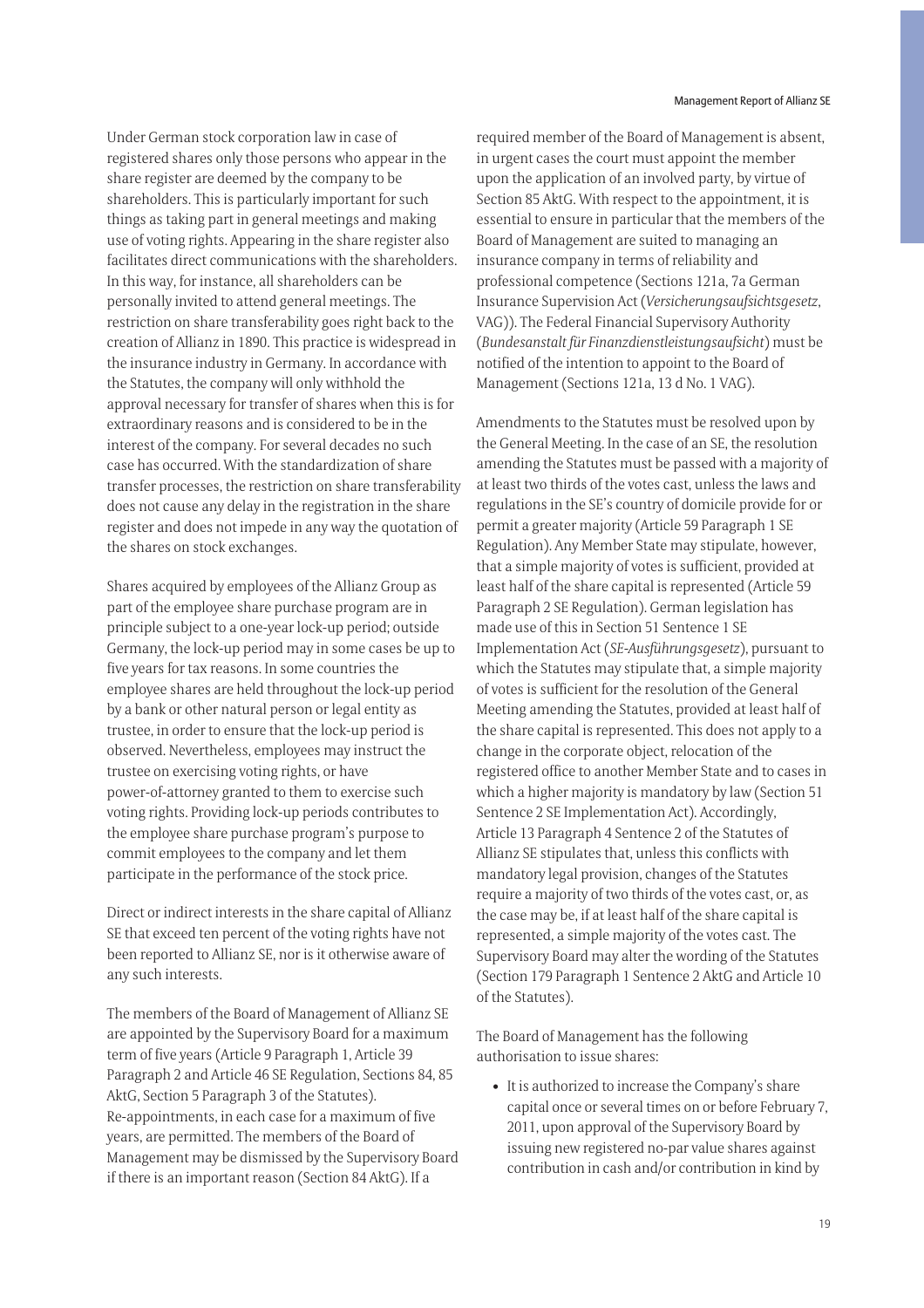Under German stock corporation law in case of registered shares only those persons who appear in the share register are deemed by the company to be shareholders. This is particularly important for such things as taking part in general meetings and making use of voting rights. Appearing in the share register also facilitates direct communications with the shareholders. In this way, for instance, all shareholders can be personally invited to attend general meetings. The restriction on share transferability goes right back to the creation of Allianz in 1890. This practice is widespread in the insurance industry in Germany. In accordance with the Statutes, the company will only withhold the approval necessary for transfer of shares when this is for extraordinary reasons and is considered to be in the interest of the company. For several decades no such case has occurred. With the standardization of share transfer processes, the restriction on share transferability does not cause any delay in the registration in the share register and does not impede in any way the quotation of the shares on stock exchanges.

Shares acquired by employees of the Allianz Group as part of the employee share purchase program are in principle subject to a one-year lock-up period; outside Germany, the lock-up period may in some cases be up to five years for tax reasons. In some countries the employee shares are held throughout the lock-up period by a bank or other natural person or legal entity as trustee, in order to ensure that the lock-up period is observed. Nevertheless, employees may instruct the trustee on exercising voting rights, or have power-of-attorney granted to them to exercise such voting rights. Providing lock-up periods contributes to the employee share purchase program's purpose to commit employees to the company and let them participate in the performance of the stock price.

Direct or indirect interests in the share capital of Allianz SE that exceed ten percent of the voting rights have not been reported to Allianz SE, nor is it otherwise aware of any such interests.

The members of the Board of Management of Allianz SE are appointed by the Supervisory Board for a maximum term of five years (Article 9 Paragraph 1, Article 39 Paragraph 2 and Article 46 SE Regulation, Sections 84, 85 AktG, Section 5 Paragraph 3 of the Statutes). Re-appointments, in each case for a maximum of five years, are permitted. The members of the Board of Management may be dismissed by the Supervisory Board if there is an important reason (Section 84 AktG). If a required member of the Board of Management is absent, in urgent cases the court must appoint the member upon the application of an involved party, by virtue of Section 85 AktG. With respect to the appointment, it is essential to ensure in particular that the members of the Board of Management are suited to managing an insurance company in terms of reliability and professional competence (Sections 121a, 7a German Insurance Supervision Act (*Versicherungsaufsichtsgesetz*, VAG)). The Federal Financial Supervisory Authority (*Bundesanstalt für Finanzdienstleistungsaufsicht*) must be notified of the intention to appoint to the Board of Management (Sections 121a, 13 d No. 1 VAG).

Amendments to the Statutes must be resolved upon by the General Meeting. In the case of an SE, the resolution amending the Statutes must be passed with a majority of at least two thirds of the votes cast, unless the laws and regulations in the SE's country of domicile provide for or permit a greater majority (Article 59 Paragraph 1 SE Regulation). Any Member State may stipulate, however, that a simple majority of votes is sufficient, provided at least half of the share capital is represented (Article 59 Paragraph 2 SE Regulation). German legislation has made use of this in Section 51 Sentence 1 SE Implementation Act (*SE-Ausführungsgesetz*), pursuant to which the Statutes may stipulate that, a simple majority of votes is sufficient for the resolution of the General Meeting amending the Statutes, provided at least half of the share capital is represented. This does not apply to a change in the corporate object, relocation of the registered office to another Member State and to cases in which a higher majority is mandatory by law (Section 51 Sentence 2 SE Implementation Act). Accordingly, Article 13 Paragraph 4 Sentence 2 of the Statutes of Allianz SE stipulates that, unless this conflicts with mandatory legal provision, changes of the Statutes require a majority of two thirds of the votes cast, or, as the case may be, if at least half of the share capital is represented, a simple majority of the votes cast. The Supervisory Board may alter the wording of the Statutes (Section 179 Paragraph 1 Sentence 2 AktG and Article 10 of the Statutes).

The Board of Management has the following authorisation to issue shares:

- It is authorized to increase the Company's share capital once or several times on or before February 7, 2011, upon approval of the Supervisory Board by issuing new registered no-par value shares against contribution in cash and/or contribution in kind by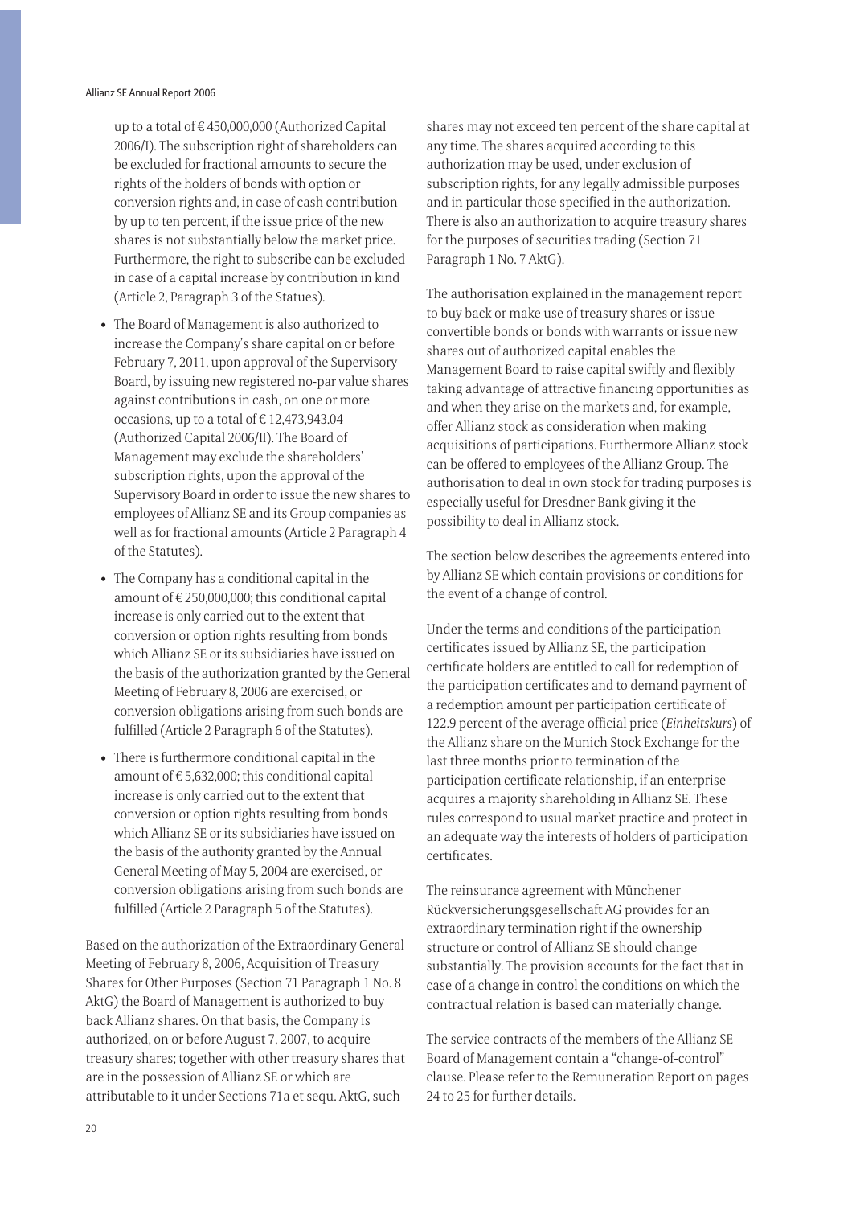up to a total of € 450,000,000 (Authorized Capital 2006/I). The subscription right of shareholders can be excluded for fractional amounts to secure the rights of the holders of bonds with option or conversion rights and, in case of cash contribution by up to ten percent, if the issue price of the new shares is not substantially below the market price. Furthermore, the right to subscribe can be excluded in case of a capital increase by contribution in kind (Article 2, Paragraph 3 of the Statues).

- The Board of Management is also authorized to increase the Company's share capital on or before February 7, 2011, upon approval of the Supervisory Board, by issuing new registered no-par value shares against contributions in cash, on one or more occasions, up to a total of € 12,473,943.04 (Authorized Capital 2006/II). The Board of Management may exclude the shareholders' subscription rights, upon the approval of the Supervisory Board in order to issue the new shares to employees of Allianz SE and its Group companies as well as for fractional amounts (Article 2 Paragraph 4 of the Statutes).
- The Company has a conditional capital in the amount of € 250,000,000; this conditional capital increase is only carried out to the extent that conversion or option rights resulting from bonds which Allianz SE or its subsidiaries have issued on the basis of the authorization granted by the General Meeting of February 8, 2006 are exercised, or conversion obligations arising from such bonds are fulfilled (Article 2 Paragraph 6 of the Statutes).
- There is furthermore conditional capital in the amount of € 5,632,000; this conditional capital increase is only carried out to the extent that conversion or option rights resulting from bonds which Allianz SE or its subsidiaries have issued on the basis of the authority granted by the Annual General Meeting of May 5, 2004 are exercised, or conversion obligations arising from such bonds are fulfilled (Article 2 Paragraph 5 of the Statutes).

Based on the authorization of the Extraordinary General Meeting of February 8, 2006, Acquisition of Treasury Shares for Other Purposes (Section 71 Paragraph 1 No. 8 AktG) the Board of Management is authorized to buy back Allianz shares. On that basis, the Company is authorized, on or before August 7, 2007, to acquire treasury shares; together with other treasury shares that are in the possession of Allianz SE or which are attributable to it under Sections 71a et sequ. AktG, such shares may not exceed ten percent of the share capital at any time. The shares acquired according to this authorization may be used, under exclusion of subscription rights, for any legally admissible purposes and in particular those specified in the authorization. There is also an authorization to acquire treasury shares for the purposes of securities trading (Section 71 Paragraph 1 No. 7 AktG).

The authorisation explained in the management report to buy back or make use of treasury shares or issue convertible bonds or bonds with warrants or issue new shares out of authorized capital enables the Management Board to raise capital swiftly and flexibly taking advantage of attractive financing opportunities as and when they arise on the markets and, for example, offer Allianz stock as consideration when making acquisitions of participations. Furthermore Allianz stock can be offered to employees of the Allianz Group. The authorisation to deal in own stock for trading purposes is especially useful for Dresdner Bank giving it the possibility to deal in Allianz stock.

The section below describes the agreements entered into by Allianz SE which contain provisions or conditions for the event of a change of control.

Under the terms and conditions of the participation certificates issued by Allianz SE, the participation certificate holders are entitled to call for redemption of the participation certificates and to demand payment of a redemption amount per participation certificate of 122.9 percent of the average official price (*Einheitskurs*) of the Allianz share on the Munich Stock Exchange for the last three months prior to termination of the participation certificate relationship, if an enterprise acquires a majority shareholding in Allianz SE. These rules correspond to usual market practice and protect in an adequate way the interests of holders of participation certificates.

The reinsurance agreement with Münchener Rückversicherungsgesellschaft AG provides for an extraordinary termination right if the ownership structure or control of Allianz SE should change substantially. The provision accounts for the fact that in case of a change in control the conditions on which the contractual relation is based can materially change.

The service contracts of the members of the Allianz SE Board of Management contain a "change-of-control" clause. Please refer to the Remuneration Report on pages 24 to 25 for further details.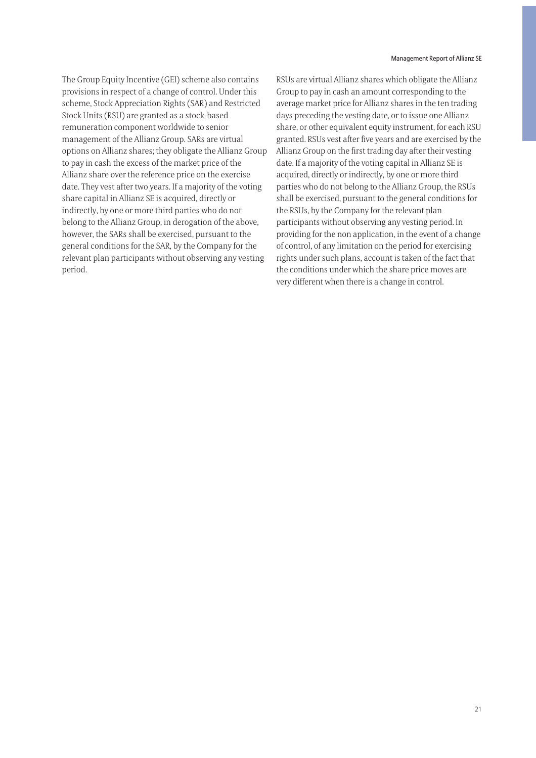The Group Equity Incentive (GEI) scheme also contains provisions in respect of a change of control. Under this scheme, Stock Appreciation Rights (SAR) and Restricted Stock Units (RSU) are granted as a stock-based remuneration component worldwide to senior management of the Allianz Group. SARs are virtual options on Allianz shares; they obligate the Allianz Group to pay in cash the excess of the market price of the Allianz share over the reference price on the exercise date. They vest after two years. If a majority of the voting share capital in Allianz SE is acquired, directly or indirectly, by one or more third parties who do not belong to the Allianz Group, in derogation of the above, however, the SARs shall be exercised, pursuant to the general conditions for the SAR, by the Company for the relevant plan participants without observing any vesting period.

RSUs are virtual Allianz shares which obligate the Allianz Group to pay in cash an amount corresponding to the average market price for Allianz shares in the ten trading days preceding the vesting date, or to issue one Allianz share, or other equivalent equity instrument, for each RSU granted. RSUs vest after five years and are exercised by the Allianz Group on the first trading day after their vesting date. If a majority of the voting capital in Allianz SE is acquired, directly or indirectly, by one or more third parties who do not belong to the Allianz Group, the RSUs shall be exercised, pursuant to the general conditions for the RSUs, by the Company for the relevant plan participants without observing any vesting period. In providing for the non application, in the event of a change of control, of any limitation on the period for exercising rights under such plans, account is taken of the fact that the conditions under which the share price moves are very different when there is a change in control.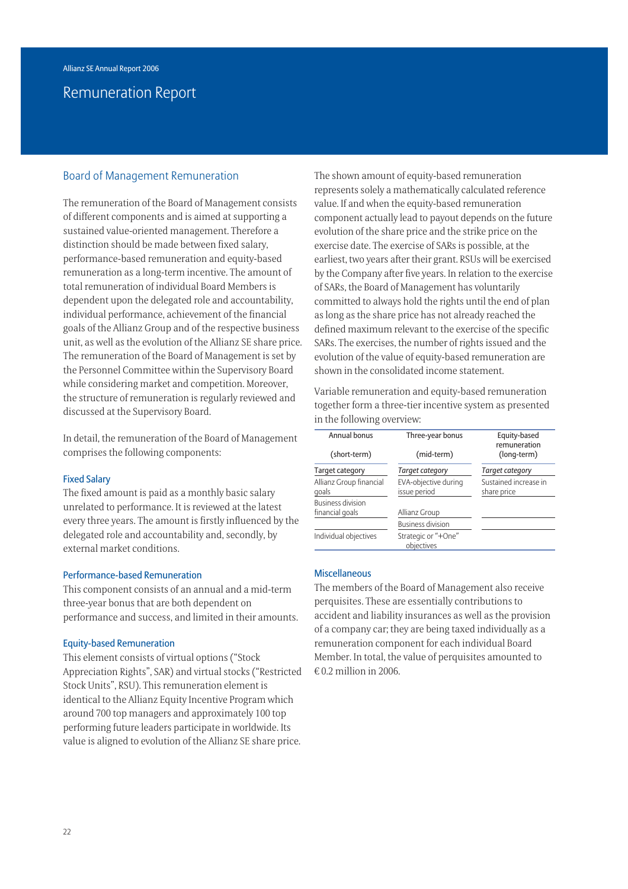# Remuneration Report

## Board of Management Remuneration

The remuneration of the Board of Management consists of different components and is aimed at supporting a sustained value-oriented management. Therefore a distinction should be made between fixed salary, performance-based remuneration and equity-based remuneration as a long-term incentive. The amount of total remuneration of individual Board Members is dependent upon the delegated role and accountability, individual performance, achievement of the financial goals of the Allianz Group and of the respective business unit, as well as the evolution of the Allianz SE share price. The remuneration of the Board of Management is set by the Personnel Committee within the Supervisory Board while considering market and competition. Moreover, the structure of remuneration is regularly reviewed and discussed at the Supervisory Board.

In detail, the remuneration of the Board of Management comprises the following components:

### Fixed Salary

The fixed amount is paid as a monthly basic salary unrelated to performance. It is reviewed at the latest every three years. The amount is firstly influenced by the delegated role and accountability and, secondly, by external market conditions.

### Performance-based Remuneration

This component consists of an annual and a mid-term three-year bonus that are both dependent on performance and success, and limited in their amounts.

### Equity-based Remuneration

This element consists of virtual options ("Stock Appreciation Rights", SAR) and virtual stocks ("Restricted Stock Units", RSU). This remuneration element is identical to the Allianz Equity Incentive Program which around 700 top managers and approximately 100 top performing future leaders participate in worldwide. Its value is aligned to evolution of the Allianz SE share price.

The shown amount of equity-based remuneration represents solely a mathematically calculated reference value. If and when the equity-based remuneration component actually lead to payout depends on the future evolution of the share price and the strike price on the exercise date. The exercise of SARs is possible, at the earliest, two years after their grant. RSUs will be exercised by the Company after five years. In relation to the exercise of SARs, the Board of Management has voluntarily committed to always hold the rights until the end of plan as long as the share price has not already reached the defined maximum relevant to the exercise of the specific SARs. The exercises, the number of rights issued and the evolution of the value of equity-based remuneration are shown in the consolidated income statement.

Variable remuneration and equity-based remuneration together form a three-tier incentive system as presented in the following overview:

| Annual bonus (short-term) | Three-year bonus (mid-term) | Equity-based remuneration (long-term) |
|---|---|---|
| Target category | *Target category* | *Target category* |
| Allianz Group financial goals | EVA-objective during issue period | Sustained increase in share price |
| Business division financial goals | Allianz Group | |
| | Business division | |
| Individual objectives | Strategic or "+One" objectives | |

### Miscellaneous

The members of the Board of Management also receive perquisites. These are essentially contributions to accident and liability insurances as well as the provision of a company car; they are being taxed individually as a remuneration component for each individual Board Member. In total, the value of perquisites amounted to € 0.2 million in 2006.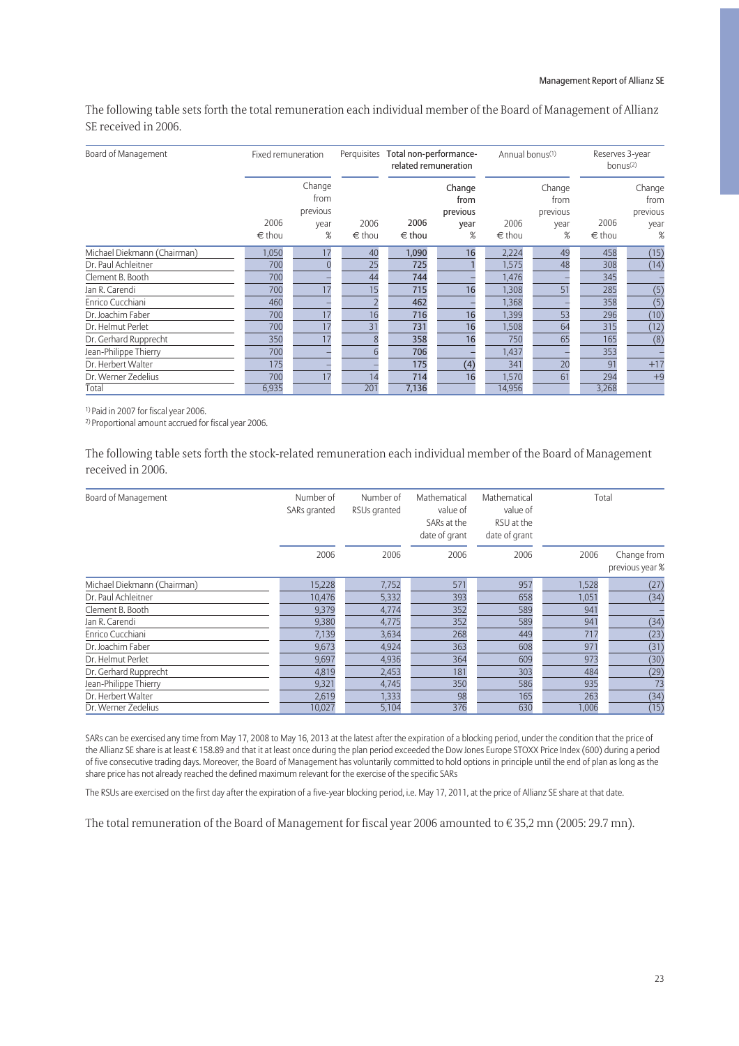The following table sets forth the total remuneration each individual member of the Board of Management of Allianz SE received in 2006.

| Board of Management | Fixed remuneration | | Perquisites | Total non-performance-related remuneration | | Annual bonus[1] | | Reserves 3-year bonus[2] | |
|---|---|---|---|---|---|---|---|---|---|
| | 2006 € thou | Change from previous year % | 2006 € thou | 2006 € thou | Change from previous year % | 2006 € thou | Change from previous year % | 2006 € thou | Change from previous year % |
| Michael Diekmann (Chairman) | 1,050 | 17 | 40 | 1,090 | 16 | 2,224 | 49 | 458 | (15) |
| Dr. Paul Achleitner | 700 | 0 | 25 | 725 | 1 | 1,575 | 48 | 308 | (14) |
| Clement B. Booth | 700 | – | 44 | 744 | – | 1,476 | – | 345 | – |
| Jan R. Carendi | 700 | 17 | 15 | 715 | 16 | 1,308 | 51 | 285 | (5) |
| Enrico Cucchiani | 460 | – | 2 | 462 | – | 1,368 | – | 358 | (5) |
| Dr. Joachim Faber | 700 | 17 | 16 | 716 | 16 | 1,399 | 53 | 296 | (10) |
| Dr. Helmut Perlet | 700 | 17 | 31 | 731 | 16 | 1,508 | 64 | 315 | (12) |
| Dr. Gerhard Rupprecht | 350 | 17 | 8 | 358 | 16 | 750 | 65 | 165 | (8) |
| Jean-Philippe Thierry | 700 | – | 6 | 706 | – | 1,437 | – | 353 | – |
| Dr. Herbert Walter | 175 | – | – | 175 | (4) | 341 | 20 | 91 | +17 |
| Dr. Werner Zedelius | 700 | 17 | 14 | 714 | 16 | 1,570 | 61 | 294 | +9 |
| Total | 6,935 | | 201 | 7,136 | | 14,956 | | 3,268 | |

[1] Paid in 2007 for fiscal year 2006.
[2] Proportional amount accrued for fiscal year 2006.

The following table sets forth the stock-related remuneration each individual member of the Board of Management received in 2006.

| Board of Management | Number of SARs granted | Number of RSUs granted | Mathematical value of SARs at the date of grant | Mathematical value of RSU at the date of grant | Total | |
|---|---|---|---|---|---|---|
| | 2006 | 2006 | 2006 | 2006 | 2006 | Change from previous year % |
| Michael Diekmann (Chairman) | 15,228 | 7,752 | 571 | 957 | 1,528 | (27) |
| Dr. Paul Achleitner | 10,476 | 5,332 | 393 | 658 | 1,051 | (34) |
| Clement B. Booth | 9,379 | 4,774 | 352 | 589 | 941 | – |
| Jan R. Carendi | 9,380 | 4,775 | 352 | 589 | 941 | (34) |
| Enrico Cucchiani | 7,139 | 3,634 | 268 | 449 | 717 | (23) |
| Dr. Joachim Faber | 9,673 | 4,924 | 363 | 608 | 971 | (31) |
| Dr. Helmut Perlet | 9,697 | 4,936 | 364 | 609 | 973 | (30) |
| Dr. Gerhard Rupprecht | 4,819 | 2,453 | 181 | 303 | 484 | (29) |
| Jean-Philippe Thierry | 9,321 | 4,745 | 350 | 586 | 935 | 73 |
| Dr. Herbert Walter | 2,619 | 1,333 | 98 | 165 | 263 | (34) |
| Dr. Werner Zedelius | 10,027 | 5,104 | 376 | 630 | 1,006 | (15) |

SARs can be exercised any time from May 17, 2008 to May 16, 2013 at the latest after the expiration of a blocking period, under the condition that the price of the Allianz SE share is at least € 158.89 and that it at least once during the plan period exceeded the Dow Jones Europe STOXX Price Index (600) during a period of five consecutive trading days. Moreover, the Board of Management has voluntarily committed to hold options in principle until the end of plan as long as the share price has not already reached the defined maximum relevant for the exercise of the specific SARs

The RSUs are exercised on the first day after the expiration of a five-year blocking period, i.e. May 17, 2011, at the price of Allianz SE share at that date.

The total remuneration of the Board of Management for fiscal year 2006 amounted to € 35,2 mn (2005: 29.7 mn).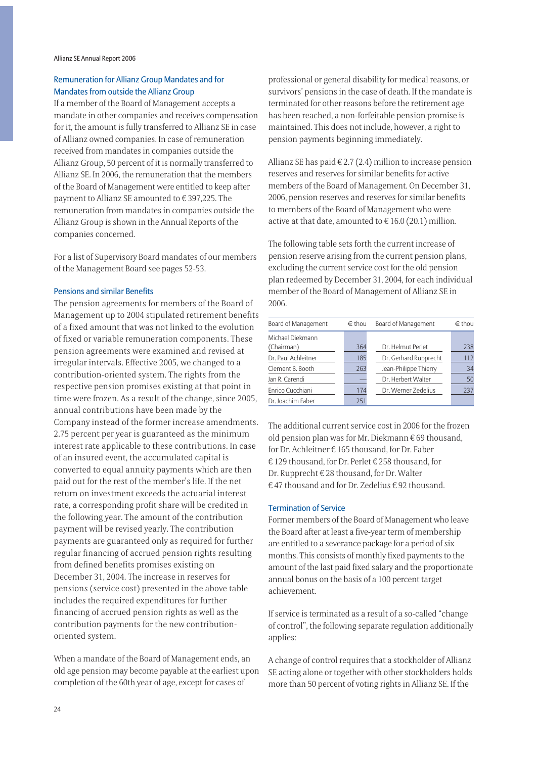### Remuneration for Allianz Group Mandates and for Mandates from outside the Allianz Group

If a member of the Board of Management accepts a mandate in other companies and receives compensation for it, the amount is fully transferred to Allianz SE in case of Allianz owned companies. In case of remuneration received from mandates in companies outside the Allianz Group, 50 percent of it is normally transferred to Allianz SE. In 2006, the remuneration that the members of the Board of Management were entitled to keep after payment to Allianz SE amounted to € 397,225. The remuneration from mandates in companies outside the Allianz Group is shown in the Annual Reports of the companies concerned.

For a list of Supervisory Board mandates of our members of the Management Board see pages 52-53.

### Pensions and similar Benefits

The pension agreements for members of the Board of Management up to 2004 stipulated retirement benefits of a fixed amount that was not linked to the evolution of fixed or variable remuneration components. These pension agreements were examined and revised at irregular intervals. Effective 2005, we changed to a contribution-oriented system. The rights from the respective pension promises existing at that point in time were frozen. As a result of the change, since 2005, annual contributions have been made by the Company instead of the former increase amendments. 2.75 percent per year is guaranteed as the minimum interest rate applicable to these contributions. In case of an insured event, the accumulated capital is converted to equal annuity payments which are then paid out for the rest of the member's life. If the net return on investment exceeds the actuarial interest rate, a corresponding profit share will be credited in the following year. The amount of the contribution payment will be revised yearly. The contribution payments are guaranteed only as required for further regular financing of accrued pension rights resulting from defined benefits promises existing on December 31, 2004. The increase in reserves for pensions (service cost) presented in the above table includes the required expenditures for further financing of accrued pension rights as well as the contribution payments for the new contribution-oriented system.

When a mandate of the Board of Management ends, an old age pension may become payable at the earliest upon completion of the 60th year of age, except for cases of professional or general disability for medical reasons, or survivors' pensions in the case of death. If the mandate is terminated for other reasons before the retirement age has been reached, a non-forfeitable pension promise is maintained. This does not include, however, a right to pension payments beginning immediately.

Allianz SE has paid € 2.7 (2.4) million to increase pension reserves and reserves for similar benefits for active members of the Board of Management. On December 31, 2006, pension reserves and reserves for similar benefits to members of the Board of Management who were active at that date, amounted to € 16.0 (20.1) million.

The following table sets forth the current increase of pension reserve arising from the current pension plans, excluding the current service cost for the old pension plan redeemed by December 31, 2004, for each individual member of the Board of Management of Allianz SE in 2006.

| Board of Management | € thou | Board of Management | € thou |
|---|---|---|---|
| Michael Diekmann (Chairman) | 364 | Dr. Helmut Perlet | 238 |
| Dr. Paul Achleitner | 185 | Dr. Gerhard Rupprecht | 112 |
| Clement B. Booth | 263 | Jean-Philippe Thierry | 34 |
| Jan R. Carendi | — | Dr. Herbert Walter | 50 |
| Enrico Cucchiani | 174 | Dr. Werner Zedelius | 237 |
| Dr. Joachim Faber | 251 | | |

The additional current service cost in 2006 for the frozen old pension plan was for Mr. Diekmann € 69 thousand, for Dr. Achleitner € 165 thousand, for Dr. Faber € 129 thousand, for Dr. Perlet € 258 thousand, for Dr. Rupprecht € 28 thousand, for Dr. Walter € 47 thousand and for Dr. Zedelius € 92 thousand.

### Termination of Service

Former members of the Board of Management who leave the Board after at least a five-year term of membership are entitled to a severance package for a period of six months. This consists of monthly fixed payments to the amount of the last paid fixed salary and the proportionate annual bonus on the basis of a 100 percent target achievement.

If service is terminated as a result of a so-called "change of control", the following separate regulation additionally applies:

A change of control requires that a stockholder of Allianz SE acting alone or together with other stockholders holds more than 50 percent of voting rights in Allianz SE. If the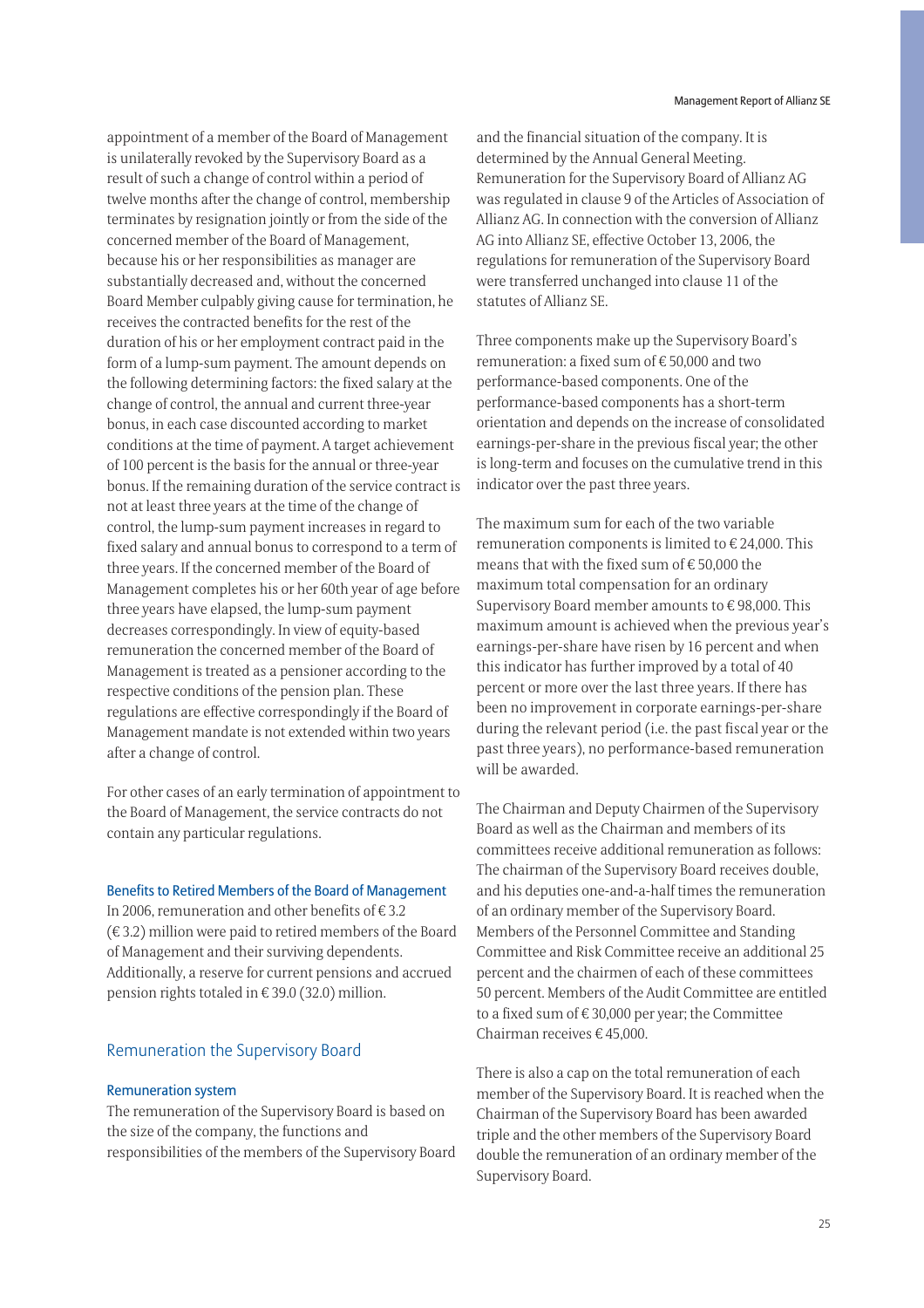appointment of a member of the Board of Management is unilaterally revoked by the Supervisory Board as a result of such a change of control within a period of twelve months after the change of control, membership terminates by resignation jointly or from the side of the concerned member of the Board of Management, because his or her responsibilities as manager are substantially decreased and, without the concerned Board Member culpably giving cause for termination, he receives the contracted benefits for the rest of the duration of his or her employment contract paid in the form of a lump-sum payment. The amount depends on the following determining factors: the fixed salary at the change of control, the annual and current three-year bonus, in each case discounted according to market conditions at the time of payment. A target achievement of 100 percent is the basis for the annual or three-year bonus. If the remaining duration of the service contract is not at least three years at the time of the change of control, the lump-sum payment increases in regard to fixed salary and annual bonus to correspond to a term of three years. If the concerned member of the Board of Management completes his or her 60th year of age before three years have elapsed, the lump-sum payment decreases correspondingly. In view of equity-based remuneration the concerned member of the Board of Management is treated as a pensioner according to the respective conditions of the pension plan. These regulations are effective correspondingly if the Board of Management mandate is not extended within two years after a change of control.

For other cases of an early termination of appointment to the Board of Management, the service contracts do not contain any particular regulations.

### Benefits to Retired Members of the Board of Management

In 2006, remuneration and other benefits of € 3.2 (€ 3.2) million were paid to retired members of the Board of Management and their surviving dependents. Additionally, a reserve for current pensions and accrued pension rights totaled in € 39.0 (32.0) million.

## Remuneration the Supervisory Board

### Remuneration system

The remuneration of the Supervisory Board is based on the size of the company, the functions and responsibilities of the members of the Supervisory Board and the financial situation of the company. It is determined by the Annual General Meeting. Remuneration for the Supervisory Board of Allianz AG was regulated in clause 9 of the Articles of Association of Allianz AG. In connection with the conversion of Allianz AG into Allianz SE, effective October 13, 2006, the regulations for remuneration of the Supervisory Board were transferred unchanged into clause 11 of the statutes of Allianz SE.

Three components make up the Supervisory Board's remuneration: a fixed sum of € 50,000 and two performance-based components. One of the performance-based components has a short-term orientation and depends on the increase of consolidated earnings-per-share in the previous fiscal year; the other is long-term and focuses on the cumulative trend in this indicator over the past three years.

The maximum sum for each of the two variable remuneration components is limited to € 24,000. This means that with the fixed sum of € 50,000 the maximum total compensation for an ordinary Supervisory Board member amounts to € 98,000. This maximum amount is achieved when the previous year's earnings-per-share have risen by 16 percent and when this indicator has further improved by a total of 40 percent or more over the last three years. If there has been no improvement in corporate earnings-per-share during the relevant period (i.e. the past fiscal year or the past three years), no performance-based remuneration will be awarded.

The Chairman and Deputy Chairmen of the Supervisory Board as well as the Chairman and members of its committees receive additional remuneration as follows: The chairman of the Supervisory Board receives double, and his deputies one-and-a-half times the remuneration of an ordinary member of the Supervisory Board. Members of the Personnel Committee and Standing Committee and Risk Committee receive an additional 25 percent and the chairmen of each of these committees 50 percent. Members of the Audit Committee are entitled to a fixed sum of € 30,000 per year; the Committee Chairman receives € 45,000.

There is also a cap on the total remuneration of each member of the Supervisory Board. It is reached when the Chairman of the Supervisory Board has been awarded triple and the other members of the Supervisory Board double the remuneration of an ordinary member of the Supervisory Board.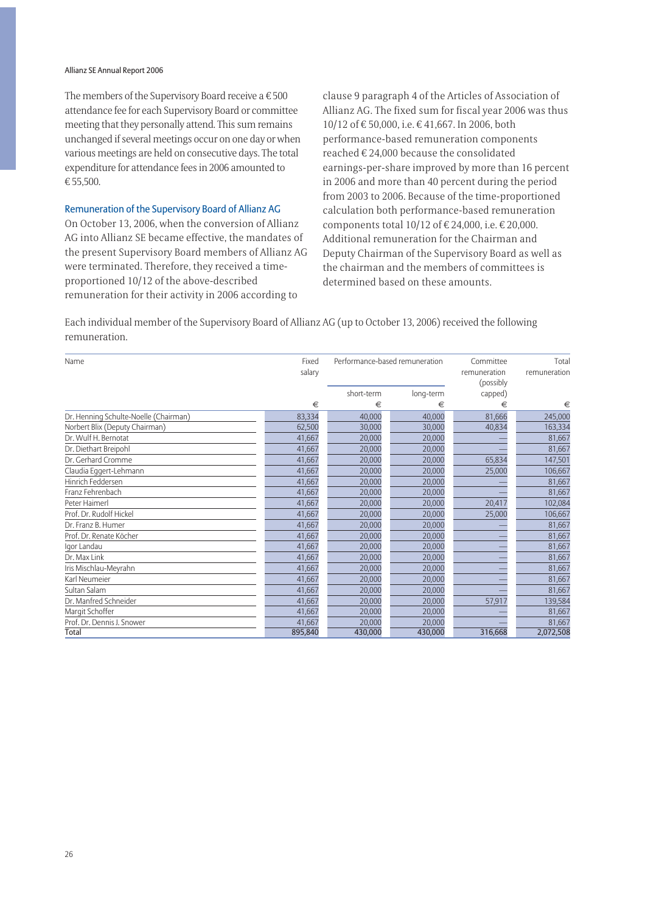The members of the Supervisory Board receive a € 500 attendance fee for each Supervisory Board or committee meeting that they personally attend. This sum remains unchanged if several meetings occur on one day or when various meetings are held on consecutive days. The total expenditure for attendance fees in 2006 amounted to € 55,500.

### Remuneration of the Supervisory Board of Allianz AG

On October 13, 2006, when the conversion of Allianz AG into Allianz SE became effective, the mandates of the present Supervisory Board members of Allianz AG were terminated. Therefore, they received a time-proportioned 10/12 of the above-described remuneration for their activity in 2006 according to clause 9 paragraph 4 of the Articles of Association of Allianz AG. The fixed sum for fiscal year 2006 was thus 10/12 of € 50,000, i.e. € 41,667. In 2006, both performance-based remuneration components reached € 24,000 because the consolidated earnings-per-share improved by more than 16 percent in 2006 and more than 40 percent during the period from 2003 to 2006. Because of the time-proportioned calculation both performance-based remuneration components total 10/12 of € 24,000, i.e. € 20,000. Additional remuneration for the Chairman and Deputy Chairman of the Supervisory Board as well as the chairman and the members of committees is determined based on these amounts.

Each individual member of the Supervisory Board of Allianz AG (up to October 13, 2006) received the following remuneration.

| Name | Fixed salary | Performance-based remuneration | | Committee remuneration (possibly capped) | Total remuneration |
|---|---|---|---|---|---|
| | | short-term | long-term | | |
| | € | € | € | € | € |
| Dr. Henning Schulte-Noelle (Chairman) | 83,334 | 40,000 | 40,000 | 81,666 | 245,000 |
| Norbert Blix (Deputy Chairman) | 62,500 | 30,000 | 30,000 | 40,834 | 163,334 |
| Dr. Wulf H. Bernotat | 41,667 | 20,000 | 20,000 | — | 81,667 |
| Dr. Diethart Breipohl | 41,667 | 20,000 | 20,000 | — | 81,667 |
| Dr. Gerhard Cromme | 41,667 | 20,000 | 20,000 | 65,834 | 147,501 |
| Claudia Eggert-Lehmann | 41,667 | 20,000 | 20,000 | 25,000 | 106,667 |
| Hinrich Feddersen | 41,667 | 20,000 | 20,000 | — | 81,667 |
| Franz Fehrenbach | 41,667 | 20,000 | 20,000 | — | 81,667 |
| Peter Haimerl | 41,667 | 20,000 | 20,000 | 20,417 | 102,084 |
| Prof. Dr. Rudolf Hickel | 41,667 | 20,000 | 20,000 | 25,000 | 106,667 |
| Dr. Franz B. Humer | 41,667 | 20,000 | 20,000 | — | 81,667 |
| Prof. Dr. Renate Köcher | 41,667 | 20,000 | 20,000 | — | 81,667 |
| Igor Landau | 41,667 | 20,000 | 20,000 | — | 81,667 |
| Dr. Max Link | 41,667 | 20,000 | 20,000 | — | 81,667 |
| Iris Mischlau-Meyrahn | 41,667 | 20,000 | 20,000 | — | 81,667 |
| Karl Neumeier | 41,667 | 20,000 | 20,000 | — | 81,667 |
| Sultan Salam | 41,667 | 20,000 | 20,000 | — | 81,667 |
| Dr. Manfred Schneider | 41,667 | 20,000 | 20,000 | 57,917 | 139,584 |
| Margit Schoffer | 41,667 | 20,000 | 20,000 | — | 81,667 |
| Prof. Dr. Dennis J. Snower | 41,667 | 20,000 | 20,000 | — | 81,667 |
| Total | 895,840 | 430,000 | 430,000 | 316,668 | 2,072,508 |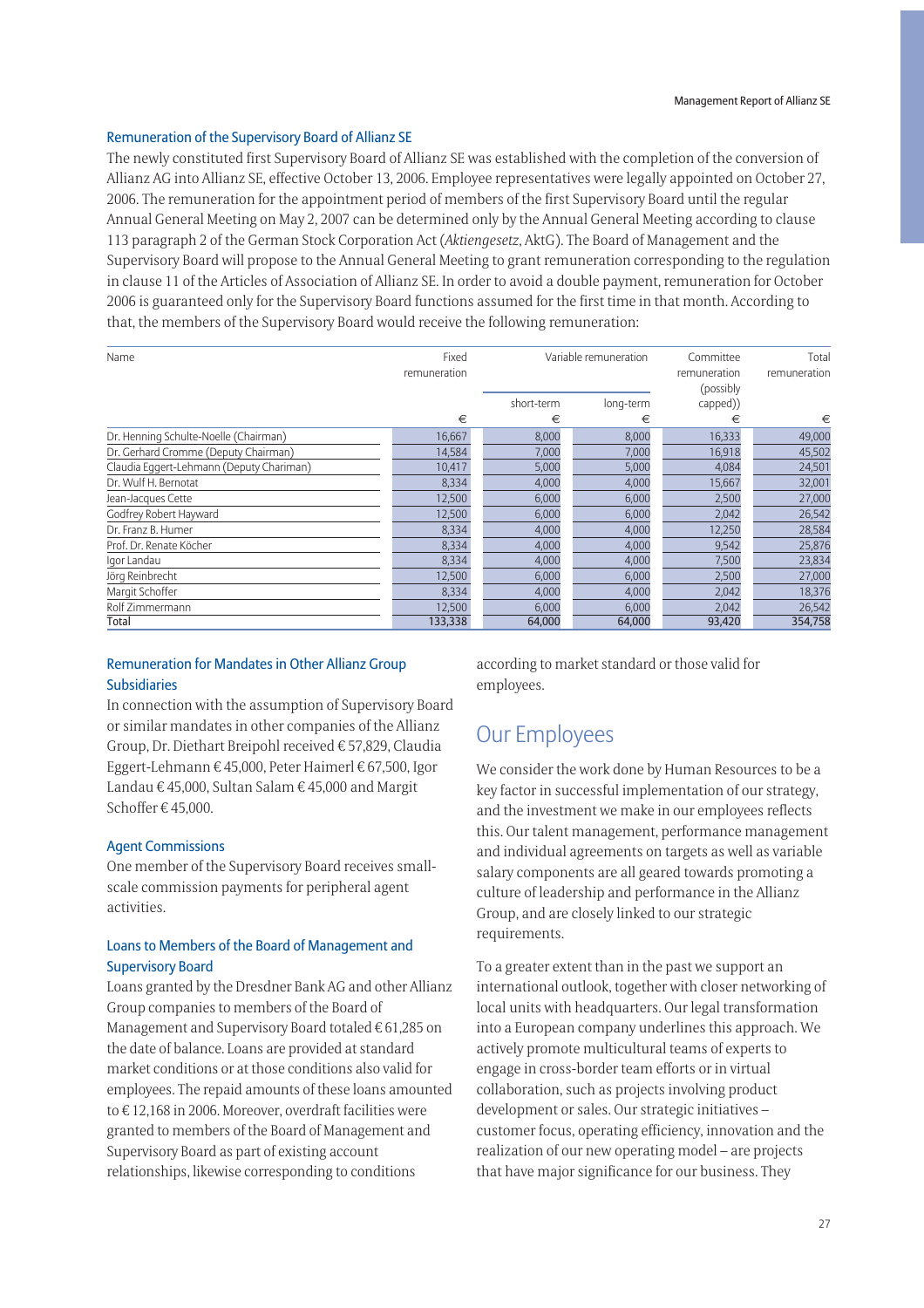### Remuneration of the Supervisory Board of Allianz SE

The newly constituted first Supervisory Board of Allianz SE was established with the completion of the conversion of Allianz AG into Allianz SE, effective October 13, 2006. Employee representatives were legally appointed on October 27, 2006. The remuneration for the appointment period of members of the first Supervisory Board until the regular Annual General Meeting on May 2, 2007 can be determined only by the Annual General Meeting according to clause 113 paragraph 2 of the German Stock Corporation Act (*Aktiengesetz*, AktG). The Board of Management and the Supervisory Board will propose to the Annual General Meeting to grant remuneration corresponding to the regulation in clause 11 of the Articles of Association of Allianz SE. In order to avoid a double payment, remuneration for October 2006 is guaranteed only for the Supervisory Board functions assumed for the first time in that month. According to that, the members of the Supervisory Board would receive the following remuneration:

| Name | Fixed remuneration | Variable remuneration | | Committee remuneration (possibly capped)) | Total remuneration |
|---|---|---|---|---|---|
| | | short-term | long-term | | |
| | € | € | € | € | € |
| Dr. Henning Schulte-Noelle (Chairman) | 16,667 | 8,000 | 8,000 | 16,333 | 49,000 |
| Dr. Gerhard Cromme (Deputy Chairman) | 14,584 | 7,000 | 7,000 | 16,918 | 45,502 |
| Claudia Eggert-Lehmann (Deputy Chariman) | 10,417 | 5,000 | 5,000 | 4,084 | 24,501 |
| Dr. Wulf H. Bernotat | 8,334 | 4,000 | 4,000 | 15,667 | 32,001 |
| Jean-Jacques Cette | 12,500 | 6,000 | 6,000 | 2,500 | 27,000 |
| Godfrey Robert Hayward | 12,500 | 6,000 | 6,000 | 2,042 | 26,542 |
| Dr. Franz B. Humer | 8,334 | 4,000 | 4,000 | 12,250 | 28,584 |
| Prof. Dr. Renate Köcher | 8,334 | 4,000 | 4,000 | 9,542 | 25,876 |
| Igor Landau | 8,334 | 4,000 | 4,000 | 7,500 | 23,834 |
| Jörg Reinbrecht | 12,500 | 6,000 | 6,000 | 2,500 | 27,000 |
| Margit Schoffer | 8,334 | 4,000 | 4,000 | 2,042 | 18,376 |
| Rolf Zimmermann | 12,500 | 6,000 | 6,000 | 2,042 | 26,542 |
| Total | 133,338 | 64,000 | 64,000 | 93,420 | 354,758 |

### Remuneration for Mandates in Other Allianz Group Subsidiaries

In connection with the assumption of Supervisory Board or similar mandates in other companies of the Allianz Group, Dr. Diethart Breipohl received € 57,829, Claudia Eggert-Lehmann € 45,000, Peter Haimerl € 67,500, Igor Landau € 45,000, Sultan Salam € 45,000 and Margit Schoffer € 45,000.

### Agent Commissions

One member of the Supervisory Board receives small-scale commission payments for peripheral agent activities.

### Loans to Members of the Board of Management and Supervisory Board

Loans granted by the Dresdner Bank AG and other Allianz Group companies to members of the Board of Management and Supervisory Board totaled € 61,285 on the date of balance. Loans are provided at standard market conditions or at those conditions also valid for employees. The repaid amounts of these loans amounted to € 12,168 in 2006. Moreover, overdraft facilities were granted to members of the Board of Management and Supervisory Board as part of existing account relationships, likewise corresponding to conditions according to market standard or those valid for employees.

## Our Employees

We consider the work done by Human Resources to be a key factor in successful implementation of our strategy, and the investment we make in our employees reflects this. Our talent management, performance management and individual agreements on targets as well as variable salary components are all geared towards promoting a culture of leadership and performance in the Allianz Group, and are closely linked to our strategic requirements.

To a greater extent than in the past we support an international outlook, together with closer networking of local units with headquarters. Our legal transformation into a European company underlines this approach. We actively promote multicultural teams of experts to engage in cross-border team efforts or in virtual collaboration, such as projects involving product development or sales. Our strategic initiatives – customer focus, operating efficiency, innovation and the realization of our new operating model – are projects that have major significance for our business. They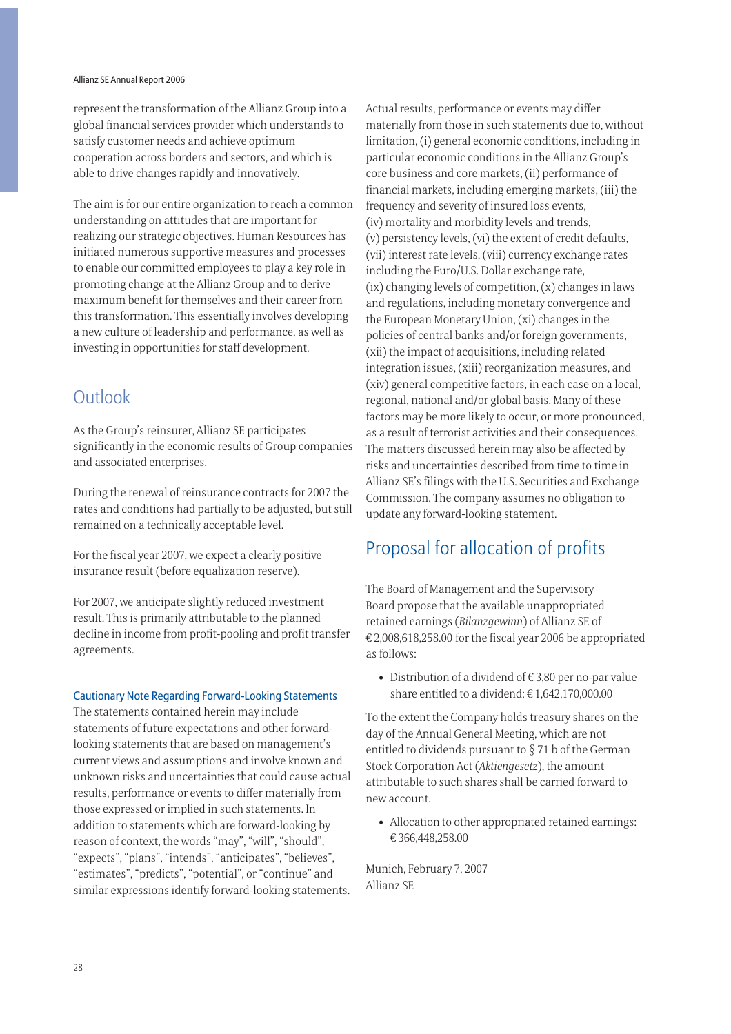represent the transformation of the Allianz Group into a global financial services provider which understands to satisfy customer needs and achieve optimum cooperation across borders and sectors, and which is able to drive changes rapidly and innovatively.

The aim is for our entire organization to reach a common understanding on attitudes that are important for realizing our strategic objectives. Human Resources has initiated numerous supportive measures and processes to enable our committed employees to play a key role in promoting change at the Allianz Group and to derive maximum benefit for themselves and their career from this transformation. This essentially involves developing a new culture of leadership and performance, as well as investing in opportunities for staff development.

## Outlook

As the Group's reinsurer, Allianz SE participates significantly in the economic results of Group companies and associated enterprises.

During the renewal of reinsurance contracts for 2007 the rates and conditions had partially to be adjusted, but still remained on a technically acceptable level.

For the fiscal year 2007, we expect a clearly positive insurance result (before equalization reserve).

For 2007, we anticipate slightly reduced investment result. This is primarily attributable to the planned decline in income from profit-pooling and profit transfer agreements.

### Cautionary Note Regarding Forward-Looking Statements

The statements contained herein may include statements of future expectations and other forward-looking statements that are based on management's current views and assumptions and involve known and unknown risks and uncertainties that could cause actual results, performance or events to differ materially from those expressed or implied in such statements. In addition to statements which are forward-looking by reason of context, the words "may", "will", "should", "expects", "plans", "intends", "anticipates", "believes", "estimates", "predicts", "potential", or "continue" and similar expressions identify forward-looking statements. Actual results, performance or events may differ materially from those in such statements due to, without limitation, (i) general economic conditions, including in particular economic conditions in the Allianz Group's core business and core markets, (ii) performance of financial markets, including emerging markets, (iii) the frequency and severity of insured loss events, (iv) mortality and morbidity levels and trends, (v) persistency levels, (vi) the extent of credit defaults, (vii) interest rate levels, (viii) currency exchange rates including the Euro/U.S. Dollar exchange rate, (ix) changing levels of competition, (x) changes in laws and regulations, including monetary convergence and the European Monetary Union, (xi) changes in the policies of central banks and/or foreign governments, (xii) the impact of acquisitions, including related integration issues, (xiii) reorganization measures, and (xiv) general competitive factors, in each case on a local, regional, national and/or global basis. Many of these factors may be more likely to occur, or more pronounced, as a result of terrorist activities and their consequences. The matters discussed herein may also be affected by risks and uncertainties described from time to time in Allianz SE's filings with the U.S. Securities and Exchange Commission. The company assumes no obligation to update any forward-looking statement.

## Proposal for allocation of profits

The Board of Management and the Supervisory Board propose that the available unappropriated retained earnings (*Bilanzgewinn*) of Allianz SE of € 2,008,618,258.00 for the fiscal year 2006 be appropriated as follows:

- Distribution of a dividend of € 3,80 per no-par value share entitled to a dividend: € 1,642,170,000.00

To the extent the Company holds treasury shares on the day of the Annual General Meeting, which are not entitled to dividends pursuant to § 71 b of the German Stock Corporation Act (*Aktiengesetz*), the amount attributable to such shares shall be carried forward to new account.

- Allocation to other appropriated retained earnings: € 366,448,258.00

Munich, February 7, 2007
Allianz SE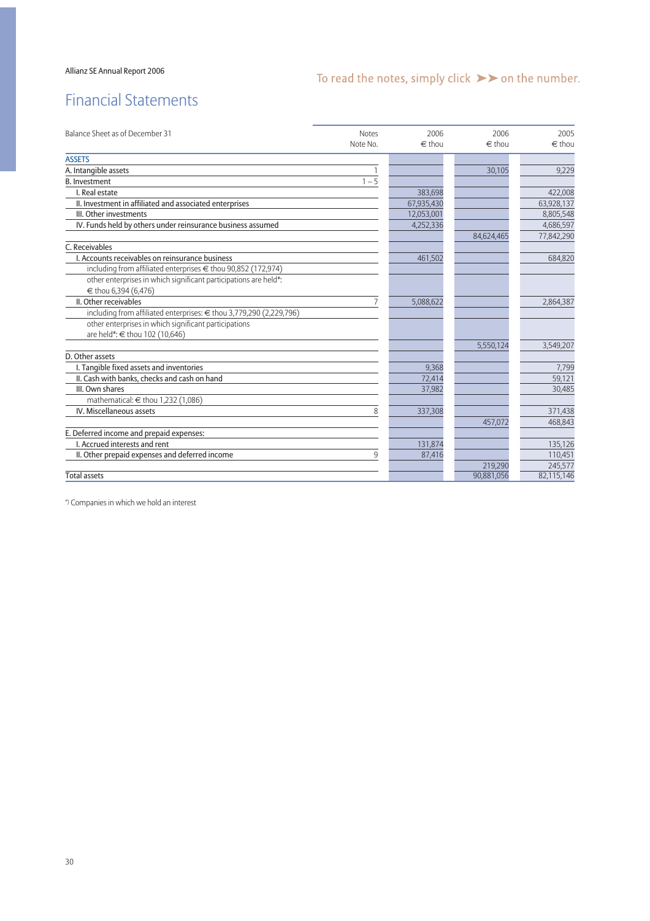# Financial Statements

To read the notes, simply click ➤➤ on the number.

| Balance Sheet as of December 31 | Notes Note No. | 2006 € thou | 2006 € thou | 2005 € thou |
|---|---|---|---|---|
| **ASSETS** | | | | |
| A. Intangible assets | 1 | | 30,105 | 9,229 |
| B. Investment | 1 – 5 | | | |
| I. Real estate | | 383,698 | | 422,008 |
| II. Investment in affiliated and associated enterprises | | 67,935,430 | | 63,928,137 |
| III. Other investments | | 12,053,001 | | 8,805,548 |
| IV. Funds held by others under reinsurance business assumed | | 4,252,336 | | 4,686,597 |
| | | | 84,624,465 | 77,842,290 |
| C. Receivables | | | | |
| I. Accounts receivables on reinsurance business | | 461,502 | | 684,820 |
| including from affiliated enterprises € thou 90,852 (172,974) | | | | |
| other enterprises in which significant participations are held*: € thou 6,394 (6,476) | | | | |
| II. Other receivables | 7 | 5,088,622 | | 2,864,387 |
| including from affiliated enterprises: € thou 3,779,290 (2,229,796) | | | | |
| other enterprises in which significant participations are held*: € thou 102 (10,646) | | | | |
| | | | 5,550,124 | 3,549,207 |
| D. Other assets | | | | |
| I. Tangible fixed assets and inventories | | 9,368 | | 7,799 |
| II. Cash with banks, checks and cash on hand | | 72,414 | | 59,121 |
| III. Own shares | | 37,982 | | 30,485 |
| mathematical: € thou 1,232 (1,086) | | | | |
| IV. Miscellaneous assets | 8 | 337,308 | | 371,438 |
| | | | 457,072 | 468,843 |
| E. Deferred income and prepaid expenses: | | | | |
| I. Accrued interests and rent | | 131,874 | | 135,126 |
| II. Other prepaid expenses and deferred income | 9 | 87,416 | | 110,451 |
| | | | 219,290 | 245,577 |
| Total assets | | | 90,881,056 | 82,115,146 |

*) Companies in which we hold an interest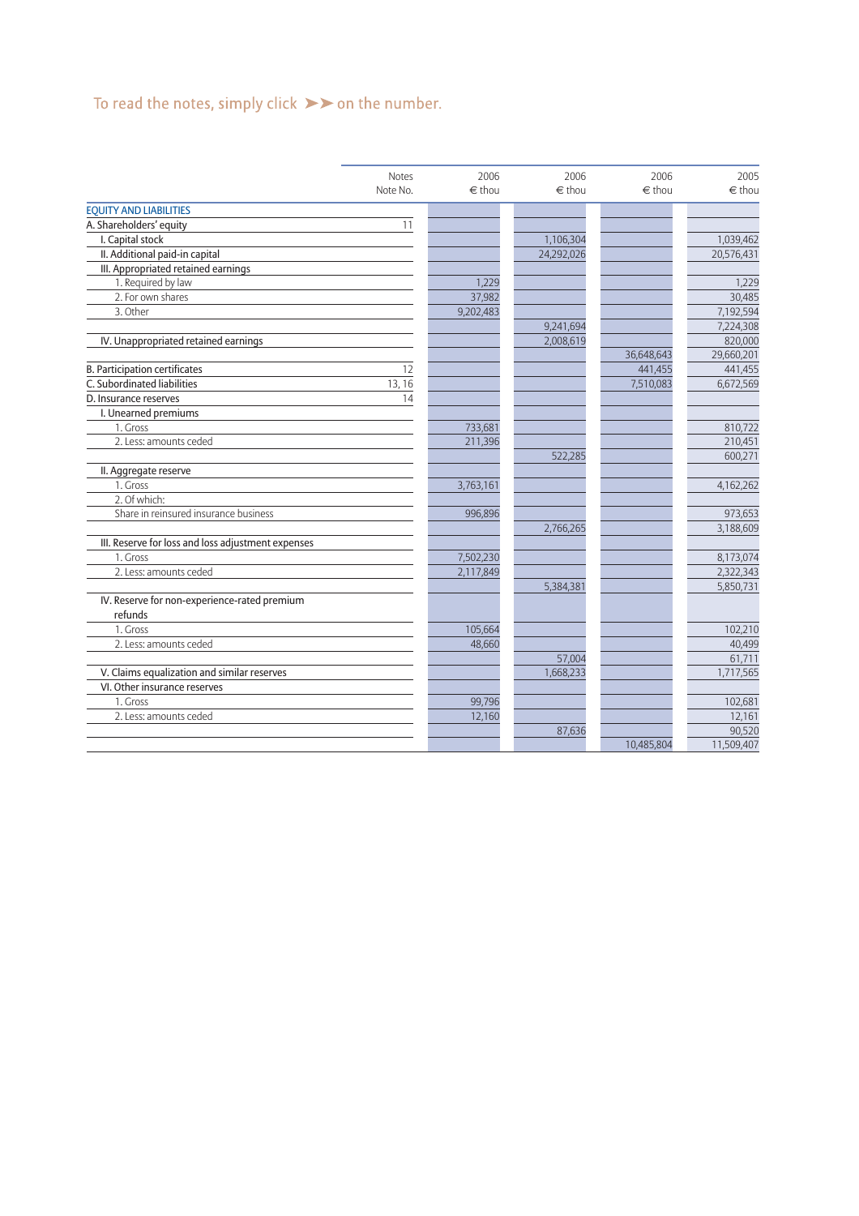To read the notes, simply click ➤➤ on the number.

| | Notes Note No. | 2006 € thou | 2006 € thou | 2006 € thou | 2005 € thou |
|---|---|---|---|---|---|
| EQUITY AND LIABILITIES | | | | | |
| A. Shareholders' equity | 11 | | | | |
| I. Capital stock | | | 1,106,304 | | 1,039,462 |
| II. Additional paid-in capital | | | 24,292,026 | | 20,576,431 |
| III. Appropriated retained earnings | | | | | |
| 1. Required by law | | 1,229 | | | 1,229 |
| 2. For own shares | | 37,982 | | | 30,485 |
| 3. Other | | 9,202,483 | | | 7,192,594 |
| | | | 9,241,694 | | 7,224,308 |
| IV. Unappropriated retained earnings | | | 2,008,619 | | 820,000 |
| | | | | 36,648,643 | 29,660,201 |
| B. Participation certificates | 12 | | | 441,455 | 441,455 |
| C. Subordinated liabilities | 13, 16 | | | 7,510,083 | 6,672,569 |
| D. Insurance reserves | 14 | | | | |
| I. Unearned premiums | | | | | |
| 1. Gross | | 733,681 | | | 810,722 |
| 2. Less: amounts ceded | | 211,396 | | | 210,451 |
| | | | 522,285 | | 600,271 |
| II. Aggregate reserve | | | | | |
| 1. Gross | | 3,763,161 | | | 4,162,262 |
| 2. Of which: | | | | | |
| Share in reinsured insurance business | | 996,896 | | | 973,653 |
| | | | 2,766,265 | | 3,188,609 |
| III. Reserve for loss and loss adjustment expenses | | | | | |
| 1. Gross | | 7,502,230 | | | 8,173,074 |
| 2. Less: amounts ceded | | 2,117,849 | | | 2,322,343 |
| | | | 5,384,381 | | 5,850,731 |
| IV. Reserve for non-experience-rated premium refunds | | | | | |
| 1. Gross | | 105,664 | | | 102,210 |
| 2. Less: amounts ceded | | 48,660 | | | 40,499 |
| | | | 57,004 | | 61,711 |
| V. Claims equalization and similar reserves | | | 1,668,233 | | 1,717,565 |
| VI. Other insurance reserves | | | | | |
| 1. Gross | | 99,796 | | | 102,681 |
| 2. Less: amounts ceded | | 12,160 | | | 12,161 |
| | | | 87,636 | | 90,520 |
| | | | | 10,485,804 | 11,509,407 |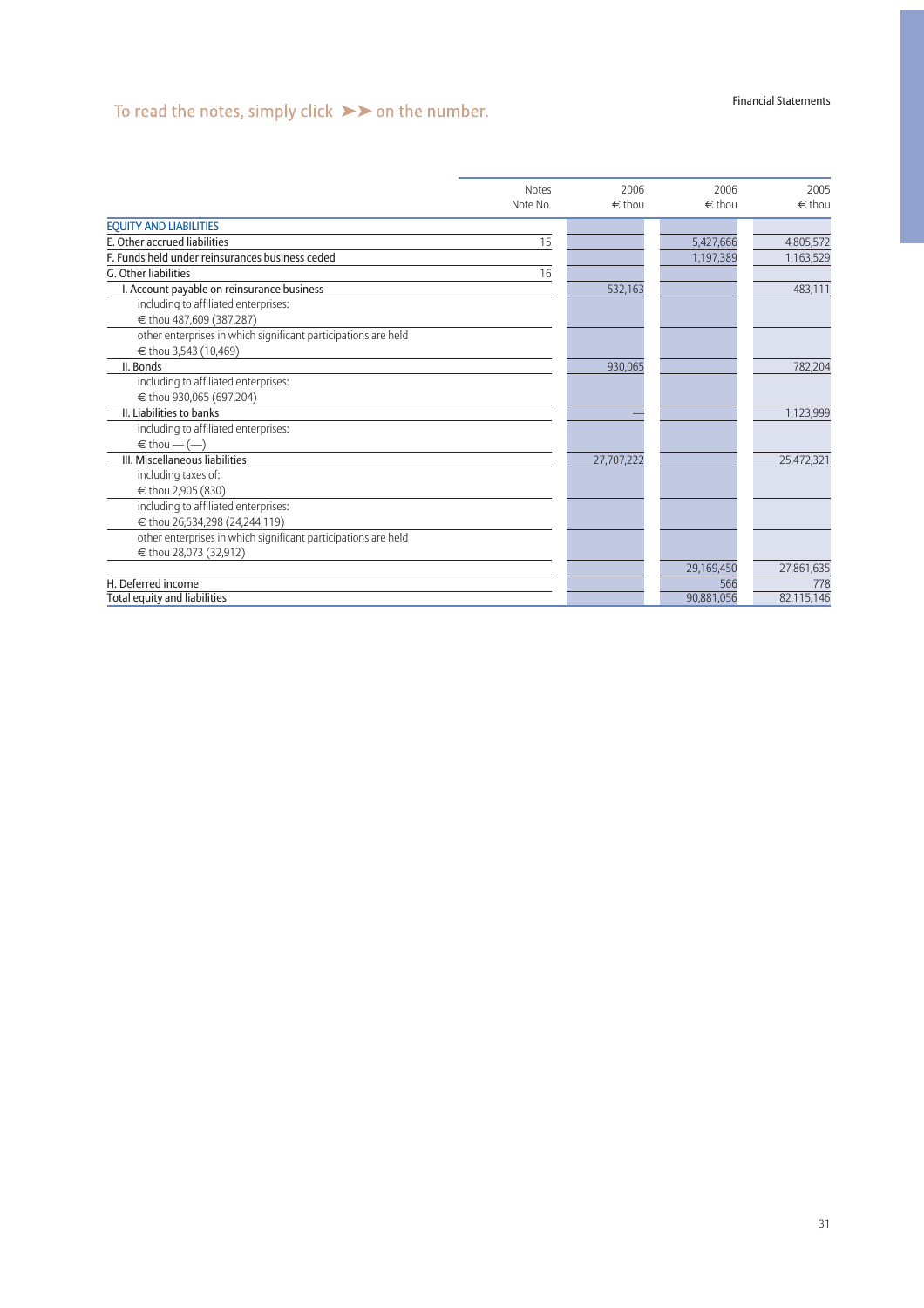To read the notes, simply click ➤➤ on the number.

| | Notes Note No. | 2006 € thou | 2006 € thou | 2005 € thou |
|---|---|---|---|---|
| EQUITY AND LIABILITIES | | | | |
| E. Other accrued liabilities | 15 | | 5,427,666 | 4,805,572 |
| F. Funds held under reinsurances business ceded | | | 1,197,389 | 1,163,529 |
| G. Other liabilities | 16 | | | |
| I. Account payable on reinsurance business | | 532,163 | | 483,111 |
| including to affiliated enterprises: € thou 487,609 (387,287) | | | | |
| other enterprises in which significant participations are held € thou 3,543 (10,469) | | | | |
| II. Bonds | | 930,065 | | 782,204 |
| including to affiliated enterprises: € thou 930,065 (697,204) | | | | |
| II. Liabilities to banks | | — | | 1,123,999 |
| including to affiliated enterprises: € thou — (—) | | | | |
| III. Miscellaneous liabilities | | 27,707,222 | | 25,472,321 |
| including taxes of: € thou 2,905 (830) | | | | |
| including to affiliated enterprises: € thou 26,534,298 (24,244,119) | | | | |
| other enterprises in which significant participations are held € thou 28,073 (32,912) | | | | |
| | | | 29,169,450 | 27,861,635 |
| H. Deferred income | | | 566 | 778 |
| Total equity and liabilities | | | 90,881,056 | 82,115,146 |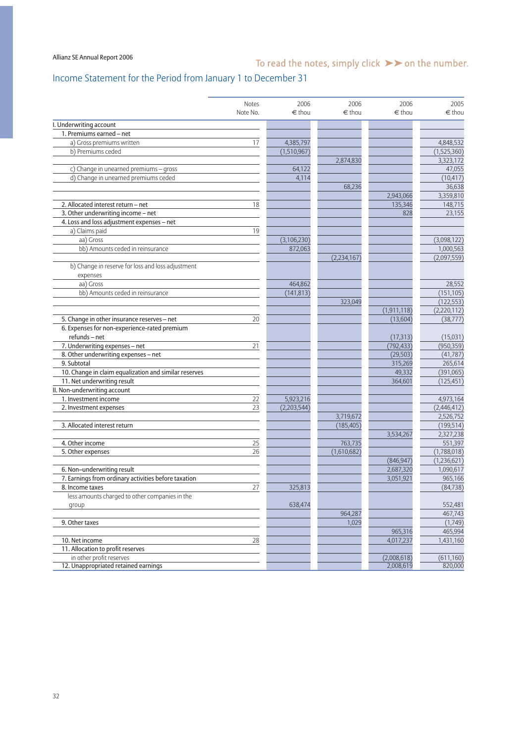To read the notes, simply click ➤➤ on the number.

## Income Statement for the Period from January 1 to December 31

| | Notes Note No. | 2006 € thou | 2006 € thou | 2006 € thou | 2005 € thou |
|---|---|---|---|---|---|
| I. Underwriting account | | | | | |
| 1. Premiums earned – net | | | | | |
| a) Gross premiums written | 17 | 4,385,797 | | | 4,848,532 |
| b) Premiums ceded | | (1,510,967) | | | (1,525,360) |
| | | | 2,874,830 | | 3,323,172 |
| c) Change in unearned premiums – gross | | 64,122 | | | 47,055 |
| d) Change in unearned premiums ceded | | 4,114 | | | (10,417) |
| | | | 68,236 | | 36,638 |
| | | | | 2,943,066 | 3,359,810 |
| 2. Allocated interest return – net | 18 | | | 135,346 | 148,715 |
| 3. Other underwriting income – net | | | | 828 | 23,155 |
| 4. Loss and loss adjustment expenses – net | | | | | |
| a) Claims paid | 19 | | | | |
| aa) Gross | | (3,106,230) | | | (3,098,122) |
| bb) Amounts ceded in reinsurance | | 872,063 | | | 1,000,563 |
| | | | (2,234,167) | | (2,097,559) |
| b) Change in reserve for loss and loss adjustment expenses | | | | | |
| aa) Gross | | 464,862 | | | 28,552 |
| bb) Amounts ceded in reinsurance | | (141,813) | | | (151,105) |
| | | | 323,049 | | (122,553) |
| | | | | (1,911,118) | (2,220,112) |
| 5. Change in other insurance reserves – net | 20 | | | (13,604) | (38,777) |
| 6. Expenses for non-experience-rated premium refunds – net | | | | (17,313) | (15,031) |
| 7. Underwriting expenses – net | 21 | | | (792,433) | (950,359) |
| 8. Other underwriting expenses – net | | | | (29,503) | (41,787) |
| 9. Subtotal | | | | 315,269 | 265,614 |
| 10. Change in claim equalization and similar reserves | | | | 49,332 | (391,065) |
| 11. Net underwriting result | | | | 364,601 | (125,451) |
| II. Non-underwriting account | | | | | |
| 1. Investment income | 22 | 5,923,216 | | | 4,973,164 |
| 2. Investment expenses | 23 | (2,203,544) | | | (2,446,412) |
| | | | 3,719,672 | | 2,526,752 |
| 3. Allocated interest return | | | (185,405) | | (199,514) |
| | | | | 3,534,267 | 2,327,238 |
| 4. Other income | 25 | | 763,735 | | 551,397 |
| 5. Other expenses | 26 | | (1,610,682) | | (1,788,018) |
| | | | | (846,947) | (1,236,621) |
| 6. Non–underwriting result | | | | 2,687,320 | 1,090,617 |
| 7. Earnings from ordinary activities before taxation | | | | 3,051,921 | 965,166 |
| 8. Income taxes | 27 | 325,813 | | | (84,738) |
| less amounts charged to other companies in the group | | 638,474 | | | 552,481 |
| | | | 964,287 | | 467,743 |
| 9. Other taxes | | | 1,029 | | (1,749) |
| | | | | 965,316 | 465,994 |
| 10. Net income | 28 | | | 4,017,237 | 1,431,160 |
| 11. Allocation to profit reserves | | | | | |
| in other profit reserves | | | | (2,008,618) | (611,160) |
| 12. Unappropriated retained earnings | | | | 2,008,619 | 820,000 |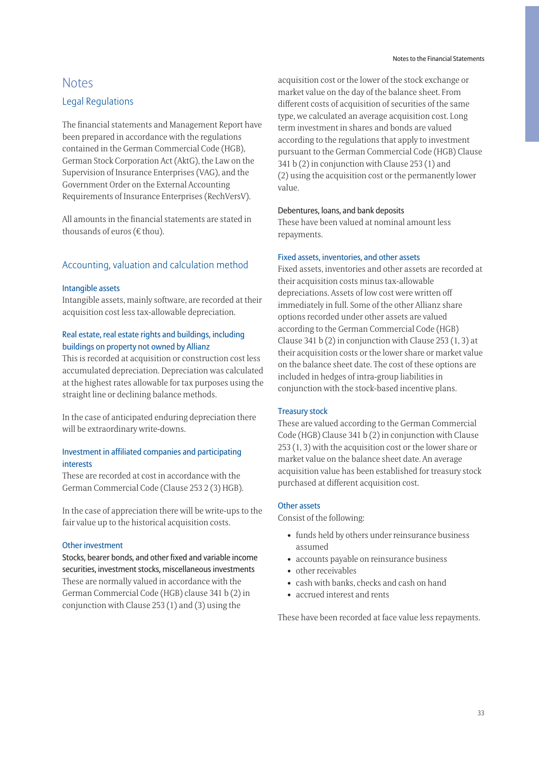# Notes

## Legal Regulations

The financial statements and Management Report have been prepared in accordance with the regulations contained in the German Commercial Code (HGB), German Stock Corporation Act (AktG), the Law on the Supervision of Insurance Enterprises (VAG), and the Government Order on the External Accounting Requirements of Insurance Enterprises (RechVersV).

All amounts in the financial statements are stated in thousands of euros (€ thou).

## Accounting, valuation and calculation method

### Intangible assets

Intangible assets, mainly software, are recorded at their acquisition cost less tax-allowable depreciation.

### Real estate, real estate rights and buildings, including buildings on property not owned by Allianz

This is recorded at acquisition or construction cost less accumulated depreciation. Depreciation was calculated at the highest rates allowable for tax purposes using the straight line or declining balance methods.

In the case of anticipated enduring depreciation there will be extraordinary write-downs.

### Investment in affiliated companies and participating interests

These are recorded at cost in accordance with the German Commercial Code (Clause 253 2 (3) HGB).

In the case of appreciation there will be write-ups to the fair value up to the historical acquisition costs.

### Other investment

**Stocks, bearer bonds, and other fixed and variable income securities, investment stocks, miscellaneous investments**

These are normally valued in accordance with the German Commercial Code (HGB) clause 341 b (2) in conjunction with Clause 253 (1) and (3) using the acquisition cost or the lower of the stock exchange or market value on the day of the balance sheet. From different costs of acquisition of securities of the same type, we calculated an average acquisition cost. Long term investment in shares and bonds are valued according to the regulations that apply to investment pursuant to the German Commercial Code (HGB) Clause 341 b (2) in conjunction with Clause 253 (1) and (2) using the acquisition cost or the permanently lower value.

**Debentures, loans, and bank deposits**

These have been valued at nominal amount less repayments.

### Fixed assets, inventories, and other assets

Fixed assets, inventories and other assets are recorded at their acquisition costs minus tax-allowable depreciations. Assets of low cost were written off immediately in full. Some of the other Allianz share options recorded under other assets are valued according to the German Commercial Code (HGB) Clause 341 b (2) in conjunction with Clause 253 (1, 3) at their acquisition costs or the lower share or market value on the balance sheet date. The cost of these options are included in hedges of intra-group liabilities in conjunction with the stock-based incentive plans.

### Treasury stock

These are valued according to the German Commercial Code (HGB) Clause 341 b (2) in conjunction with Clause 253 (1, 3) with the acquisition cost or the lower share or market value on the balance sheet date. An average acquisition value has been established for treasury stock purchased at different acquisition cost.

### Other assets

Consist of the following:

- funds held by others under reinsurance business assumed
- accounts payable on reinsurance business
- other receivables
- cash with banks, checks and cash on hand
- accrued interest and rents

These have been recorded at face value less repayments.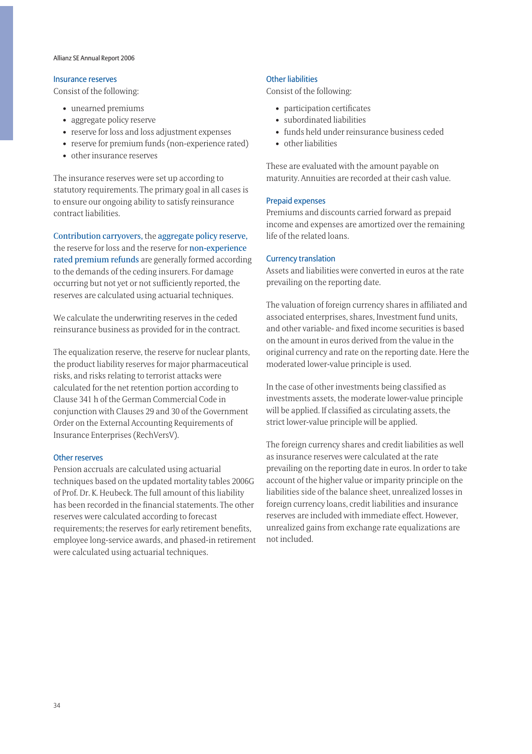### Insurance reserves

Consist of the following:

- unearned premiums
- aggregate policy reserve
- reserve for loss and loss adjustment expenses
- reserve for premium funds (non-experience rated)
- other insurance reserves

The insurance reserves were set up according to statutory requirements. The primary goal in all cases is to ensure our ongoing ability to satisfy reinsurance contract liabilities.

Contribution carryovers, the aggregate policy reserve, the reserve for loss and the reserve for non-experience rated premium refunds are generally formed according to the demands of the ceding insurers. For damage occurring but not yet or not sufficiently reported, the reserves are calculated using actuarial techniques.

We calculate the underwriting reserves in the ceded reinsurance business as provided for in the contract.

The equalization reserve, the reserve for nuclear plants, the product liability reserves for major pharmaceutical risks, and risks relating to terrorist attacks were calculated for the net retention portion according to Clause 341 h of the German Commercial Code in conjunction with Clauses 29 and 30 of the Government Order on the External Accounting Requirements of Insurance Enterprises (RechVersV).

### Other reserves

Pension accruals are calculated using actuarial techniques based on the updated mortality tables 2006G of Prof. Dr. K. Heubeck. The full amount of this liability has been recorded in the financial statements. The other reserves were calculated according to forecast requirements; the reserves for early retirement benefits, employee long-service awards, and phased-in retirement were calculated using actuarial techniques.

### Other liabilities

Consist of the following:

- participation certificates
- subordinated liabilities
- funds held under reinsurance business ceded
- other liabilities

These are evaluated with the amount payable on maturity. Annuities are recorded at their cash value.

### Prepaid expenses

Premiums and discounts carried forward as prepaid income and expenses are amortized over the remaining life of the related loans.

### Currency translation

Assets and liabilities were converted in euros at the rate prevailing on the reporting date.

The valuation of foreign currency shares in affiliated and associated enterprises, shares, Investment fund units, and other variable- and fixed income securities is based on the amount in euros derived from the value in the original currency and rate on the reporting date. Here the moderated lower-value principle is used.

In the case of other investments being classified as investments assets, the moderate lower-value principle will be applied. If classified as circulating assets, the strict lower-value principle will be applied.

The foreign currency shares and credit liabilities as well as insurance reserves were calculated at the rate prevailing on the reporting date in euros. In order to take account of the higher value or imparity principle on the liabilities side of the balance sheet, unrealized losses in foreign currency loans, credit liabilities and insurance reserves are included with immediate effect. However, unrealized gains from exchange rate equalizations are not included.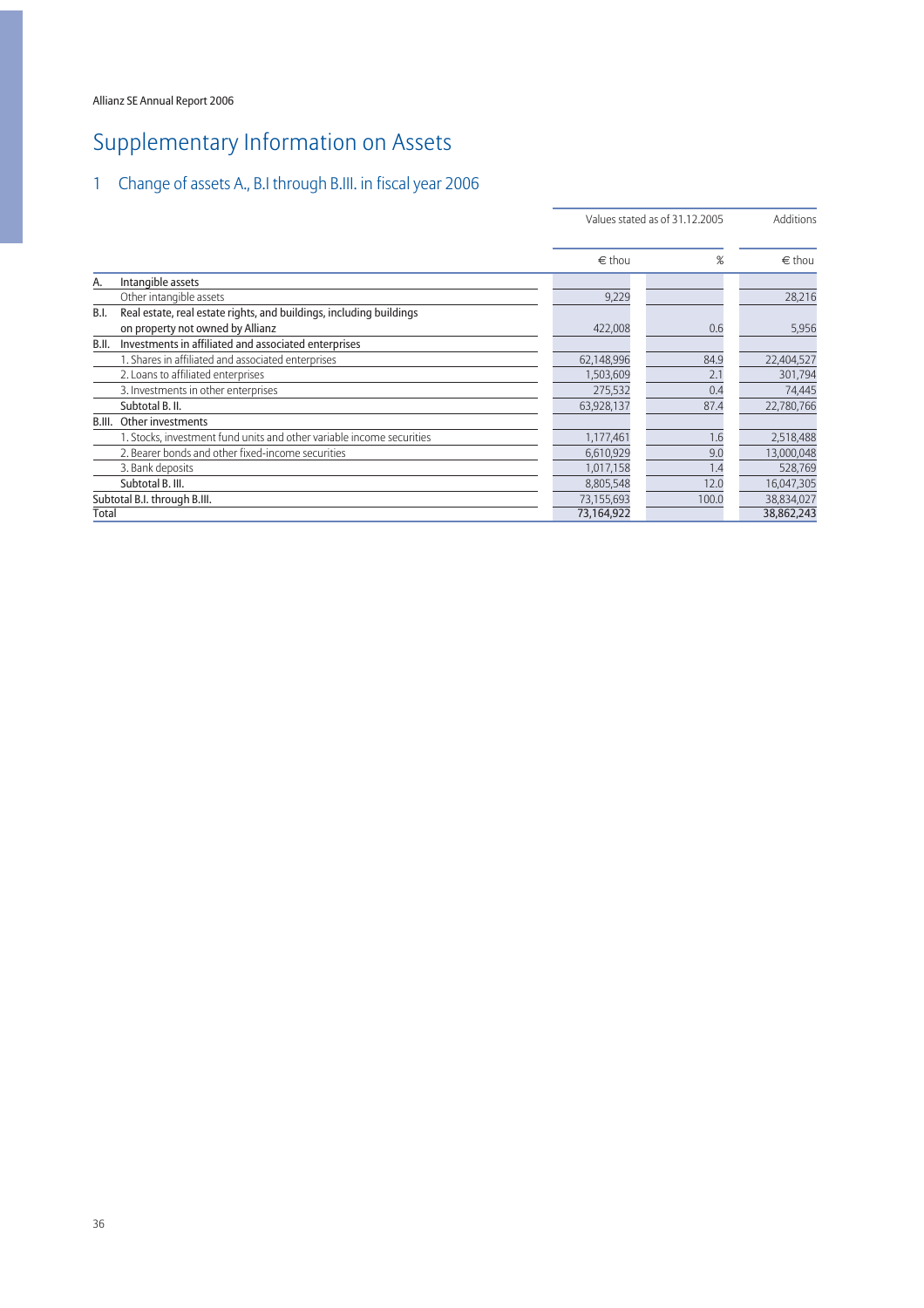# Supplementary Information on Assets

## 1 Change of assets A., B.I through B.III. in fiscal year 2006

| | | Values stated as of 31.12.2005 | | Additions |
|---|---|---|---|---|
| | | € thou | % | € thou |
| A. | Intangible assets | | | |
| | Other intangible assets | 9,229 | | 28,216 |
| B.I. | Real estate, real estate rights, and buildings, including buildings on property not owned by Allianz | 422,008 | 0.6 | 5,956 |
| B.II. | Investments in affiliated and associated enterprises | | | |
| | 1. Shares in affiliated and associated enterprises | 62,148,996 | 84.9 | 22,404,527 |
| | 2. Loans to affiliated enterprises | 1,503,609 | 2.1 | 301,794 |
| | 3. Investments in other enterprises | 275,532 | 0.4 | 74,445 |
| | Subtotal B. II. | 63,928,137 | 87.4 | 22,780,766 |
| B.III. | Other investments | | | |
| | 1. Stocks, investment fund units and other variable income securities | 1,177,461 | 1.6 | 2,518,488 |
| | 2. Bearer bonds and other fixed-income securities | 6,610,929 | 9.0 | 13,000,048 |
| | 3. Bank deposits | 1,017,158 | 1.4 | 528,769 |
| | Subtotal B. III. | 8,805,548 | 12.0 | 16,047,305 |
| Subtotal B.I. through B.III. | | 73,155,693 | 100.0 | 38,834,027 |
| Total | | 73,164,922 | | 38,862,243 |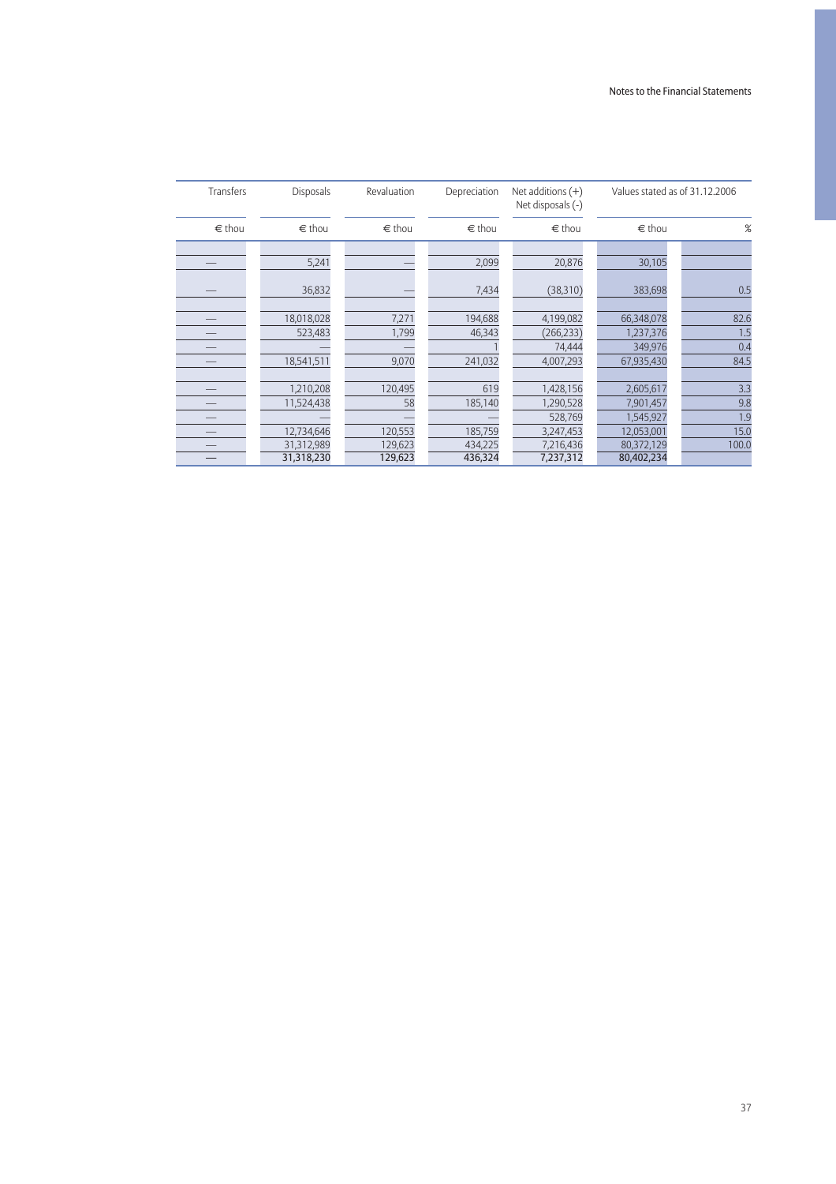| Transfers | Disposals | Revaluation | Depreciation | Net additions (+) Net disposals (-) | Values stated as of 31.12.2006 | |
|---|---|---|---|---|---|---|
| € thou | € thou | € thou | € thou | € thou | € thou | % |
| | | | | | | |
| — | 5,241 | — | 2,099 | 20,876 | 30,105 | |
| — | 36,832 | — | 7,434 | (38,310) | 383,698 | 0.5 |
| | | | | | | |
| — | 18,018,028 | 7,271 | 194,688 | 4,199,082 | 66,348,078 | 82.6 |
| — | 523,483 | 1,799 | 46,343 | (266,233) | 1,237,376 | 1.5 |
| — | — | — | 1 | 74,444 | 349,976 | 0.4 |
| — | 18,541,511 | 9,070 | 241,032 | 4,007,293 | 67,935,430 | 84.5 |
| | | | | | | |
| — | 1,210,208 | 120,495 | 619 | 1,428,156 | 2,605,617 | 3.3 |
| — | 11,524,438 | 58 | 185,140 | 1,290,528 | 7,901,457 | 9.8 |
| — | — | — | — | 528,769 | 1,545,927 | 1.9 |
| — | 12,734,646 | 120,553 | 185,759 | 3,247,453 | 12,053,001 | 15.0 |
| — | 31,312,989 | 129,623 | 434,225 | 7,216,436 | 80,372,129 | 100.0 |
| — | 31,318,230 | 129,623 | 436,324 | 7,237,312 | 80,402,234 | |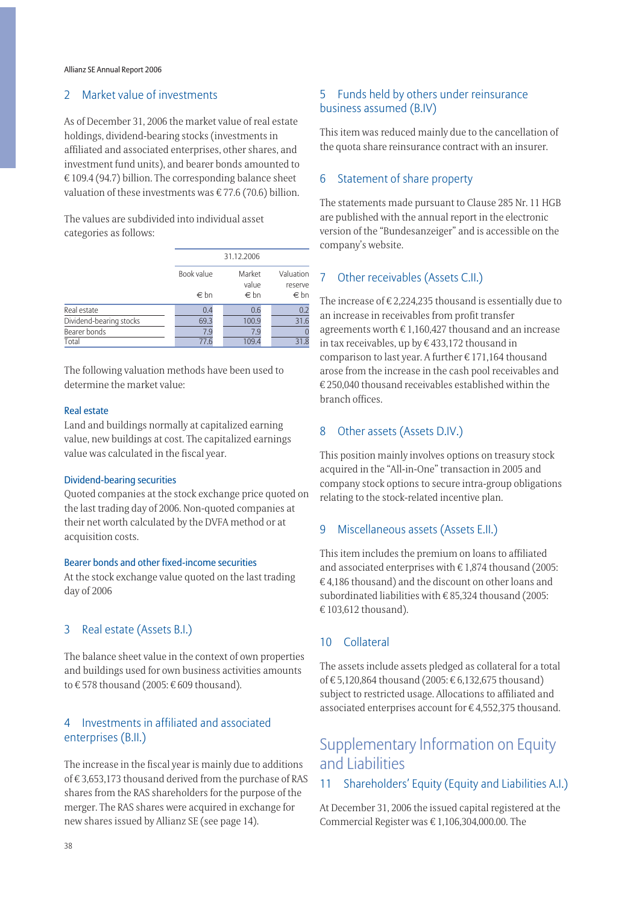## 2 Market value of investments

As of December 31, 2006 the market value of real estate holdings, dividend-bearing stocks (investments in affiliated and associated enterprises, other shares, and investment fund units), and bearer bonds amounted to € 109.4 (94.7) billion. The corresponding balance sheet valuation of these investments was € 77.6 (70.6) billion.

The values are subdivided into individual asset categories as follows:

| | 31.12.2006 | | |
|---|---|---|---|
| | Book value € bn | Market value € bn | Valuation reserve € bn |
| Real estate | 0.4 | 0.6 | 0.2 |
| Dividend-bearing stocks | 69.3 | 100.9 | 31.6 |
| Bearer bonds | 7.9 | 7.9 | 0 |
| Total | 77.6 | 109.4 | 31.8 |

The following valuation methods have been used to determine the market value:

### Real estate

Land and buildings normally at capitalized earning value, new buildings at cost. The capitalized earnings value was calculated in the fiscal year.

### Dividend-bearing securities

Quoted companies at the stock exchange price quoted on the last trading day of 2006. Non-quoted companies at their net worth calculated by the DVFA method or at acquisition costs.

### Bearer bonds and other fixed-income securities

At the stock exchange value quoted on the last trading day of 2006

## 3 Real estate (Assets B.I.)

The balance sheet value in the context of own properties and buildings used for own business activities amounts to € 578 thousand (2005: € 609 thousand).

## 4 Investments in affiliated and associated enterprises (B.II.)

The increase in the fiscal year is mainly due to additions of € 3,653,173 thousand derived from the purchase of RAS shares from the RAS shareholders for the purpose of the merger. The RAS shares were acquired in exchange for new shares issued by Allianz SE (see page 14).

## 5 Funds held by others under reinsurance business assumed (B.IV)

This item was reduced mainly due to the cancellation of the quota share reinsurance contract with an insurer.

## 6 Statement of share property

The statements made pursuant to Clause 285 Nr. 11 HGB are published with the annual report in the electronic version of the "Bundesanzeiger" and is accessible on the company's website.

## 7 Other receivables (Assets C.II.)

The increase of € 2,224,235 thousand is essentially due to an increase in receivables from profit transfer agreements worth € 1,160,427 thousand and an increase in tax receivables, up by € 433,172 thousand in comparison to last year. A further € 171,164 thousand arose from the increase in the cash pool receivables and € 250,040 thousand receivables established within the branch offices.

## 8 Other assets (Assets D.IV.)

This position mainly involves options on treasury stock acquired in the "All-in-One" transaction in 2005 and company stock options to secure intra-group obligations relating to the stock-related incentive plan.

## 9 Miscellaneous assets (Assets E.II.)

This item includes the premium on loans to affiliated and associated enterprises with € 1,874 thousand (2005: € 4,186 thousand) and the discount on other loans and subordinated liabilities with € 85,324 thousand (2005: € 103,612 thousand).

## 10 Collateral

The assets include assets pledged as collateral for a total of € 5,120,864 thousand (2005: € 6,132,675 thousand) subject to restricted usage. Allocations to affiliated and associated enterprises account for € 4,552,375 thousand.

# Supplementary Information on Equity and Liabilities

## 11 Shareholders' Equity (Equity and Liabilities A.I.)

At December 31, 2006 the issued capital registered at the Commercial Register was € 1,106,304,000.00. The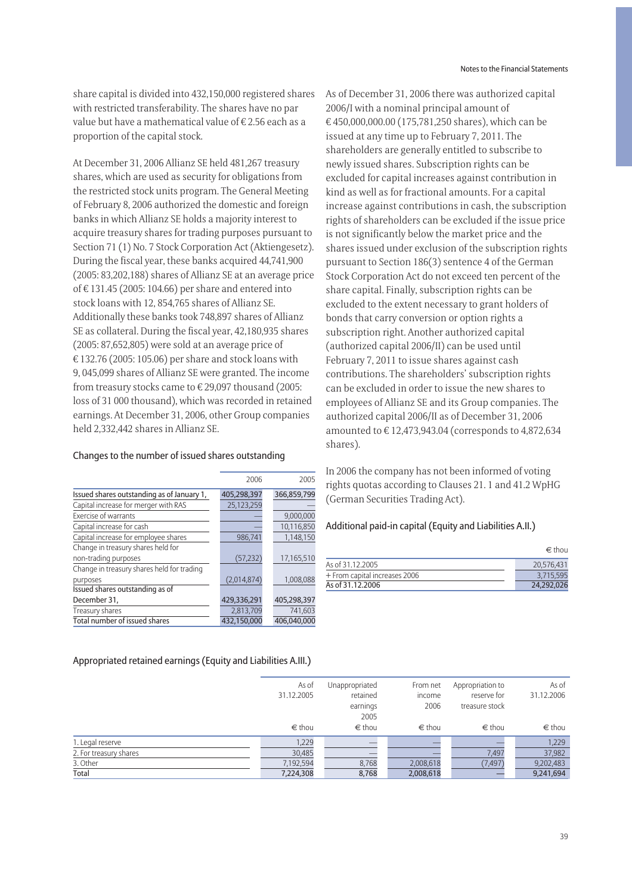share capital is divided into 432,150,000 registered shares with restricted transferability. The shares have no par value but have a mathematical value of € 2.56 each as a proportion of the capital stock.

At December 31, 2006 Allianz SE held 481,267 treasury shares, which are used as security for obligations from the restricted stock units program. The General Meeting of February 8, 2006 authorized the domestic and foreign banks in which Allianz SE holds a majority interest to acquire treasury shares for trading purposes pursuant to Section 71 (1) No. 7 Stock Corporation Act (Aktiengesetz). During the fiscal year, these banks acquired 44,741,900 (2005: 83,202,188) shares of Allianz SE at an average price of € 131.45 (2005: 104.66) per share and entered into stock loans with 12, 854,765 shares of Allianz SE. Additionally these banks took 748,897 shares of Allianz SE as collateral. During the fiscal year, 42,180,935 shares (2005: 87,652,805) were sold at an average price of € 132.76 (2005: 105.06) per share and stock loans with 9, 045,099 shares of Allianz SE were granted. The income from treasury stocks came to € 29,097 thousand (2005: loss of 31 000 thousand), which was recorded in retained earnings. At December 31, 2006, other Group companies held 2,332,442 shares in Allianz SE.

### Changes to the number of issued shares outstanding

| | 2006 | 2005 |
|---|---|---|
| Issued shares outstanding as of January 1, | 405,298,397 | 366,859,799 |
| Capital increase for merger with RAS | 25,123,259 | — |
| Exercise of warrants | — | 9,000,000 |
| Capital increase for cash | — | 10,116,850 |
| Capital increase for employee shares | 986,741 | 1,148,150 |
| Change in treasury shares held for non-trading purposes | (57,232) | 17,165,510 |
| Change in treasury shares held for trading purposes | (2,014,874) | 1,008,088 |
| Issued shares outstanding as of December 31, | 429,336,291 | 405,298,397 |
| Treasury shares | 2,813,709 | 741,603 |
| Total number of issued shares | 432,150,000 | 406,040,000 |

As of December 31, 2006 there was authorized capital 2006/I with a nominal principal amount of € 450,000,000.00 (175,781,250 shares), which can be issued at any time up to February 7, 2011. The shareholders are generally entitled to subscribe to newly issued shares. Subscription rights can be excluded for capital increases against contribution in kind as well as for fractional amounts. For a capital increase against contributions in cash, the subscription rights of shareholders can be excluded if the issue price is not significantly below the market price and the shares issued under exclusion of the subscription rights pursuant to Section 186(3) sentence 4 of the German Stock Corporation Act do not exceed ten percent of the share capital. Finally, subscription rights can be excluded to the extent necessary to grant holders of bonds that carry conversion or option rights a subscription right. Another authorized capital (authorized capital 2006/II) can be used until February 7, 2011 to issue shares against cash contributions. The shareholders' subscription rights can be excluded in order to issue the new shares to employees of Allianz SE and its Group companies. The authorized capital 2006/II as of December 31, 2006 amounted to € 12,473,943.04 (corresponds to 4,872,634 shares).

In 2006 the company has not been informed of voting rights quotas according to Clauses 21. 1 and 41.2 WpHG (German Securities Trading Act).

### Additional paid-in capital (Equity and Liabilities A.II.)

| | € thou |
|---|---|
| As of 31.12.2005 | 20,576,431 |
| + From capital increases 2006 | 3,715,595 |
| As of 31.12.2006 | 24,292,026 |

### Appropriated retained earnings (Equity and Liabilities A.III.)

| | As of 31.12.2005 | Unappropriated retained earnings 2005 | From net income 2006 | Appropriation to reserve for treasure stock | As of 31.12.2006 |
|---|---|---|---|---|---|
| | € thou | € thou | € thou | € thou | € thou |
| 1. Legal reserve | 1,229 | — | — | — | 1,229 |
| 2. For treasury shares | 30,485 | — | — | 7,497 | 37,982 |
| 3. Other | 7,192,594 | 8,768 | 2,008,618 | (7,497) | 9,202,483 |
| Total | 7,224,308 | 8,768 | 2,008,618 | — | 9,241,694 |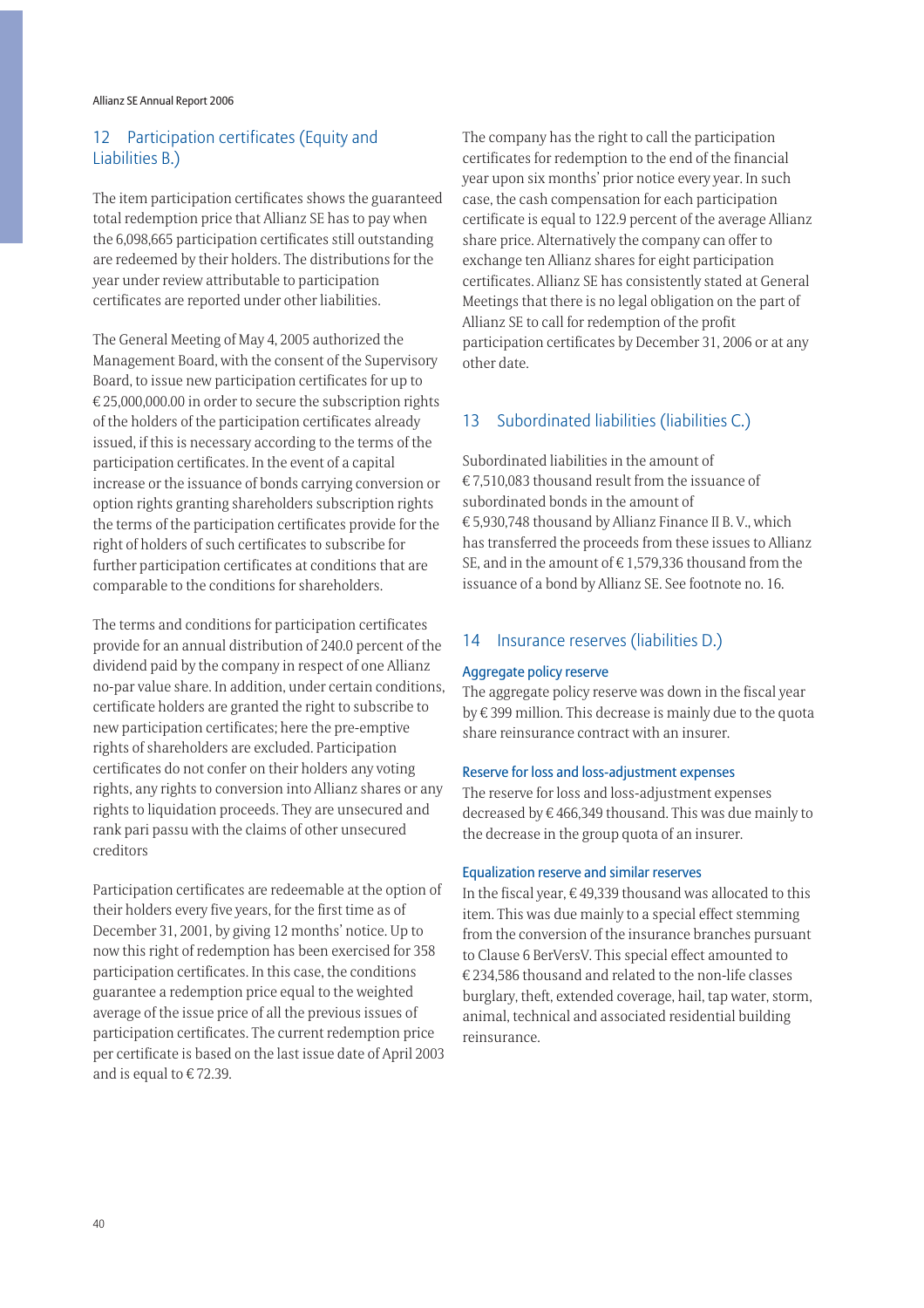## 12 Participation certificates (Equity and Liabilities B.)

The item participation certificates shows the guaranteed total redemption price that Allianz SE has to pay when the 6,098,665 participation certificates still outstanding are redeemed by their holders. The distributions for the year under review attributable to participation certificates are reported under other liabilities.

The General Meeting of May 4, 2005 authorized the Management Board, with the consent of the Supervisory Board, to issue new participation certificates for up to € 25,000,000.00 in order to secure the subscription rights of the holders of the participation certificates already issued, if this is necessary according to the terms of the participation certificates. In the event of a capital increase or the issuance of bonds carrying conversion or option rights granting shareholders subscription rights the terms of the participation certificates provide for the right of holders of such certificates to subscribe for further participation certificates at conditions that are comparable to the conditions for shareholders.

The terms and conditions for participation certificates provide for an annual distribution of 240.0 percent of the dividend paid by the company in respect of one Allianz no-par value share. In addition, under certain conditions, certificate holders are granted the right to subscribe to new participation certificates; here the pre-emptive rights of shareholders are excluded. Participation certificates do not confer on their holders any voting rights, any rights to conversion into Allianz shares or any rights to liquidation proceeds. They are unsecured and rank pari passu with the claims of other unsecured creditors

Participation certificates are redeemable at the option of their holders every five years, for the first time as of December 31, 2001, by giving 12 months' notice. Up to now this right of redemption has been exercised for 358 participation certificates. In this case, the conditions guarantee a redemption price equal to the weighted average of the issue price of all the previous issues of participation certificates. The current redemption price per certificate is based on the last issue date of April 2003 and is equal to € 72.39.

The company has the right to call the participation certificates for redemption to the end of the financial year upon six months' prior notice every year. In such case, the cash compensation for each participation certificate is equal to 122.9 percent of the average Allianz share price. Alternatively the company can offer to exchange ten Allianz shares for eight participation certificates. Allianz SE has consistently stated at General Meetings that there is no legal obligation on the part of Allianz SE to call for redemption of the profit participation certificates by December 31, 2006 or at any other date.

## 13 Subordinated liabilities (liabilities C.)

Subordinated liabilities in the amount of € 7,510,083 thousand result from the issuance of subordinated bonds in the amount of € 5,930,748 thousand by Allianz Finance II B. V., which has transferred the proceeds from these issues to Allianz SE, and in the amount of € 1,579,336 thousand from the issuance of a bond by Allianz SE. See footnote no. 16.

## 14 Insurance reserves (liabilities D.)

### Aggregate policy reserve

The aggregate policy reserve was down in the fiscal year by € 399 million. This decrease is mainly due to the quota share reinsurance contract with an insurer.

### Reserve for loss and loss-adjustment expenses

The reserve for loss and loss-adjustment expenses decreased by € 466,349 thousand. This was due mainly to the decrease in the group quota of an insurer.

### Equalization reserve and similar reserves

In the fiscal year, € 49,339 thousand was allocated to this item. This was due mainly to a special effect stemming from the conversion of the insurance branches pursuant to Clause 6 BerVersV. This special effect amounted to € 234,586 thousand and related to the non-life classes burglary, theft, extended coverage, hail, tap water, storm, animal, technical and associated residential building reinsurance.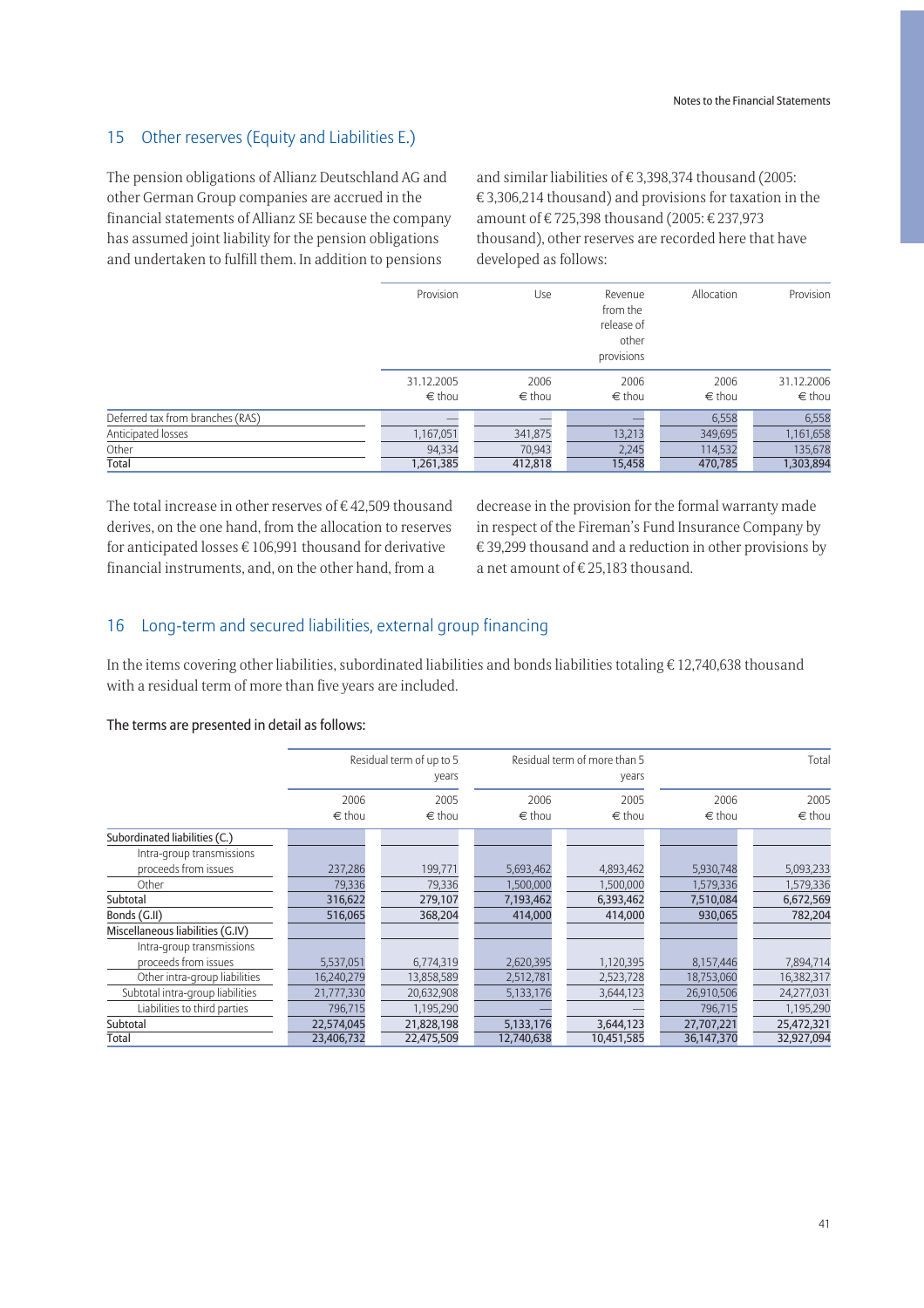## 15 Other reserves (Equity and Liabilities E.)

The pension obligations of Allianz Deutschland AG and other German Group companies are accrued in the financial statements of Allianz SE because the company has assumed joint liability for the pension obligations and undertaken to fulfill them. In addition to pensions and similar liabilities of € 3,398,374 thousand (2005: € 3,306,214 thousand) and provisions for taxation in the amount of € 725,398 thousand (2005: € 237,973 thousand), other reserves are recorded here that have developed as follows:

| | Provision | Use | Revenue from the release of other provisions | Allocation | Provision |
|---|---|---|---|---|---|
| | 31.12.2005<br>€ thou | 2006<br>€ thou | 2006<br>€ thou | 2006<br>€ thou | 31.12.2006<br>€ thou |
| Deferred tax from branches (RAS) | — | — | — | 6,558 | 6,558 |
| Anticipated losses | 1,167,051 | 341,875 | 13,213 | 349,695 | 1,161,658 |
| Other | 94,334 | 70,943 | 2,245 | 114,532 | 135,678 |
| Total | 1,261,385 | 412,818 | 15,458 | 470,785 | 1,303,894 |

The total increase in other reserves of € 42,509 thousand derives, on the one hand, from the allocation to reserves for anticipated losses € 106,991 thousand for derivative financial instruments, and, on the other hand, from a decrease in the provision for the formal warranty made in respect of the Fireman's Fund Insurance Company by € 39,299 thousand and a reduction in other provisions by a net amount of € 25,183 thousand.

## 16 Long-term and secured liabilities, external group financing

In the items covering other liabilities, subordinated liabilities and bonds liabilities totaling € 12,740,638 thousand with a residual term of more than five years are included.

The terms are presented in detail as follows:

| | Residual term of up to 5 years | | Residual term of more than 5 years | | Total | |
|---|---|---|---|---|---|---|
| | 2006<br>€ thou | 2005<br>€ thou | 2006<br>€ thou | 2005<br>€ thou | 2006<br>€ thou | 2005<br>€ thou |
| Subordinated liabilities (C.) | | | | | | |
| Intra-group transmissions proceeds from issues | 237,286 | 199,771 | 5,693,462 | 4,893,462 | 5,930,748 | 5,093,233 |
| Other | 79,336 | 79,336 | 1,500,000 | 1,500,000 | 1,579,336 | 1,579,336 |
| Subtotal | 316,622 | 279,107 | 7,193,462 | 6,393,462 | 7,510,084 | 6,672,569 |
| Bonds (G.II) | 516,065 | 368,204 | 414,000 | 414,000 | 930,065 | 782,204 |
| Miscellaneous liabilities (G.IV) | | | | | | |
| Intra-group transmissions proceeds from issues | 5,537,051 | 6,774,319 | 2,620,395 | 1,120,395 | 8,157,446 | 7,894,714 |
| Other intra-group liabilities | 16,240,279 | 13,858,589 | 2,512,781 | 2,523,728 | 18,753,060 | 16,382,317 |
| Subtotal intra-group liabilities | 21,777,330 | 20,632,908 | 5,133,176 | 3,644,123 | 26,910,506 | 24,277,031 |
| Liabilities to third parties | 796,715 | 1,195,290 | — | — | 796,715 | 1,195,290 |
| Subtotal | 22,574,045 | 21,828,198 | 5,133,176 | 3,644,123 | 27,707,221 | 25,472,321 |
| Total | 23,406,732 | 22,475,509 | 12,740,638 | 10,451,585 | 36,147,370 | 32,927,094 |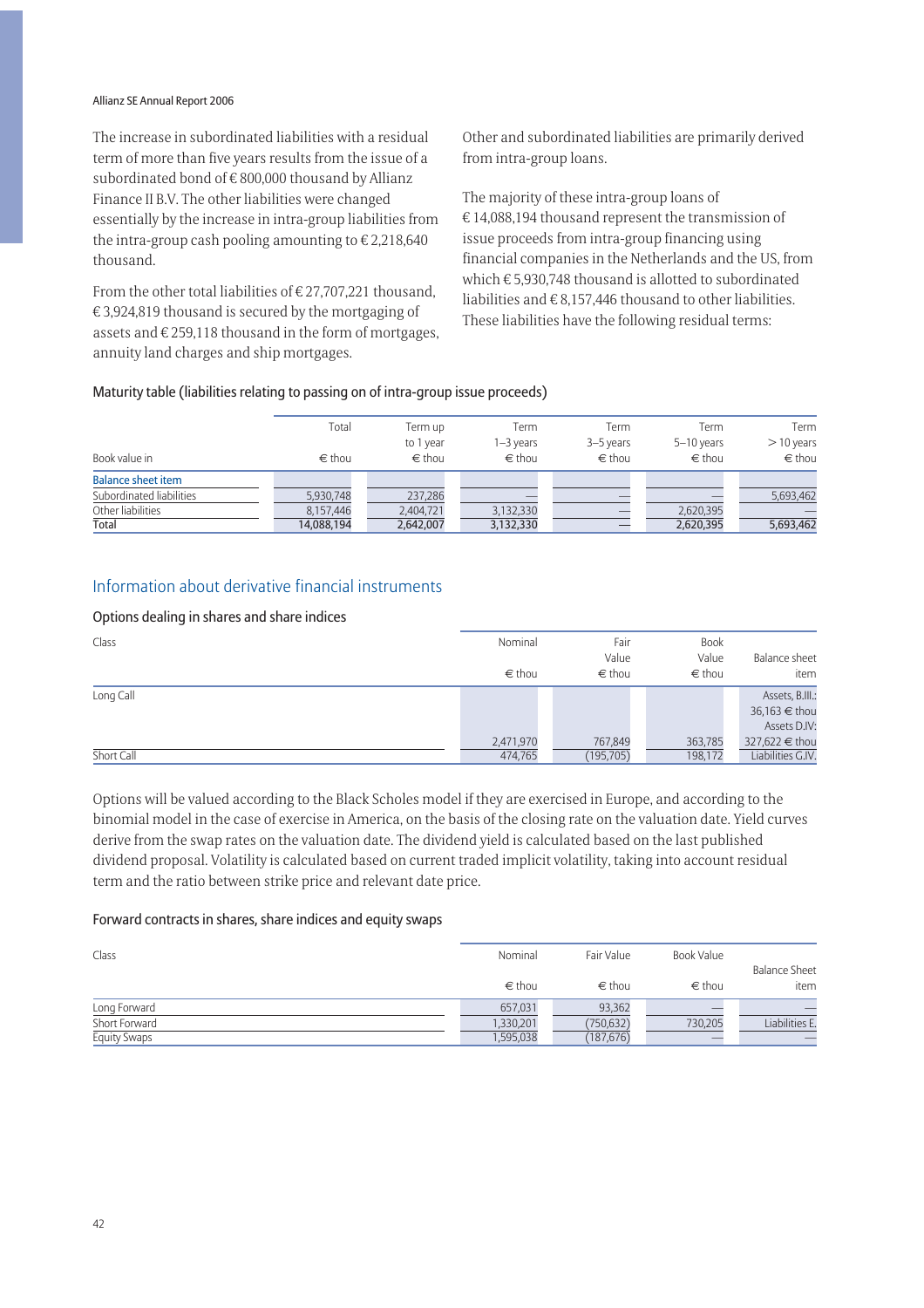The increase in subordinated liabilities with a residual term of more than five years results from the issue of a subordinated bond of € 800,000 thousand by Allianz Finance II B.V. The other liabilities were changed essentially by the increase in intra-group liabilities from the intra-group cash pooling amounting to € 2,218,640 thousand.

From the other total liabilities of € 27,707,221 thousand, € 3,924,819 thousand is secured by the mortgaging of assets and € 259,118 thousand in the form of mortgages, annuity land charges and ship mortgages.

Other and subordinated liabilities are primarily derived from intra-group loans.

The majority of these intra-group loans of € 14,088,194 thousand represent the transmission of issue proceeds from intra-group financing using financial companies in the Netherlands and the US, from which € 5,930,748 thousand is allotted to subordinated liabilities and € 8,157,446 thousand to other liabilities. These liabilities have the following residual terms:

#### Maturity table (liabilities relating to passing on of intra-group issue proceeds)

| Book value in | Total<br>€ thou | Term up to 1 year<br>€ thou | Term 1–3 years<br>€ thou | Term 3–5 years<br>€ thou | Term 5–10 years<br>€ thou | Term > 10 years<br>€ thou |
|---|---|---|---|---|---|---|
| **Balance sheet item** | | | | | | |
| Subordinated liabilities | 5,930,748 | 237,286 | — | — | — | 5,693,462 |
| Other liabilities | 8,157,446 | 2,404,721 | 3,132,330 | — | 2,620,395 | — |
| Total | 14,088,194 | 2,642,007 | 3,132,330 | — | 2,620,395 | 5,693,462 |

## Information about derivative financial instruments

#### Options dealing in shares and share indices

| Class | Nominal<br>€ thou | Fair Value<br>€ thou | Book Value<br>€ thou | Balance sheet item |
|---|---|---|---|---|
| Long Call | 2,471,970 | 767,849 | 363,785 | Assets, B.III.: 36,163 € thou<br>Assets D.IV: 327,622 € thou |
| Short Call | 474,765 | (195,705) | 198,172 | Liabilities G.IV. |

Options will be valued according to the Black Scholes model if they are exercised in Europe, and according to the binomial model in the case of exercise in America, on the basis of the closing rate on the valuation date. Yield curves derive from the swap rates on the valuation date. The dividend yield is calculated based on the last published dividend proposal. Volatility is calculated based on current traded implicit volatility, taking into account residual term and the ratio between strike price and relevant date price.

#### Forward contracts in shares, share indices and equity swaps

| Class | Nominal<br>€ thou | Fair Value<br>€ thou | Book Value<br>€ thou | Balance Sheet item |
|---|---|---|---|---|
| Long Forward | 657,031 | 93,362 | — | — |
| Short Forward | 1,330,201 | (750,632) | 730,205 | Liabilities E. |
| Equity Swaps | 1,595,038 | (187,676) | — | — |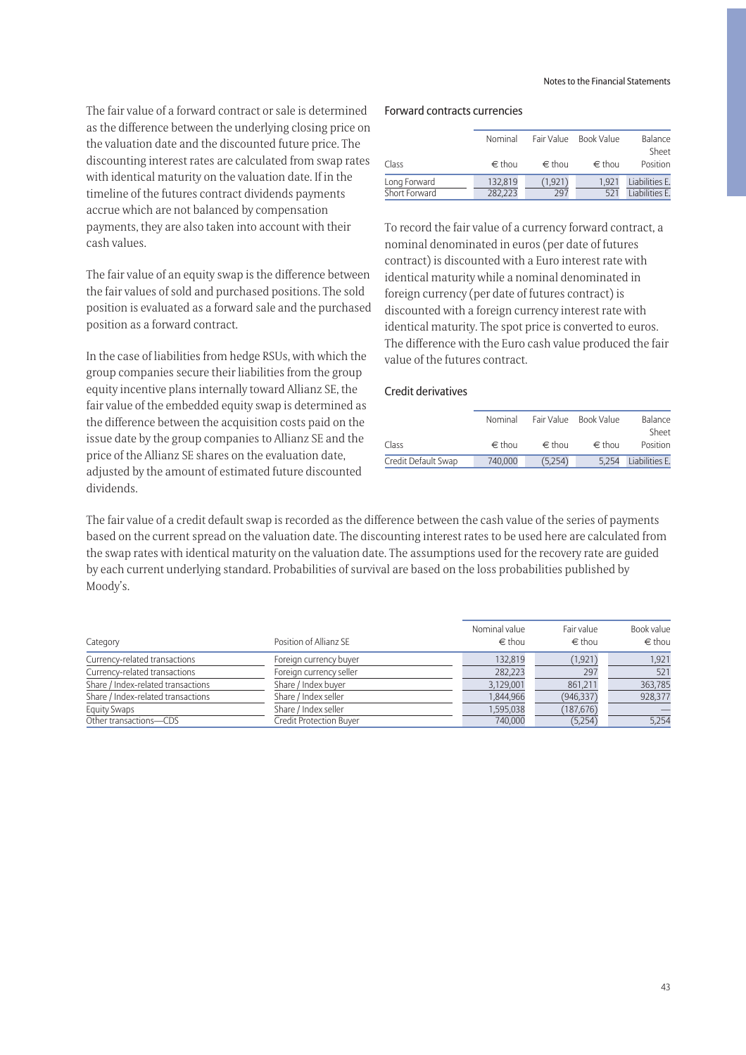The fair value of a forward contract or sale is determined as the difference between the underlying closing price on the valuation date and the discounted future price. The discounting interest rates are calculated from swap rates with identical maturity on the valuation date. If in the timeline of the futures contract dividends payments accrue which are not balanced by compensation payments, they are also taken into account with their cash values.

The fair value of an equity swap is the difference between the fair values of sold and purchased positions. The sold position is evaluated as a forward sale and the purchased position as a forward contract.

In the case of liabilities from hedge RSUs, with which the group companies secure their liabilities from the group equity incentive plans internally toward Allianz SE, the fair value of the embedded equity swap is determined as the difference between the acquisition costs paid on the issue date by the group companies to Allianz SE and the price of the Allianz SE shares on the evaluation date, adjusted by the amount of estimated future discounted dividends.

### Forward contracts currencies

| Class | Nominal<br>€ thou | Fair Value<br>€ thou | Book Value<br>€ thou | Balance Sheet Position |
|---|---|---|---|---|
| Long Forward | 132,819 | (1,921) | 1,921 | Liabilities E. |
| Short Forward | 282,223 | 297 | 521 | Liabilities E. |

To record the fair value of a currency forward contract, a nominal denominated in euros (per date of futures contract) is discounted with a Euro interest rate with identical maturity while a nominal denominated in foreign currency (per date of futures contract) is discounted with a foreign currency interest rate with identical maturity. The spot price is converted to euros. The difference with the Euro cash value produced the fair value of the futures contract.

### Credit derivatives

| Class | Nominal<br>€ thou | Fair Value<br>€ thou | Book Value<br>€ thou | Balance Sheet Position |
|---|---|---|---|---|
| Credit Default Swap | 740,000 | (5,254) | 5,254 | Liabilities E. |

The fair value of a credit default swap is recorded as the difference between the cash value of the series of payments based on the current spread on the valuation date. The discounting interest rates to be used here are calculated from the swap rates with identical maturity on the valuation date. The assumptions used for the recovery rate are guided by each current underlying standard. Probabilities of survival are based on the loss probabilities published by Moody's.

| Category | Position of Allianz SE | Nominal value<br>€ thou | Fair value<br>€ thou | Book value<br>€ thou |
|---|---|---|---|---|
| Currency-related transactions | Foreign currency buyer | 132,819 | (1,921) | 1,921 |
| Currency-related transactions | Foreign currency seller | 282,223 | 297 | 521 |
| Share / Index-related transactions | Share / Index buyer | 3,129,001 | 861,211 | 363,785 |
| Share / Index-related transactions | Share / Index seller | 1,844,966 | (946,337) | 928,377 |
| Equity Swaps | Share / Index seller | 1,595,038 | (187,676) | — |
| Other transactions—CDS | Credit Protection Buyer | 740,000 | (5,254) | 5,254 |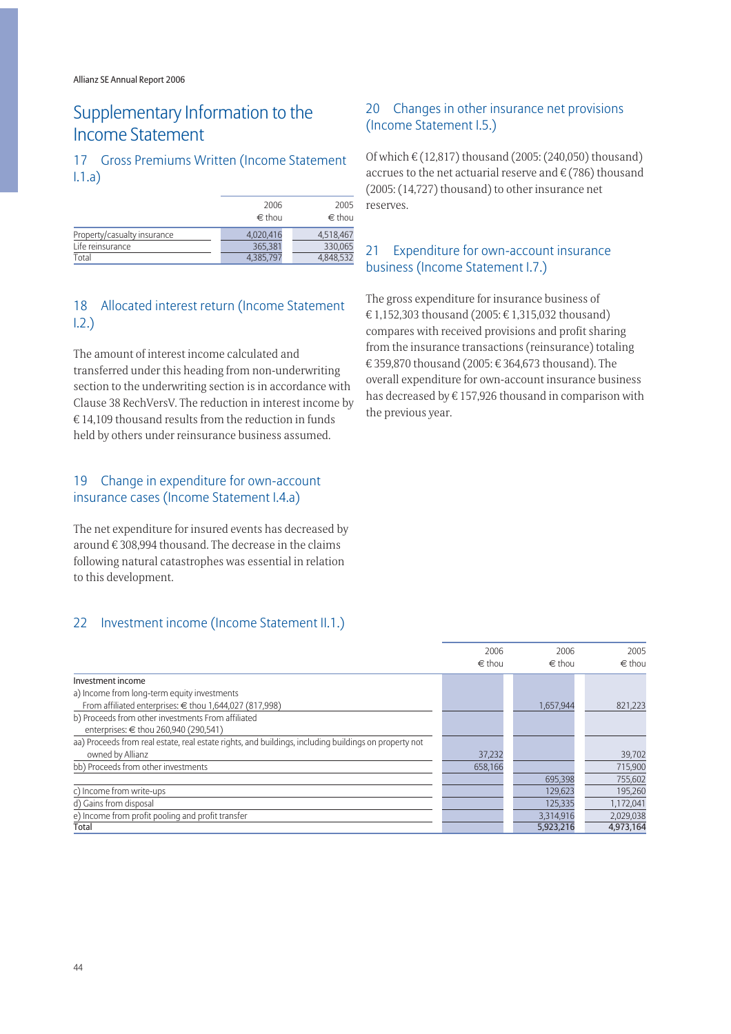# Supplementary Information to the Income Statement

## 17 Gross Premiums Written (Income Statement I.1.a)

| | 2006 € thou | 2005 € thou |
|---|---|---|
| Property/casualty insurance | 4,020,416 | 4,518,467 |
| Life reinsurance | 365,381 | 330,065 |
| Total | 4,385,797 | 4,848,532 |

## 18 Allocated interest return (Income Statement I.2.)

The amount of interest income calculated and transferred under this heading from non-underwriting section to the underwriting section is in accordance with Clause 38 RechVersV. The reduction in interest income by € 14,109 thousand results from the reduction in funds held by others under reinsurance business assumed.

## 19 Change in expenditure for own-account insurance cases (Income Statement I.4.a)

The net expenditure for insured events has decreased by around € 308,994 thousand. The decrease in the claims following natural catastrophes was essential in relation to this development.

## 20 Changes in other insurance net provisions (Income Statement I.5.)

Of which € (12,817) thousand (2005: (240,050) thousand) accrues to the net actuarial reserve and € (786) thousand (2005: (14,727) thousand) to other insurance net reserves.

## 21 Expenditure for own-account insurance business (Income Statement I.7.)

The gross expenditure for insurance business of € 1,152,303 thousand (2005: € 1,315,032 thousand) compares with received provisions and profit sharing from the insurance transactions (reinsurance) totaling € 359,870 thousand (2005: € 364,673 thousand). The overall expenditure for own-account insurance business has decreased by € 157,926 thousand in comparison with the previous year.

## 22 Investment income (Income Statement II.1.)

| | 2006 € thou | 2006 € thou | 2005 € thou |
|---|---|---|---|
| Investment income | | | |
| a) Income from long-term equity investments<br>From affiliated enterprises: € thou 1,644,027 (817,998) | | 1,657,944 | 821,223 |
| b) Proceeds from other investments From affiliated enterprises: € thou 260,940 (290,541) | | | |
| aa) Proceeds from real estate, real estate rights, and buildings, including buildings on property not owned by Allianz | 37,232 | | 39,702 |
| bb) Proceeds from other investments | 658,166 | | 715,900 |
| | | 695,398 | 755,602 |
| c) Income from write-ups | | 129,623 | 195,260 |
| d) Gains from disposal | | 125,335 | 1,172,041 |
| e) Income from profit pooling and profit transfer | | 3,314,916 | 2,029,038 |
| Total | | 5,923,216 | 4,973,164 |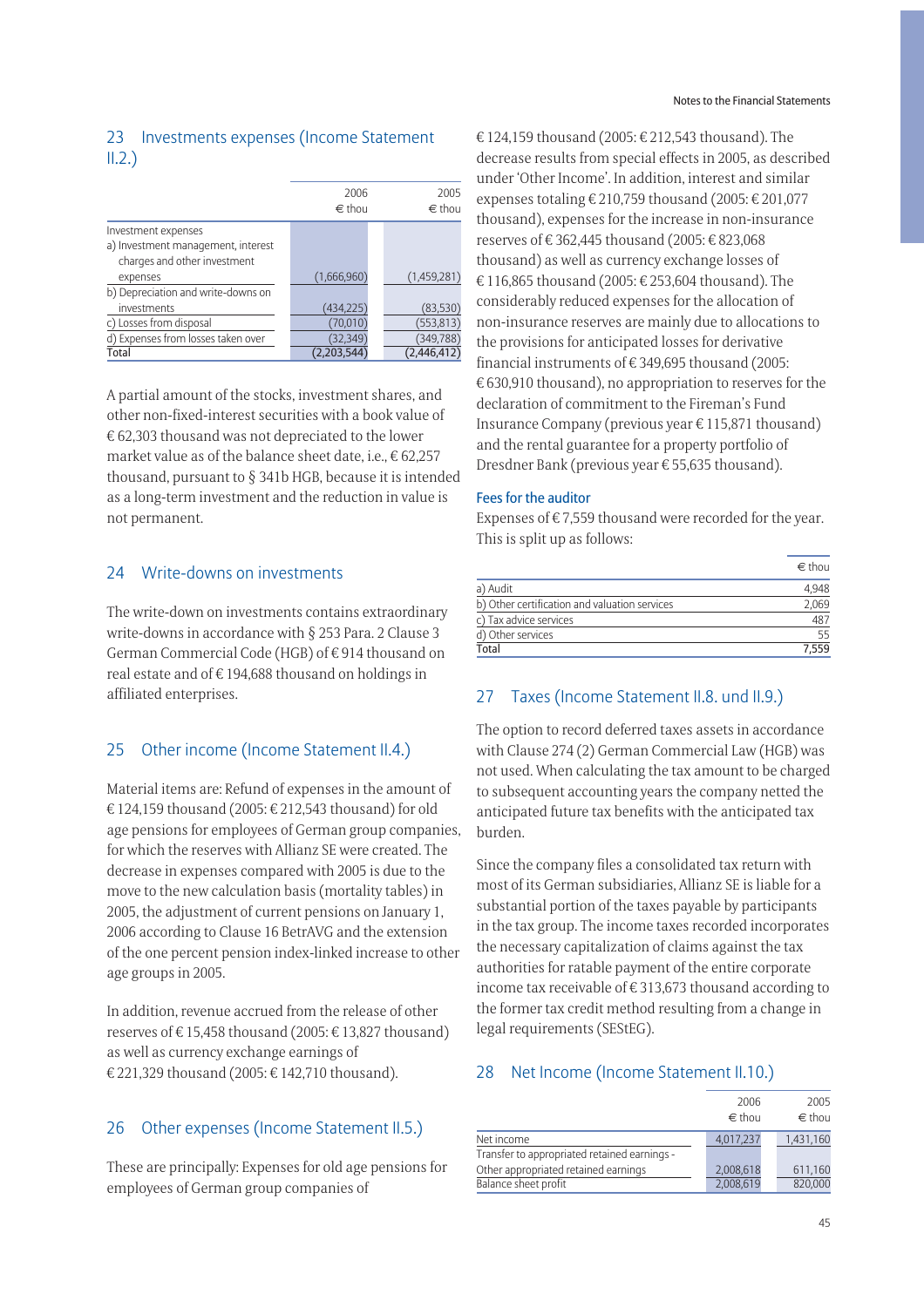## 23 Investments expenses (Income Statement II.2.)

| | 2006 € thou | 2005 € thou |
|---|---|---|
| Investment expenses | | |
| a) Investment management, interest charges and other investment expenses | (1,666,960) | (1,459,281) |
| b) Depreciation and write-downs on investments | (434,225) | (83,530) |
| c) Losses from disposal | (70,010) | (553,813) |
| d) Expenses from losses taken over | (32,349) | (349,788) |
| Total | (2,203,544) | (2,446,412) |

A partial amount of the stocks, investment shares, and other non-fixed-interest securities with a book value of € 62,303 thousand was not depreciated to the lower market value as of the balance sheet date, i.e., € 62,257 thousand, pursuant to § 341b HGB, because it is intended as a long-term investment and the reduction in value is not permanent.

## 24 Write-downs on investments

The write-down on investments contains extraordinary write-downs in accordance with § 253 Para. 2 Clause 3 German Commercial Code (HGB) of € 914 thousand on real estate and of € 194,688 thousand on holdings in affiliated enterprises.

## 25 Other income (Income Statement II.4.)

Material items are: Refund of expenses in the amount of € 124,159 thousand (2005: € 212,543 thousand) for old age pensions for employees of German group companies, for which the reserves with Allianz SE were created. The decrease in expenses compared with 2005 is due to the move to the new calculation basis (mortality tables) in 2005, the adjustment of current pensions on January 1, 2006 according to Clause 16 BetrAVG and the extension of the one percent pension index-linked increase to other age groups in 2005.

In addition, revenue accrued from the release of other reserves of € 15,458 thousand (2005: € 13,827 thousand) as well as currency exchange earnings of € 221,329 thousand (2005: € 142,710 thousand).

## 26 Other expenses (Income Statement II.5.)

These are principally: Expenses for old age pensions for employees of German group companies of € 124,159 thousand (2005: € 212,543 thousand). The decrease results from special effects in 2005, as described under 'Other Income'. In addition, interest and similar expenses totaling € 210,759 thousand (2005: € 201,077 thousand), expenses for the increase in non-insurance reserves of € 362,445 thousand (2005: € 823,068 thousand) as well as currency exchange losses of € 116,865 thousand (2005: € 253,604 thousand). The considerably reduced expenses for the allocation of non-insurance reserves are mainly due to allocations to the provisions for anticipated losses for derivative financial instruments of € 349,695 thousand (2005: € 630,910 thousand), no appropriation to reserves for the declaration of commitment to the Fireman's Fund Insurance Company (previous year € 115,871 thousand) and the rental guarantee for a property portfolio of Dresdner Bank (previous year € 55,635 thousand).

### Fees for the auditor

Expenses of € 7,559 thousand were recorded for the year. This is split up as follows:

| | € thou |
|---|---|
| a) Audit | 4,948 |
| b) Other certification and valuation services | 2,069 |
| c) Tax advice services | 487 |
| d) Other services | 55 |
| Total | 7,559 |

## 27 Taxes (Income Statement II.8. und II.9.)

The option to record deferred taxes assets in accordance with Clause 274 (2) German Commercial Law (HGB) was not used. When calculating the tax amount to be charged to subsequent accounting years the company netted the anticipated future tax benefits with the anticipated tax burden.

Since the company files a consolidated tax return with most of its German subsidiaries, Allianz SE is liable for a substantial portion of the taxes payable by participants in the tax group. The income taxes recorded incorporates the necessary capitalization of claims against the tax authorities for ratable payment of the entire corporate income tax receivable of € 313,673 thousand according to the former tax credit method resulting from a change in legal requirements (SEStEG).

## 28 Net Income (Income Statement II.10.)

| | 2006 € thou | 2005 € thou |
|---|---|---|
| Net income | 4,017,237 | 1,431,160 |
| Transfer to appropriated retained earnings - Other appropriated retained earnings | 2,008,618 | 611,160 |
| Balance sheet profit | 2,008,619 | 820,000 |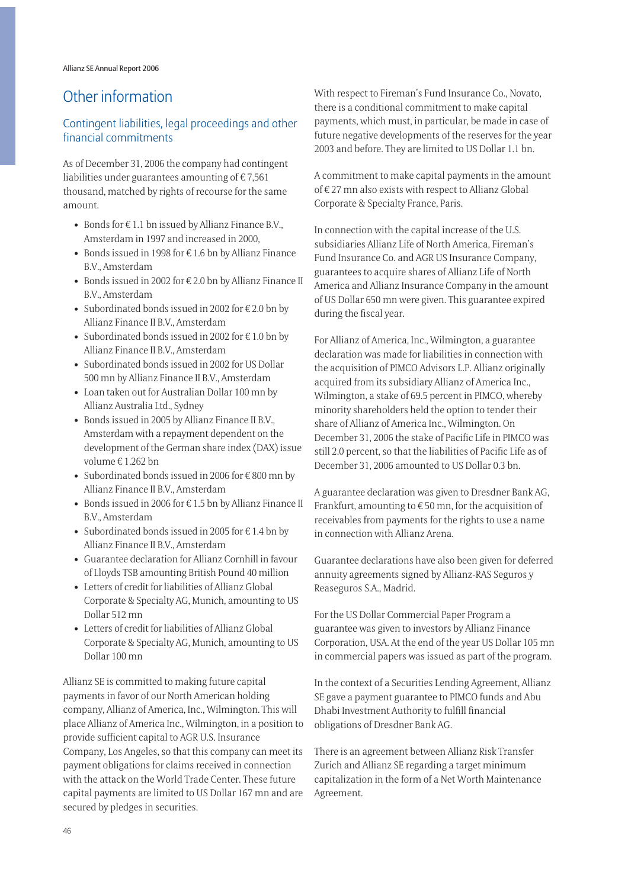# Other information

## Contingent liabilities, legal proceedings and other financial commitments

As of December 31, 2006 the company had contingent liabilities under guarantees amounting of € 7,561 thousand, matched by rights of recourse for the same amount.

- Bonds for € 1.1 bn issued by Allianz Finance B.V., Amsterdam in 1997 and increased in 2000,
- Bonds issued in 1998 for € 1.6 bn by Allianz Finance B.V., Amsterdam
- Bonds issued in 2002 for € 2.0 bn by Allianz Finance II B.V., Amsterdam
- Subordinated bonds issued in 2002 for € 2.0 bn by Allianz Finance II B.V., Amsterdam
- Subordinated bonds issued in 2002 for € 1.0 bn by Allianz Finance II B.V., Amsterdam
- Subordinated bonds issued in 2002 for US Dollar 500 mn by Allianz Finance II B.V., Amsterdam
- Loan taken out for Australian Dollar 100 mn by Allianz Australia Ltd., Sydney
- Bonds issued in 2005 by Allianz Finance II B.V., Amsterdam with a repayment dependent on the development of the German share index (DAX) issue volume € 1.262 bn
- Subordinated bonds issued in 2006 for € 800 mn by Allianz Finance II B.V., Amsterdam
- Bonds issued in 2006 for € 1.5 bn by Allianz Finance II B.V., Amsterdam
- Subordinated bonds issued in 2005 for € 1.4 bn by Allianz Finance II B.V., Amsterdam
- Guarantee declaration for Allianz Cornhill in favour of Lloyds TSB amounting British Pound 40 million
- Letters of credit for liabilities of Allianz Global Corporate & Specialty AG, Munich, amounting to US Dollar 512 mn
- Letters of credit for liabilities of Allianz Global Corporate & Specialty AG, Munich, amounting to US Dollar 100 mn

Allianz SE is committed to making future capital payments in favor of our North American holding company, Allianz of America, Inc., Wilmington. This will place Allianz of America Inc., Wilmington, in a position to provide sufficient capital to AGR U.S. Insurance Company, Los Angeles, so that this company can meet its payment obligations for claims received in connection with the attack on the World Trade Center. These future capital payments are limited to US Dollar 167 mn and are secured by pledges in securities.

With respect to Fireman's Fund Insurance Co., Novato, there is a conditional commitment to make capital payments, which must, in particular, be made in case of future negative developments of the reserves for the year 2003 and before. They are limited to US Dollar 1.1 bn.

A commitment to make capital payments in the amount of € 27 mn also exists with respect to Allianz Global Corporate & Specialty France, Paris.

In connection with the capital increase of the U.S. subsidiaries Allianz Life of North America, Fireman's Fund Insurance Co. and AGR US Insurance Company, guarantees to acquire shares of Allianz Life of North America and Allianz Insurance Company in the amount of US Dollar 650 mn were given. This guarantee expired during the fiscal year.

For Allianz of America, Inc., Wilmington, a guarantee declaration was made for liabilities in connection with the acquisition of PIMCO Advisors L.P. Allianz originally acquired from its subsidiary Allianz of America Inc., Wilmington, a stake of 69.5 percent in PIMCO, whereby minority shareholders held the option to tender their share of Allianz of America Inc., Wilmington. On December 31, 2006 the stake of Pacific Life in PIMCO was still 2.0 percent, so that the liabilities of Pacific Life as of December 31, 2006 amounted to US Dollar 0.3 bn.

A guarantee declaration was given to Dresdner Bank AG, Frankfurt, amounting to € 50 mn, for the acquisition of receivables from payments for the rights to use a name in connection with Allianz Arena.

Guarantee declarations have also been given for deferred annuity agreements signed by Allianz-RAS Seguros y Reaseguros S.A., Madrid.

For the US Dollar Commercial Paper Program a guarantee was given to investors by Allianz Finance Corporation, USA. At the end of the year US Dollar 105 mn in commercial papers was issued as part of the program.

In the context of a Securities Lending Agreement, Allianz SE gave a payment guarantee to PIMCO funds and Abu Dhabi Investment Authority to fulfill financial obligations of Dresdner Bank AG.

There is an agreement between Allianz Risk Transfer Zurich and Allianz SE regarding a target minimum capitalization in the form of a Net Worth Maintenance Agreement.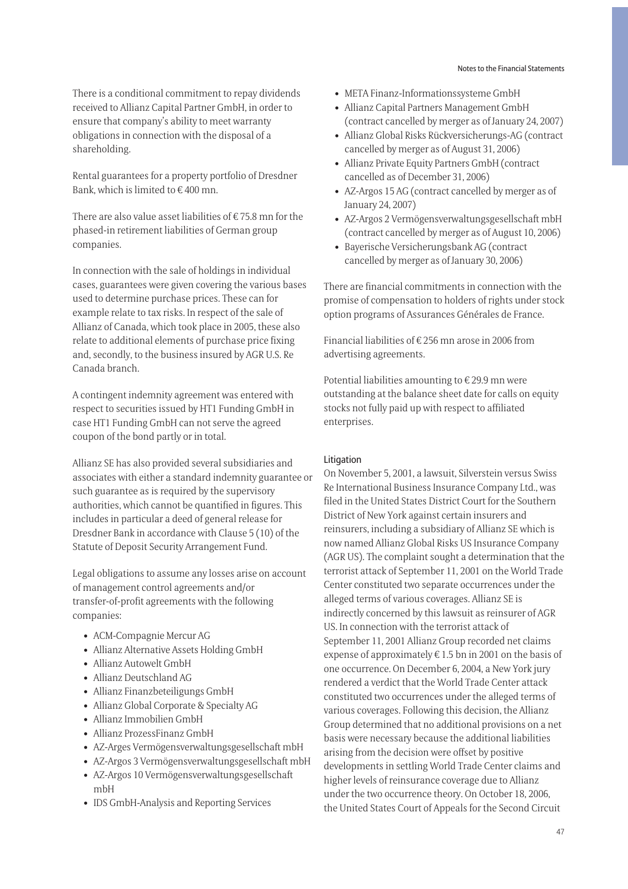There is a conditional commitment to repay dividends received to Allianz Capital Partner GmbH, in order to ensure that company's ability to meet warranty obligations in connection with the disposal of a shareholding.

Rental guarantees for a property portfolio of Dresdner Bank, which is limited to € 400 mn.

There are also value asset liabilities of € 75.8 mn for the phased-in retirement liabilities of German group companies.

In connection with the sale of holdings in individual cases, guarantees were given covering the various bases used to determine purchase prices. These can for example relate to tax risks. In respect of the sale of Allianz of Canada, which took place in 2005, these also relate to additional elements of purchase price fixing and, secondly, to the business insured by AGR U.S. Re Canada branch.

A contingent indemnity agreement was entered with respect to securities issued by HT1 Funding GmbH in case HT1 Funding GmbH can not serve the agreed coupon of the bond partly or in total.

Allianz SE has also provided several subsidiaries and associates with either a standard indemnity guarantee or such guarantee as is required by the supervisory authorities, which cannot be quantified in figures. This includes in particular a deed of general release for Dresdner Bank in accordance with Clause 5 (10) of the Statute of Deposit Security Arrangement Fund.

Legal obligations to assume any losses arise on account of management control agreements and/or transfer-of-profit agreements with the following companies:

- ACM-Compagnie Mercur AG
- Allianz Alternative Assets Holding GmbH
- Allianz Autowelt GmbH
- Allianz Deutschland AG
- Allianz Finanzbeteiligungs GmbH
- Allianz Global Corporate & Specialty AG
- Allianz Immobilien GmbH
- Allianz ProzessFinanz GmbH
- AZ-Arges Vermögensverwaltungsgesellschaft mbH
- AZ-Argos 3 Vermögensverwaltungsgesellschaft mbH
- AZ-Argos 10 Vermögensverwaltungsgesellschaft mbH
- IDS GmbH-Analysis and Reporting Services
- META Finanz-Informationssysteme GmbH
- Allianz Capital Partners Management GmbH (contract cancelled by merger as of January 24, 2007)
- Allianz Global Risks Rückversicherungs-AG (contract cancelled by merger as of August 31, 2006)
- Allianz Private Equity Partners GmbH (contract cancelled as of December 31, 2006)
- AZ-Argos 15 AG (contract cancelled by merger as of January 24, 2007)
- AZ-Argos 2 Vermögensverwaltungsgesellschaft mbH (contract cancelled by merger as of August 10, 2006)
- Bayerische Versicherungsbank AG (contract cancelled by merger as of January 30, 2006)

There are financial commitments in connection with the promise of compensation to holders of rights under stock option programs of Assurances Générales de France.

Financial liabilities of € 256 mn arose in 2006 from advertising agreements.

Potential liabilities amounting to € 29.9 mn were outstanding at the balance sheet date for calls on equity stocks not fully paid up with respect to affiliated enterprises.

#### Litigation

On November 5, 2001, a lawsuit, Silverstein versus Swiss Re International Business Insurance Company Ltd., was filed in the United States District Court for the Southern District of New York against certain insurers and reinsurers, including a subsidiary of Allianz SE which is now named Allianz Global Risks US Insurance Company (AGR US). The complaint sought a determination that the terrorist attack of September 11, 2001 on the World Trade Center constituted two separate occurrences under the alleged terms of various coverages. Allianz SE is indirectly concerned by this lawsuit as reinsurer of AGR US. In connection with the terrorist attack of September 11, 2001 Allianz Group recorded net claims expense of approximately € 1.5 bn in 2001 on the basis of one occurrence. On December 6, 2004, a New York jury rendered a verdict that the World Trade Center attack constituted two occurrences under the alleged terms of various coverages. Following this decision, the Allianz Group determined that no additional provisions on a net basis were necessary because the additional liabilities arising from the decision were offset by positive developments in settling World Trade Center claims and higher levels of reinsurance coverage due to Allianz under the two occurrence theory. On October 18, 2006, the United States Court of Appeals for the Second Circuit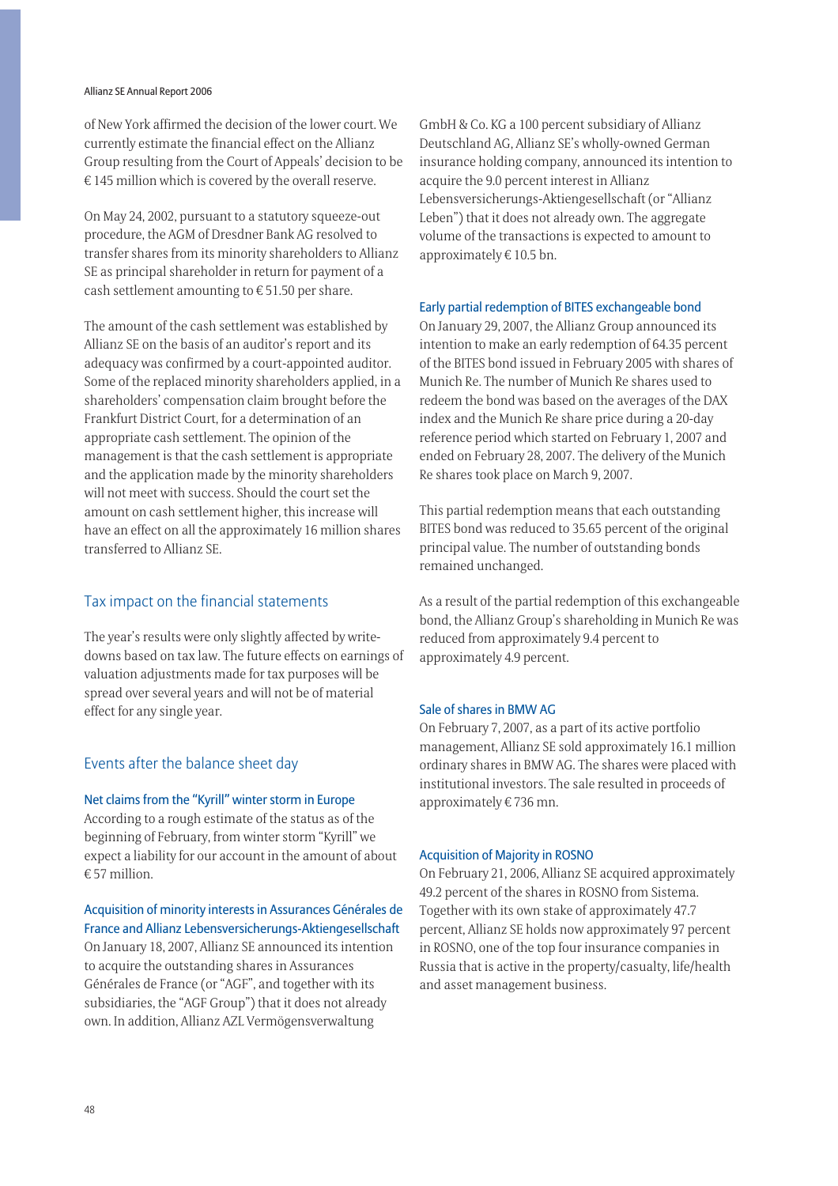of New York affirmed the decision of the lower court. We currently estimate the financial effect on the Allianz Group resulting from the Court of Appeals' decision to be € 145 million which is covered by the overall reserve.

On May 24, 2002, pursuant to a statutory squeeze-out procedure, the AGM of Dresdner Bank AG resolved to transfer shares from its minority shareholders to Allianz SE as principal shareholder in return for payment of a cash settlement amounting to € 51.50 per share.

The amount of the cash settlement was established by Allianz SE on the basis of an auditor's report and its adequacy was confirmed by a court-appointed auditor. Some of the replaced minority shareholders applied, in a shareholders' compensation claim brought before the Frankfurt District Court, for a determination of an appropriate cash settlement. The opinion of the management is that the cash settlement is appropriate and the application made by the minority shareholders will not meet with success. Should the court set the amount on cash settlement higher, this increase will have an effect on all the approximately 16 million shares transferred to Allianz SE.

## Tax impact on the financial statements

The year's results were only slightly affected by write-downs based on tax law. The future effects on earnings of valuation adjustments made for tax purposes will be spread over several years and will not be of material effect for any single year.

## Events after the balance sheet day

### Net claims from the "Kyrill" winter storm in Europe

According to a rough estimate of the status as of the beginning of February, from winter storm "Kyrill" we expect a liability for our account in the amount of about € 57 million.

### Acquisition of minority interests in Assurances Générales de France and Allianz Lebensversicherungs-Aktiengesellschaft

On January 18, 2007, Allianz SE announced its intention to acquire the outstanding shares in Assurances Générales de France (or "AGF", and together with its subsidiaries, the "AGF Group") that it does not already own. In addition, Allianz AZL Vermögensverwaltung GmbH & Co. KG a 100 percent subsidiary of Allianz Deutschland AG, Allianz SE's wholly-owned German insurance holding company, announced its intention to acquire the 9.0 percent interest in Allianz Lebensversicherungs-Aktiengesellschaft (or "Allianz Leben") that it does not already own. The aggregate volume of the transactions is expected to amount to approximately € 10.5 bn.

### Early partial redemption of BITES exchangeable bond

On January 29, 2007, the Allianz Group announced its intention to make an early redemption of 64.35 percent of the BITES bond issued in February 2005 with shares of Munich Re. The number of Munich Re shares used to redeem the bond was based on the averages of the DAX index and the Munich Re share price during a 20-day reference period which started on February 1, 2007 and ended on February 28, 2007. The delivery of the Munich Re shares took place on March 9, 2007.

This partial redemption means that each outstanding BITES bond was reduced to 35.65 percent of the original principal value. The number of outstanding bonds remained unchanged.

As a result of the partial redemption of this exchangeable bond, the Allianz Group's shareholding in Munich Re was reduced from approximately 9.4 percent to approximately 4.9 percent.

### Sale of shares in BMW AG

On February 7, 2007, as a part of its active portfolio management, Allianz SE sold approximately 16.1 million ordinary shares in BMW AG. The shares were placed with institutional investors. The sale resulted in proceeds of approximately € 736 mn.

### Acquisition of Majority in ROSNO

On February 21, 2006, Allianz SE acquired approximately 49.2 percent of the shares in ROSNO from Sistema. Together with its own stake of approximately 47.7 percent, Allianz SE holds now approximately 97 percent in ROSNO, one of the top four insurance companies in Russia that is active in the property/casualty, life/health and asset management business.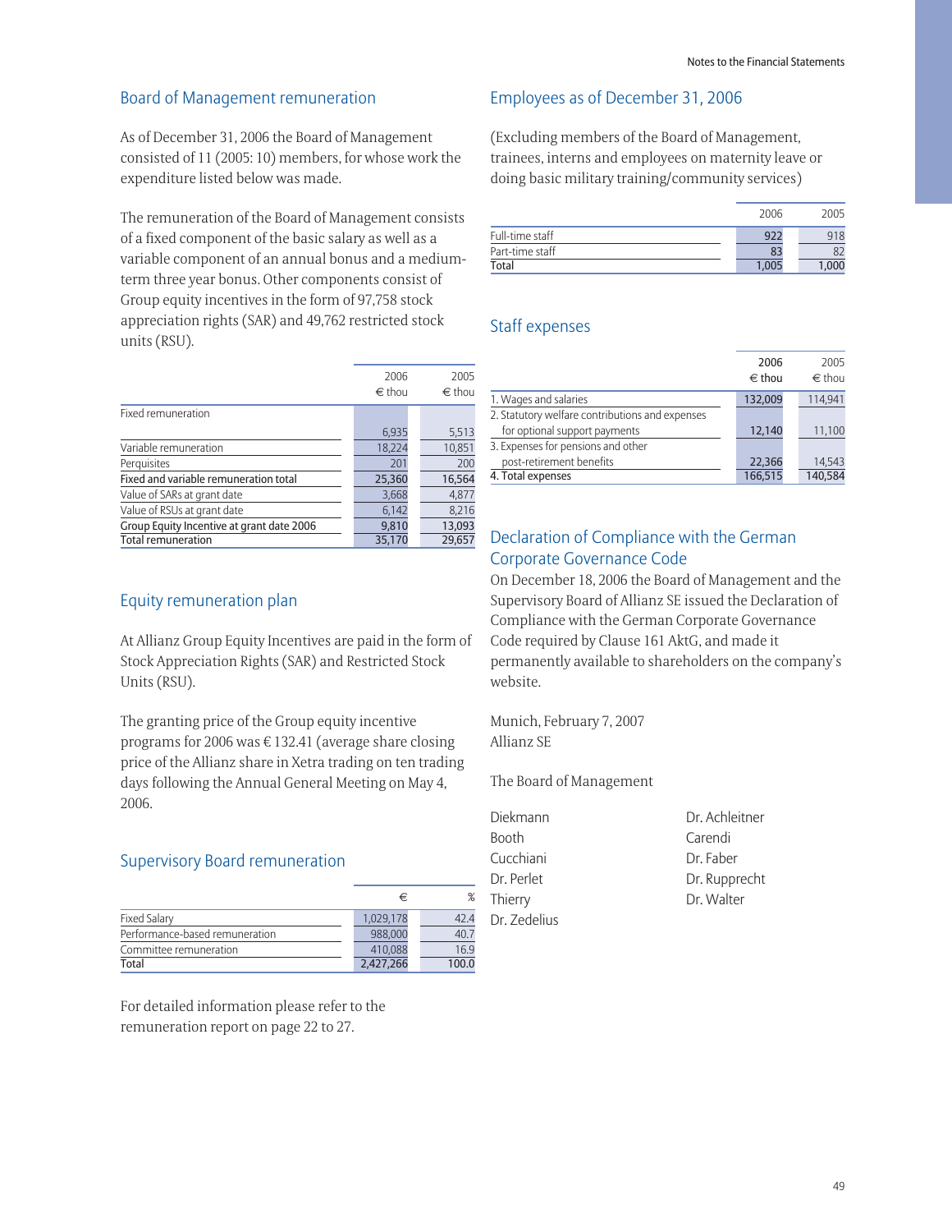## Board of Management remuneration

As of December 31, 2006 the Board of Management consisted of 11 (2005: 10) members, for whose work the expenditure listed below was made.

The remuneration of the Board of Management consists of a fixed component of the basic salary as well as a variable component of an annual bonus and a medium-term three year bonus. Other components consist of Group equity incentives in the form of 97,758 stock appreciation rights (SAR) and 49,762 restricted stock units (RSU).

| | 2006 € thou | 2005 € thou |
|---|---|---|
| Fixed remuneration | 6,935 | 5,513 |
| Variable remuneration | 18,224 | 10,851 |
| Perquisites | 201 | 200 |
| Fixed and variable remuneration total | 25,360 | 16,564 |
| Value of SARs at grant date | 3,668 | 4,877 |
| Value of RSUs at grant date | 6,142 | 8,216 |
| Group Equity Incentive at grant date 2006 | 9,810 | 13,093 |
| Total remuneration | 35,170 | 29,657 |

## Equity remuneration plan

At Allianz Group Equity Incentives are paid in the form of Stock Appreciation Rights (SAR) and Restricted Stock Units (RSU).

The granting price of the Group equity incentive programs for 2006 was € 132.41 (average share closing price of the Allianz share in Xetra trading on ten trading days following the Annual General Meeting on May 4, 2006.

## Supervisory Board remuneration

| | € | % |
|---|---|---|
| Fixed Salary | 1,029,178 | 42.4 |
| Performance-based remuneration | 988,000 | 40.7 |
| Committee remuneration | 410,088 | 16.9 |
| Total | 2,427,266 | 100.0 |

For detailed information please refer to the remuneration report on page 22 to 27.

## Employees as of December 31, 2006

(Excluding members of the Board of Management, trainees, interns and employees on maternity leave or doing basic military training/community services)

| | 2006 | 2005 |
|---|---|---|
| Full-time staff | 922 | 918 |
| Part-time staff | 83 | 82 |
| Total | 1,005 | 1,000 |

## Staff expenses

| | 2006 € thou | 2005 € thou |
|---|---|---|
| 1. Wages and salaries | 132,009 | 114,941 |
| 2. Statutory welfare contributions and expenses for optional support payments | 12,140 | 11,100 |
| 3. Expenses for pensions and other post-retirement benefits | 22,366 | 14,543 |
| 4. Total expenses | 166,515 | 140,584 |

## Declaration of Compliance with the German Corporate Governance Code

On December 18, 2006 the Board of Management and the Supervisory Board of Allianz SE issued the Declaration of Compliance with the German Corporate Governance Code required by Clause 161 AktG, and made it permanently available to shareholders on the company's website.

Munich, February 7, 2007
Allianz SE

The Board of Management

Diekmann
Booth
Cucchiani
Dr. Perlet
Thierry
Dr. Zedelius

Dr. Achleitner
Carendi
Dr. Faber
Dr. Rupprecht
Dr. Walter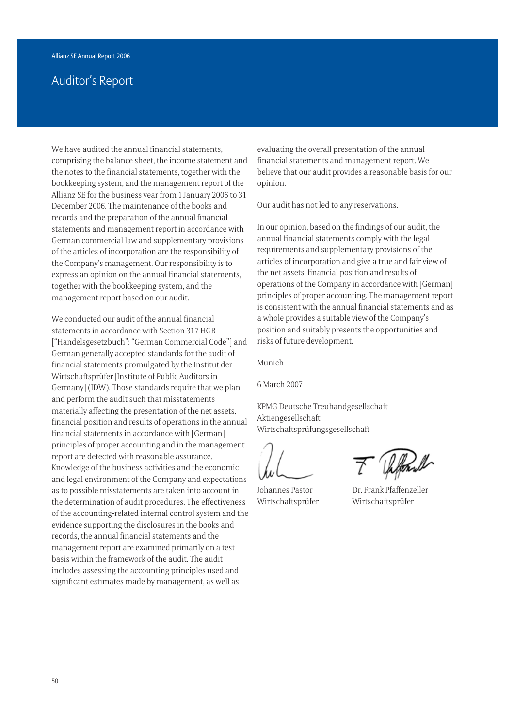# Auditor's Report

We have audited the annual financial statements, comprising the balance sheet, the income statement and the notes to the financial statements, together with the bookkeeping system, and the management report of the Allianz SE for the business year from 1 January 2006 to 31 December 2006. The maintenance of the books and records and the preparation of the annual financial statements and management report in accordance with German commercial law and supplementary provisions of the articles of incorporation are the responsibility of the Company's management. Our responsibility is to express an opinion on the annual financial statements, together with the bookkeeping system, and the management report based on our audit.

We conducted our audit of the annual financial statements in accordance with Section 317 HGB ["Handelsgesetzbuch": "German Commercial Code"] and German generally accepted standards for the audit of financial statements promulgated by the Institut der Wirtschaftsprüfer [Institute of Public Auditors in Germany] (IDW). Those standards require that we plan and perform the audit such that misstatements materially affecting the presentation of the net assets, financial position and results of operations in the annual financial statements in accordance with [German] principles of proper accounting and in the management report are detected with reasonable assurance. Knowledge of the business activities and the economic and legal environment of the Company and expectations as to possible misstatements are taken into account in the determination of audit procedures. The effectiveness of the accounting-related internal control system and the evidence supporting the disclosures in the books and records, the annual financial statements and the management report are examined primarily on a test basis within the framework of the audit. The audit includes assessing the accounting principles used and significant estimates made by management, as well as evaluating the overall presentation of the annual financial statements and management report. We believe that our audit provides a reasonable basis for our opinion.

Our audit has not led to any reservations.

In our opinion, based on the findings of our audit, the annual financial statements comply with the legal requirements and supplementary provisions of the articles of incorporation and give a true and fair view of the net assets, financial position and results of operations of the Company in accordance with [German] principles of proper accounting. The management report is consistent with the annual financial statements and as a whole provides a suitable view of the Company's position and suitably presents the opportunities and risks of future development.

Munich

6 March 2007

KPMG Deutsche Treuhandgesellschaft
Aktiengesellschaft
Wirtschaftsprüfungsgesellschaft

Johannes Pastor
Wirtschaftsprüfer

Dr. Frank Pfaffenzeller
Wirtschaftsprüfer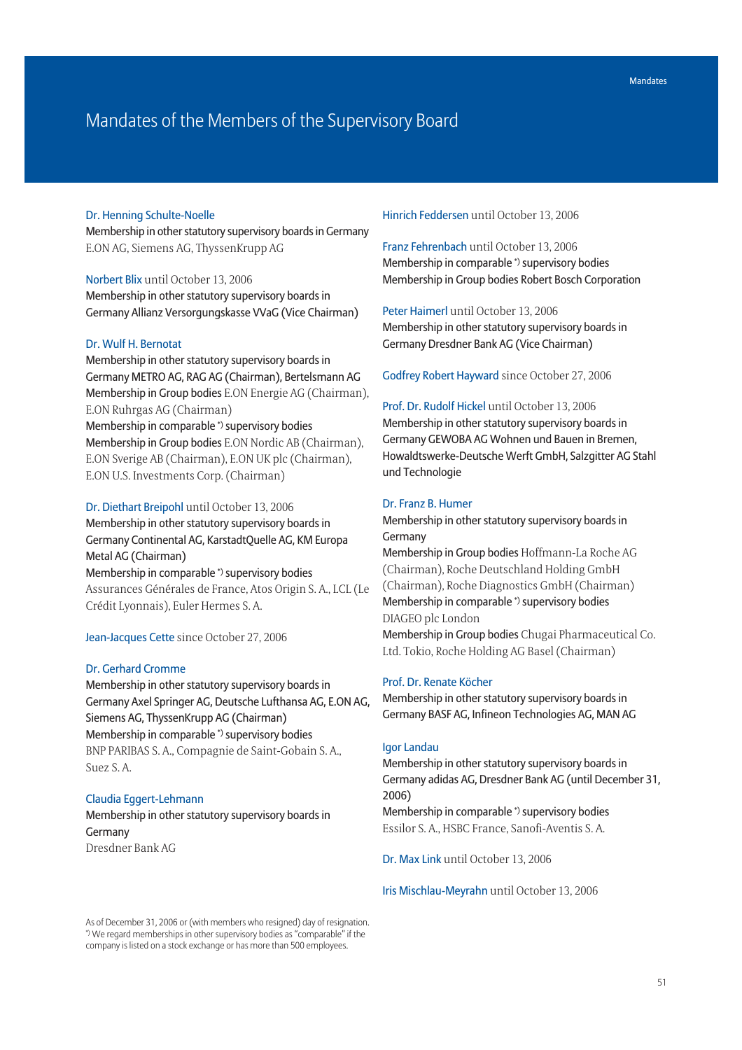# Mandates of the Members of the Supervisory Board

**Dr. Henning Schulte-Noelle**
Membership in other statutory supervisory boards in Germany
E.ON AG, Siemens AG, ThyssenKrupp AG

**Norbert Blix** until October 13, 2006
Membership in other statutory supervisory boards in Germany Allianz Versorgungskasse VVaG (Vice Chairman)

**Dr. Wulf H. Bernotat**
Membership in other statutory supervisory boards in Germany METRO AG, RAG AG (Chairman), Bertelsmann AG
Membership in Group bodies E.ON Energie AG (Chairman), E.ON Ruhrgas AG (Chairman)
Membership in comparable *) supervisory bodies
Membership in Group bodies E.ON Nordic AB (Chairman), E.ON Sverige AB (Chairman), E.ON UK plc (Chairman), E.ON U.S. Investments Corp. (Chairman)

**Dr. Diethart Breipohl** until October 13, 2006
Membership in other statutory supervisory boards in Germany Continental AG, KarstadtQuelle AG, KM Europa Metal AG (Chairman)
Membership in comparable *) supervisory bodies
Assurances Générales de France, Atos Origin S. A., LCL (Le Crédit Lyonnais), Euler Hermes S. A.

**Jean-Jacques Cette** since October 27, 2006

**Dr. Gerhard Cromme**
Membership in other statutory supervisory boards in Germany Axel Springer AG, Deutsche Lufthansa AG, E.ON AG, Siemens AG, ThyssenKrupp AG (Chairman)
Membership in comparable *) supervisory bodies
BNP PARIBAS S. A., Compagnie de Saint-Gobain S. A., Suez S. A.

**Claudia Eggert-Lehmann**
Membership in other statutory supervisory boards in Germany
Dresdner Bank AG

**Hinrich Feddersen** until October 13, 2006

**Franz Fehrenbach** until October 13, 2006
Membership in comparable *) supervisory bodies
Membership in Group bodies Robert Bosch Corporation

**Peter Haimerl** until October 13, 2006
Membership in other statutory supervisory boards in Germany Dresdner Bank AG (Vice Chairman)

**Godfrey Robert Hayward** since October 27, 2006

**Prof. Dr. Rudolf Hickel** until October 13, 2006
Membership in other statutory supervisory boards in Germany GEWOBA AG Wohnen und Bauen in Bremen, Howaldtswerke-Deutsche Werft GmbH, Salzgitter AG Stahl und Technologie

**Dr. Franz B. Humer**
Membership in other statutory supervisory boards in Germany
Membership in Group bodies Hoffmann-La Roche AG (Chairman), Roche Deutschland Holding GmbH (Chairman), Roche Diagnostics GmbH (Chairman)
Membership in comparable *) supervisory bodies
DIAGEO plc London
Membership in Group bodies Chugai Pharmaceutical Co. Ltd. Tokio, Roche Holding AG Basel (Chairman)

**Prof. Dr. Renate Köcher**
Membership in other statutory supervisory boards in Germany BASF AG, Infineon Technologies AG, MAN AG

**Igor Landau**
Membership in other statutory supervisory boards in Germany adidas AG, Dresdner Bank AG (until December 31, 2006)
Membership in comparable *) supervisory bodies
Essilor S. A., HSBC France, Sanofi-Aventis S. A.

**Dr. Max Link** until October 13, 2006

**Iris Mischlau-Meyrahn** until October 13, 2006

As of December 31, 2006 or (with members who resigned) day of resignation.
*) We regard memberships in other supervisory bodies as "comparable" if the company is listed on a stock exchange or has more than 500 employees.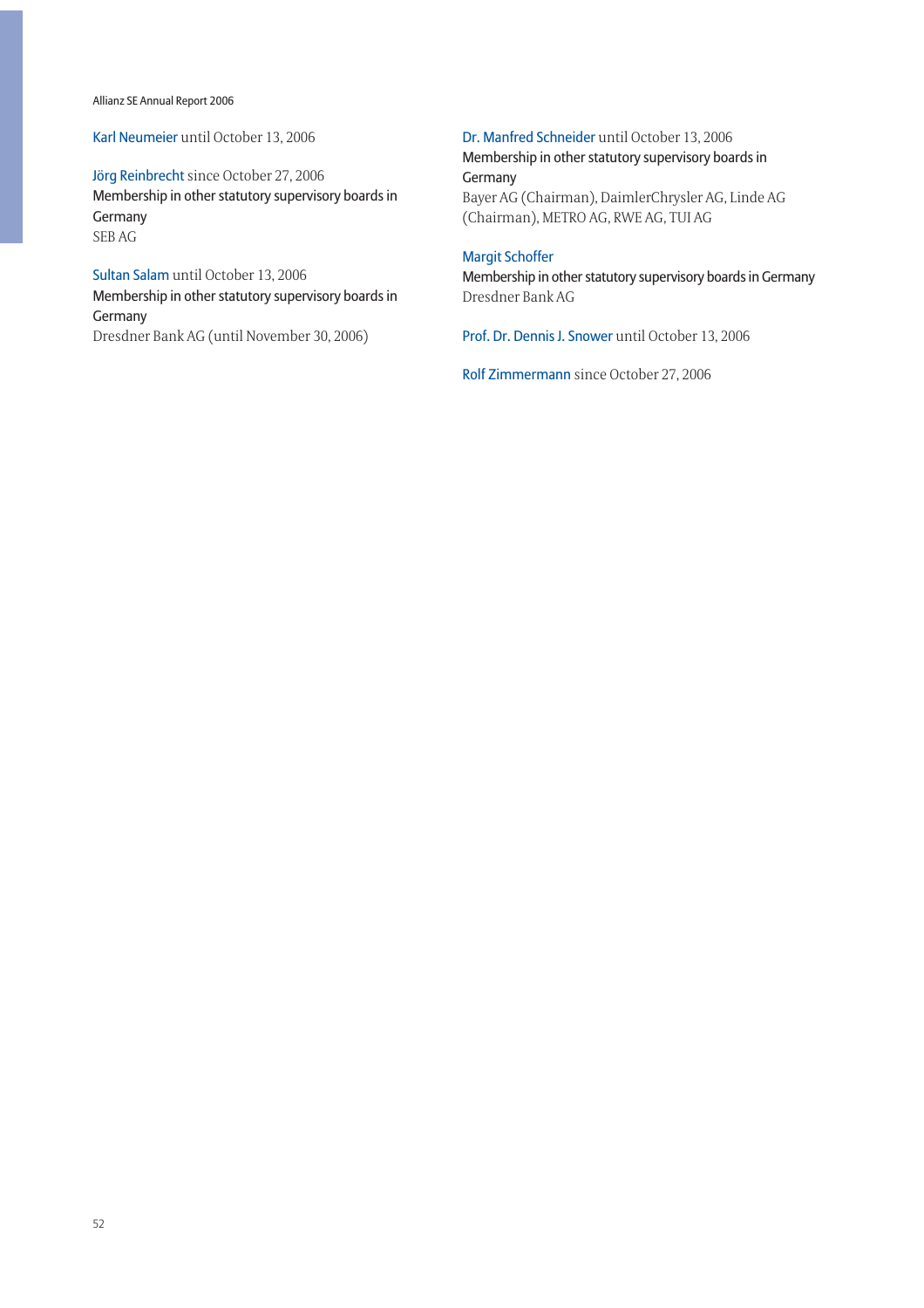**Karl Neumeier** until October 13, 2006

**Jörg Reinbrecht** since October 27, 2006
Membership in other statutory supervisory boards in Germany
SEB AG

**Sultan Salam** until October 13, 2006
Membership in other statutory supervisory boards in Germany
Dresdner Bank AG (until November 30, 2006)

**Dr. Manfred Schneider** until October 13, 2006
Membership in other statutory supervisory boards in Germany
Bayer AG (Chairman), DaimlerChrysler AG, Linde AG (Chairman), METRO AG, RWE AG, TUI AG

**Margit Schoffer**
Membership in other statutory supervisory boards in Germany
Dresdner Bank AG

**Prof. Dr. Dennis J. Snower** until October 13, 2006

**Rolf Zimmermann** since October 27, 2006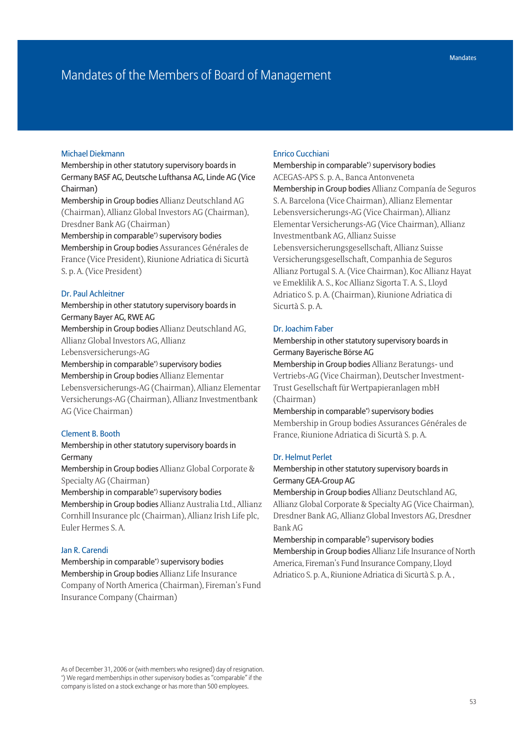# Mandates of the Members of Board of Management

### Michael Diekmann

Membership in other statutory supervisory boards in Germany BASF AG, Deutsche Lufthansa AG, Linde AG (Vice Chairman)

Membership in Group bodies Allianz Deutschland AG (Chairman), Allianz Global Investors AG (Chairman), Dresdner Bank AG (Chairman)

Membership in comparable*) supervisory bodies

Membership in Group bodies Assurances Générales de France (Vice President), Riunione Adriatica di Sicurtà S. p. A. (Vice President)

### Dr. Paul Achleitner

Membership in other statutory supervisory boards in Germany Bayer AG, RWE AG

Membership in Group bodies Allianz Deutschland AG, Allianz Global Investors AG, Allianz Lebensversicherungs-AG

Membership in comparable*) supervisory bodies

Membership in Group bodies Allianz Elementar Lebensversicherungs-AG (Chairman), Allianz Elementar Versicherungs-AG (Chairman), Allianz Investmentbank AG (Vice Chairman)

### Clement B. Booth

Membership in other statutory supervisory boards in Germany

Membership in Group bodies Allianz Global Corporate & Specialty AG (Chairman)

Membership in comparable*) supervisory bodies

Membership in Group bodies Allianz Australia Ltd., Allianz Cornhill Insurance plc (Chairman), Allianz Irish Life plc, Euler Hermes S. A.

### Jan R. Carendi

Membership in comparable*) supervisory bodies

Membership in Group bodies Allianz Life Insurance Company of North America (Chairman), Fireman's Fund Insurance Company (Chairman)

### Enrico Cucchiani

Membership in comparable*) supervisory bodies ACEGAS-APS S. p. A., Banca Antonveneta

Membership in Group bodies Allianz Compañía de Seguros S. A. Barcelona (Vice Chairman), Allianz Elementar Lebensversicherungs-AG (Vice Chairman), Allianz Elementar Versicherungs-AG (Vice Chairman), Allianz Investmentbank AG, Allianz Suisse Lebensversicherungsgesellschaft, Allianz Suisse Versicherungsgesellschaft, Companhia de Seguros Allianz Portugal S. A. (Vice Chairman), Koc Allianz Hayat ve Emeklilik A. S., Koc Allianz Sigorta T. A. S., Lloyd Adriatico S. p. A. (Chairman), Riunione Adriatica di Sicurtà S. p. A.

### Dr. Joachim Faber

Membership in other statutory supervisory boards in Germany Bayerische Börse AG

Membership in Group bodies Allianz Beratungs- und Vertriebs-AG (Vice Chairman), Deutscher Investment-Trust Gesellschaft für Wertpapieranlagen mbH (Chairman)

Membership in comparable*) supervisory bodies

Membership in Group bodies Assurances Générales de France, Riunione Adriatica di Sicurtà S. p. A.

### Dr. Helmut Perlet

Membership in other statutory supervisory boards in Germany GEA-Group AG

Membership in Group bodies Allianz Deutschland AG, Allianz Global Corporate & Specialty AG (Vice Chairman), Dresdner Bank AG, Allianz Global Investors AG, Dresdner Bank AG

Membership in comparable*) supervisory bodies

Membership in Group bodies Allianz Life Insurance of North America, Fireman's Fund Insurance Company, Lloyd Adriatico S. p. A., Riunione Adriatica di Sicurtà S. p. A. ,

As of December 31, 2006 or (with members who resigned) day of resignation.
*) We regard memberships in other supervisory bodies as "comparable" if the company is listed on a stock exchange or has more than 500 employees.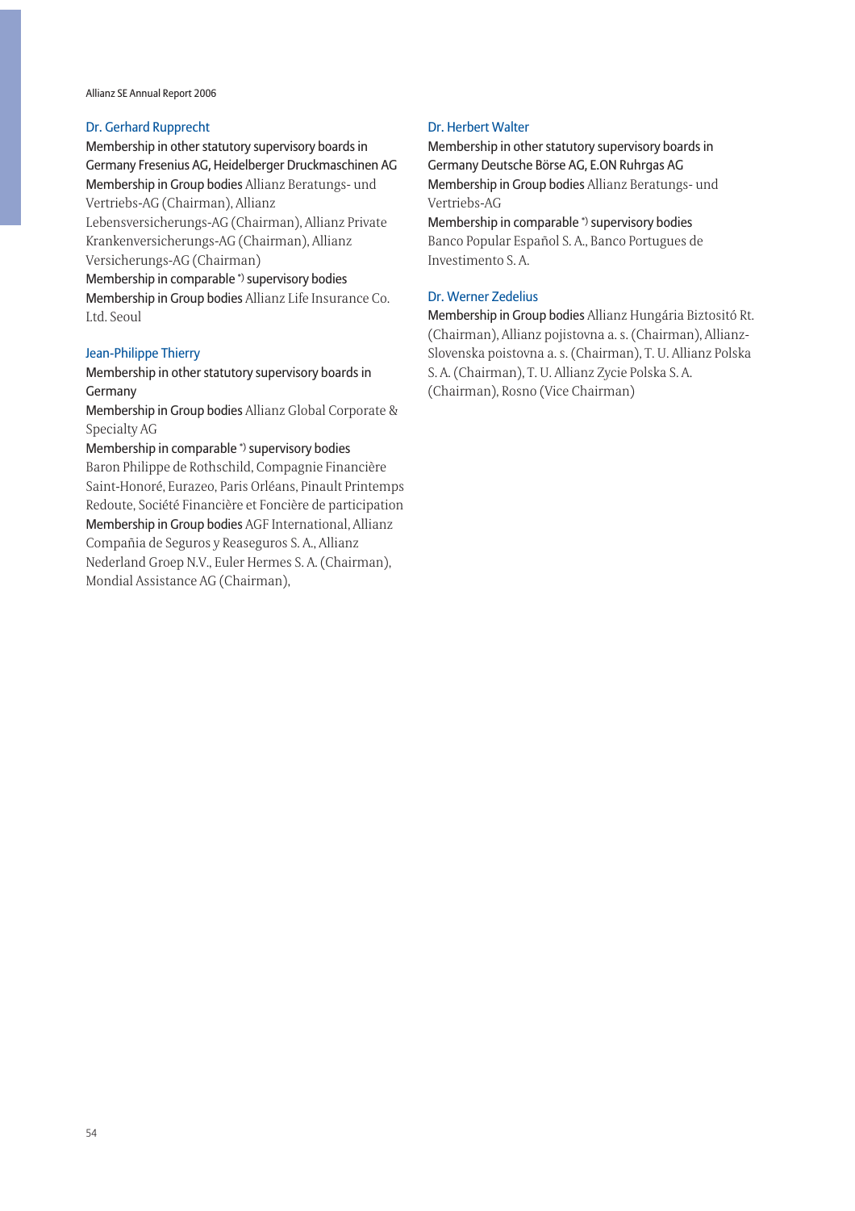### Dr. Gerhard Rupprecht

**Membership in other statutory supervisory boards in Germany** Fresenius AG, Heidelberger Druckmaschinen AG
**Membership in Group bodies** Allianz Beratungs- und Vertriebs-AG (Chairman), Allianz Lebensversicherungs-AG (Chairman), Allianz Private Krankenversicherungs-AG (Chairman), Allianz Versicherungs-AG (Chairman)
**Membership in comparable *) supervisory bodies**
**Membership in Group bodies** Allianz Life Insurance Co. Ltd. Seoul

### Jean-Philippe Thierry

**Membership in other statutory supervisory boards in Germany**
**Membership in Group bodies** Allianz Global Corporate & Specialty AG
**Membership in comparable *) supervisory bodies**
Baron Philippe de Rothschild, Compagnie Financière Saint-Honoré, Eurazeo, Paris Orléans, Pinault Printemps Redoute, Société Financière et Foncière de participation
**Membership in Group bodies** AGF International, Allianz Compañia de Seguros y Reaseguros S. A., Allianz Nederland Groep N.V., Euler Hermes S. A. (Chairman), Mondial Assistance AG (Chairman),

### Dr. Herbert Walter

**Membership in other statutory supervisory boards in Germany** Deutsche Börse AG, E.ON Ruhrgas AG
**Membership in Group bodies** Allianz Beratungs- und Vertriebs-AG
**Membership in comparable *) supervisory bodies**
Banco Popular Español S. A., Banco Portugues de Investimento S. A.

### Dr. Werner Zedelius

**Membership in Group bodies** Allianz Hungária Biztosító Rt. (Chairman), Allianz pojistovna a. s. (Chairman), Allianz-Slovenska poistovna a. s. (Chairman), T. U. Allianz Polska S. A. (Chairman), T. U. Allianz Zycie Polska S. A. (Chairman), Rosno (Vice Chairman)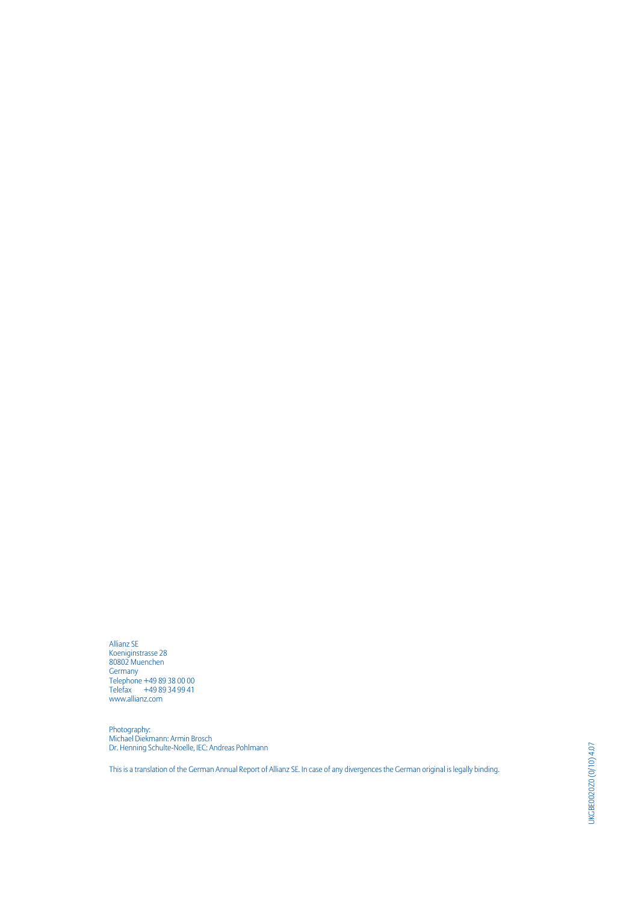Allianz SE
Koeniginstrasse 28
80802 Muenchen
Germany
Telephone +49 89 38 00 00
Telefax +49 89 34 99 41
www.allianz.com

Photography:
Michael Diekmann: Armin Brosch
Dr. Henning Schulte-Noelle, IEC: Andreas Pohlmann

This is a translation of the German Annual Report of Allianz SE. In case of any divergences the German original is legally binding.

UKGBE002020 (0/10) 4.07